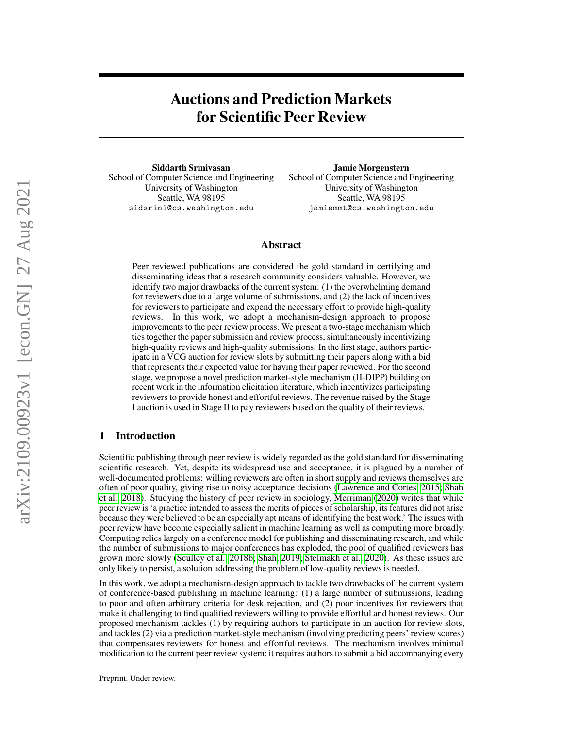# Auctions and Prediction Markets for Scientific Peer Review

**Siddarth Srinivasan**
School of Computer Science and Engineering
University of Washington
Seattle, WA 98195
sidsrini@cs.washington.edu

**Jamie Morgenstern**
School of Computer Science and Engineering
University of Washington
Seattle, WA 98195
jamiemmt@cs.washington.edu

## Abstract

Peer reviewed publications are considered the gold standard in certifying and disseminating ideas that a research community considers valuable. However, we identify two major drawbacks of the current system: (1) the overwhelming demand for reviewers due to a large volume of submissions, and (2) the lack of incentives for reviewers to participate and expend the necessary effort to provide high-quality reviews. In this work, we adopt a mechanism-design approach to propose improvements to the peer review process. We present a two-stage mechanism which ties together the paper submission and review process, simultaneously incentivizing high-quality reviews and high-quality submissions. In the first stage, authors participate in a VCG auction for review slots by submitting their papers along with a bid that represents their expected value for having their paper reviewed. For the second stage, we propose a novel prediction market-style mechanism (H-DIPP) building on recent work in the information elicitation literature, which incentivizes participating reviewers to provide honest and effortful reviews. The revenue raised by the Stage I auction is used in Stage II to pay reviewers based on the quality of their reviews.

## 1 Introduction

Scientific publishing through peer review is widely regarded as the gold standard for disseminating scientific research. Yet, despite its widespread use and acceptance, it is plagued by a number of well-documented problems: willing reviewers are often in short supply and reviews themselves are often of poor quality, giving rise to noisy acceptance decisions (Lawrence and Cortes, 2015; Shah et al., 2018). Studying the history of peer review in sociology, Merriman (2020) writes that while peer review is 'a practice intended to assess the merits of pieces of scholarship, its features did not arise because they were believed to be an especially apt means of identifying the best work.' The issues with peer review have become especially salient in machine learning as well as computing more broadly. Computing relies largely on a conference model for publishing and disseminating research, and while the number of submissions to major conferences has exploded, the pool of qualified reviewers has grown more slowly (Sculley et al., 2018b; Shah, 2019; Stelmakh et al., 2020). As these issues are only likely to persist, a solution addressing the problem of low-quality reviews is needed.

In this work, we adopt a mechanism-design approach to tackle two drawbacks of the current system of conference-based publishing in machine learning: (1) a large number of submissions, leading to poor and often arbitrary criteria for desk rejection, and (2) poor incentives for reviewers that make it challenging to find qualified reviewers willing to provide effortful and honest reviews. Our proposed mechanism tackles (1) by requiring authors to participate in an auction for review slots, and tackles (2) via a prediction market-style mechanism (involving predicting peers' review scores) that compensates reviewers for honest and effortful reviews. The mechanism involves minimal modification to the current peer review system; it requires authors to submit a bid accompanying every

Preprint. Under review.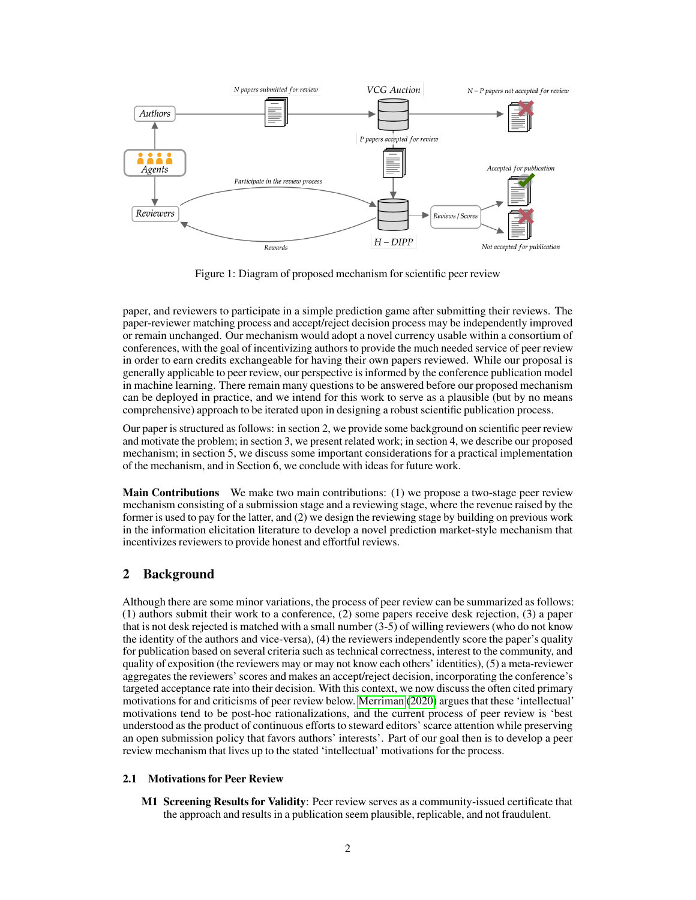Figure 1: Diagram of proposed mechanism for scientific peer review

paper, and reviewers to participate in a simple prediction game after submitting their reviews. The paper-reviewer matching process and accept/reject decision process may be independently improved or remain unchanged. Our mechanism would adopt a novel currency usable within a consortium of conferences, with the goal of incentivizing authors to provide the much needed service of peer review in order to earn credits exchangeable for having their own papers reviewed. While our proposal is generally applicable to peer review, our perspective is informed by the conference publication model in machine learning. There remain many questions to be answered before our proposed mechanism can be deployed in practice, and we intend for this work to serve as a plausible (but by no means comprehensive) approach to be iterated upon in designing a robust scientific publication process.

Our paper is structured as follows: in section 2, we provide some background on scientific peer review and motivate the problem; in section 3, we present related work; in section 4, we describe our proposed mechanism; in section 5, we discuss some important considerations for a practical implementation of the mechanism, and in Section 6, we conclude with ideas for future work.

**Main Contributions** We make two main contributions: (1) we propose a two-stage peer review mechanism consisting of a submission stage and a reviewing stage, where the revenue raised by the former is used to pay for the latter, and (2) we design the reviewing stage by building on previous work in the information elicitation literature to develop a novel prediction market-style mechanism that incentivizes reviewers to provide honest and effortful reviews.

## 2 Background

Although there are some minor variations, the process of peer review can be summarized as follows: (1) authors submit their work to a conference, (2) some papers receive desk rejection, (3) a paper that is not desk rejected is matched with a small number (3-5) of willing reviewers (who do not know the identity of the authors and vice-versa), (4) the reviewers independently score the paper's quality for publication based on several criteria such as technical correctness, interest to the community, and quality of exposition (the reviewers may or may not know each others' identities), (5) a meta-reviewer aggregates the reviewers' scores and makes an accept/reject decision, incorporating the conference's targeted acceptance rate into their decision. With this context, we now discuss the often cited primary motivations for and criticisms of peer review below. Merriman (2020) argues that these 'intellectual' motivations tend to be post-hoc rationalizations, and the current process of peer review is 'best understood as the product of continuous efforts to steward editors' scarce attention while preserving an open submission policy that favors authors' interests'. Part of our goal then is to develop a peer review mechanism that lives up to the stated 'intellectual' motivations for the process.

### 2.1 Motivations for Peer Review

**M1 Screening Results for Validity**: Peer review serves as a community-issued certificate that the approach and results in a publication seem plausible, replicable, and not fraudulent.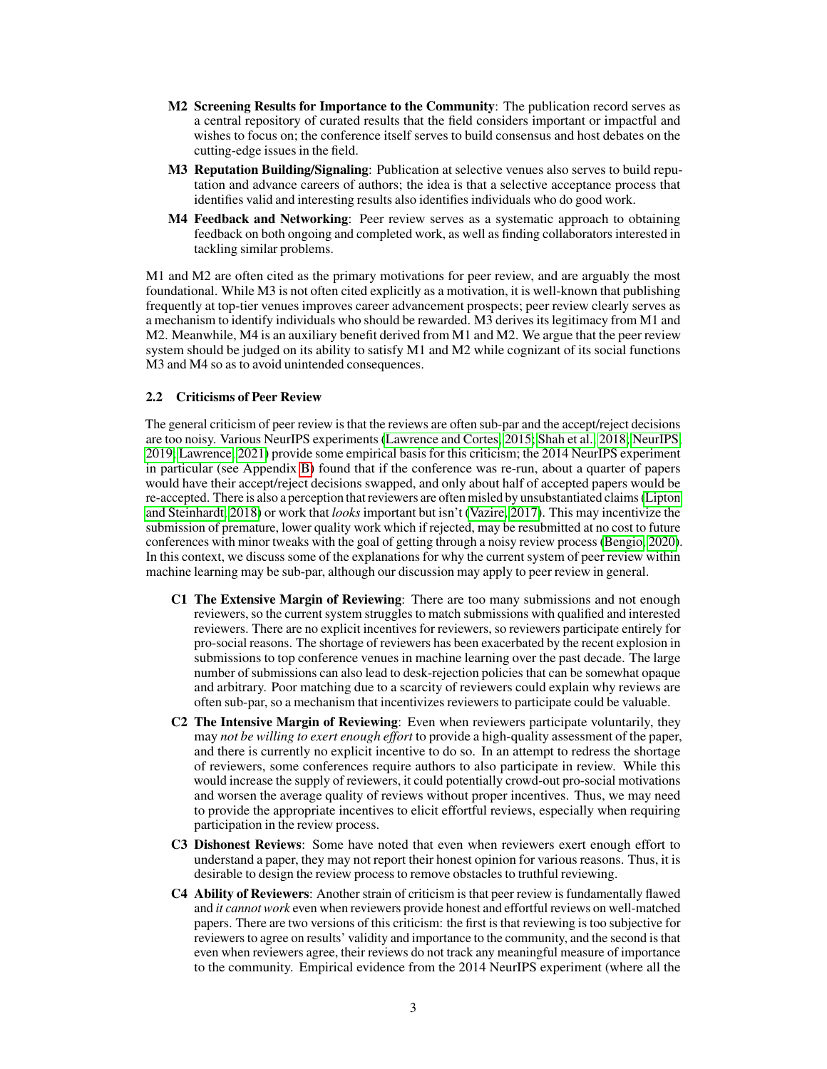- **M2 Screening Results for Importance to the Community**: The publication record serves as a central repository of curated results that the field considers important or impactful and wishes to focus on; the conference itself serves to build consensus and host debates on the cutting-edge issues in the field.
- **M3 Reputation Building/Signaling**: Publication at selective venues also serves to build reputation and advance careers of authors; the idea is that a selective acceptance process that identifies valid and interesting results also identifies individuals who do good work.
- **M4 Feedback and Networking**: Peer review serves as a systematic approach to obtaining feedback on both ongoing and completed work, as well as finding collaborators interested in tackling similar problems.

M1 and M2 are often cited as the primary motivations for peer review, and are arguably the most foundational. While M3 is not often cited explicitly as a motivation, it is well-known that publishing frequently at top-tier venues improves career advancement prospects; peer review clearly serves as a mechanism to identify individuals who should be rewarded. M3 derives its legitimacy from M1 and M2. Meanwhile, M4 is an auxiliary benefit derived from M1 and M2. We argue that the peer review system should be judged on its ability to satisfy M1 and M2 while cognizant of its social functions M3 and M4 so as to avoid unintended consequences.

### 2.2 Criticisms of Peer Review

The general criticism of peer review is that the reviews are often sub-par and the accept/reject decisions are too noisy. Various NeurIPS experiments (Lawrence and Cortes, 2015; Shah et al., 2018; NeurIPS, 2019; Lawrence, 2021) provide some empirical basis for this criticism; the 2014 NeurIPS experiment in particular (see Appendix B) found that if the conference was re-run, about a quarter of papers would have their accept/reject decisions swapped, and only about half of accepted papers would be re-accepted. There is also a perception that reviewers are often misled by unsubstantiated claims (Lipton and Steinhardt, 2018) or work that *looks* important but isn't (Vazire, 2017). This may incentivize the submission of premature, lower quality work which if rejected, may be resubmitted at no cost to future conferences with minor tweaks with the goal of getting through a noisy review process (Bengio, 2020). In this context, we discuss some of the explanations for why the current system of peer review within machine learning may be sub-par, although our discussion may apply to peer review in general.

- **C1 The Extensive Margin of Reviewing**: There are too many submissions and not enough reviewers, so the current system struggles to match submissions with qualified and interested reviewers. There are no explicit incentives for reviewers, so reviewers participate entirely for pro-social reasons. The shortage of reviewers has been exacerbated by the recent explosion in submissions to top conference venues in machine learning over the past decade. The large number of submissions can also lead to desk-rejection policies that can be somewhat opaque and arbitrary. Poor matching due to a scarcity of reviewers could explain why reviews are often sub-par, so a mechanism that incentivizes reviewers to participate could be valuable.
- **C2 The Intensive Margin of Reviewing**: Even when reviewers participate voluntarily, they may *not be willing to exert enough effort* to provide a high-quality assessment of the paper, and there is currently no explicit incentive to do so. In an attempt to redress the shortage of reviewers, some conferences require authors to also participate in review. While this would increase the supply of reviewers, it could potentially crowd-out pro-social motivations and worsen the average quality of reviews without proper incentives. Thus, we may need to provide the appropriate incentives to elicit effortful reviews, especially when requiring participation in the review process.
- **C3 Dishonest Reviews**: Some have noted that even when reviewers exert enough effort to understand a paper, they may not report their honest opinion for various reasons. Thus, it is desirable to design the review process to remove obstacles to truthful reviewing.
- **C4 Ability of Reviewers**: Another strain of criticism is that peer review is fundamentally flawed and *it cannot work* even when reviewers provide honest and effortful reviews on well-matched papers. There are two versions of this criticism: the first is that reviewing is too subjective for reviewers to agree on results' validity and importance to the community, and the second is that even when reviewers agree, their reviews do not track any meaningful measure of importance to the community. Empirical evidence from the 2014 NeurIPS experiment (where all the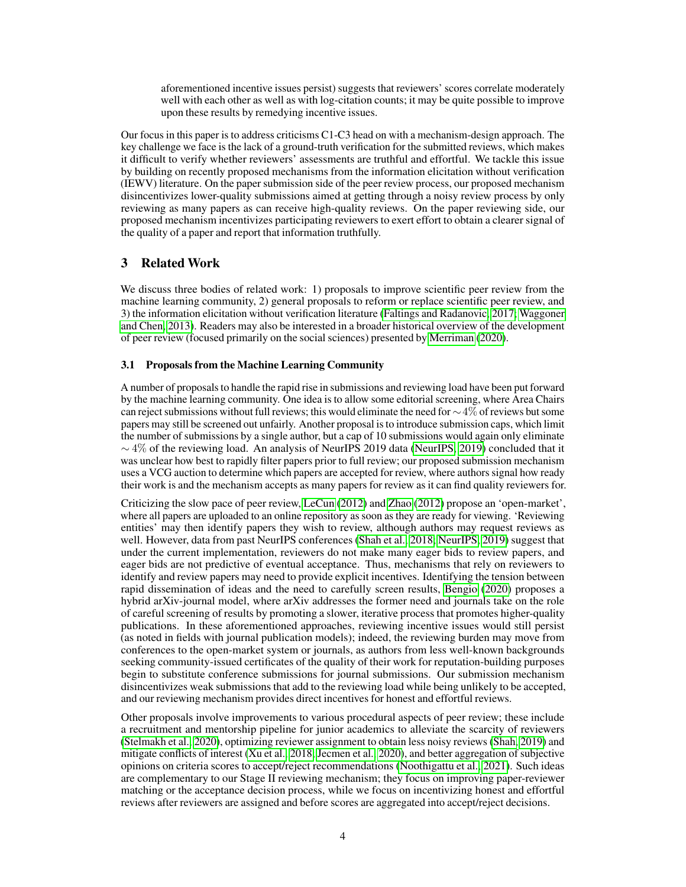aforementioned incentive issues persist) suggests that reviewers' scores correlate moderately well with each other as well as with log-citation counts; it may be quite possible to improve upon these results by remedying incentive issues.

Our focus in this paper is to address criticisms C1-C3 head on with a mechanism-design approach. The key challenge we face is the lack of a ground-truth verification for the submitted reviews, which makes it difficult to verify whether reviewers' assessments are truthful and effortful. We tackle this issue by building on recently proposed mechanisms from the information elicitation without verification (IEWV) literature. On the paper submission side of the peer review process, our proposed mechanism disincentivizes lower-quality submissions aimed at getting through a noisy review process by only reviewing as many papers as can receive high-quality reviews. On the paper reviewing side, our proposed mechanism incentivizes participating reviewers to exert effort to obtain a clearer signal of the quality of a paper and report that information truthfully.

## 3 Related Work

We discuss three bodies of related work: 1) proposals to improve scientific peer review from the machine learning community, 2) general proposals to reform or replace scientific peer review, and 3) the information elicitation without verification literature (Faltings and Radanovic, 2017; Waggoner and Chen, 2013). Readers may also be interested in a broader historical overview of the development of peer review (focused primarily on the social sciences) presented by Merriman (2020).

### 3.1 Proposals from the Machine Learning Community

A number of proposals to handle the rapid rise in submissions and reviewing load have been put forward by the machine learning community. One idea is to allow some editorial screening, where Area Chairs can reject submissions without full reviews; this would eliminate the need for $\sim 4\%$ of reviews but some papers may still be screened out unfairly. Another proposal is to introduce submission caps, which limit the number of submissions by a single author, but a cap of 10 submissions would again only eliminate $\sim 4\%$ of the reviewing load. An analysis of NeurIPS 2019 data (NeurIPS, 2019) concluded that it was unclear how best to rapidly filter papers prior to full review; our proposed submission mechanism uses a VCG auction to determine which papers are accepted for review, where authors signal how ready their work is and the mechanism accepts as many papers for review as it can find quality reviewers for.

Criticizing the slow pace of peer review, LeCun (2012) and Zhao (2012) propose an 'open-market', where all papers are uploaded to an online repository as soon as they are ready for viewing. 'Reviewing entities' may then identify papers they wish to review, although authors may request reviews as well. However, data from past NeurIPS conferences (Shah et al., 2018; NeurIPS, 2019) suggest that under the current implementation, reviewers do not make many eager bids to review papers, and eager bids are not predictive of eventual acceptance. Thus, mechanisms that rely on reviewers to identify and review papers may need to provide explicit incentives. Identifying the tension between rapid dissemination of ideas and the need to carefully screen results, Bengio (2020) proposes a hybrid arXiv-journal model, where arXiv addresses the former need and journals take on the role of careful screening of results by promoting a slower, iterative process that promotes higher-quality publications. In these aforementioned approaches, reviewing incentive issues would still persist (as noted in fields with journal publication models); indeed, the reviewing burden may move from conferences to the open-market system or journals, as authors from less well-known backgrounds seeking community-issued certificates of the quality of their work for reputation-building purposes begin to substitute conference submissions for journal submissions. Our submission mechanism disincentivizes weak submissions that add to the reviewing load while being unlikely to be accepted, and our reviewing mechanism provides direct incentives for honest and effortful reviews.

Other proposals involve improvements to various procedural aspects of peer review; these include a recruitment and mentorship pipeline for junior academics to alleviate the scarcity of reviewers (Stelmakh et al., 2020), optimizing reviewer assignment to obtain less noisy reviews (Shah, 2019) and mitigate conflicts of interest (Xu et al., 2018; Jecmen et al., 2020), and better aggregation of subjective opinions on criteria scores to accept/reject recommendations (Noothigattu et al., 2021). Such ideas are complementary to our Stage II reviewing mechanism; they focus on improving paper-reviewer matching or the acceptance decision process, while we focus on incentivizing honest and effortful reviews after reviewers are assigned and before scores are aggregated into accept/reject decisions.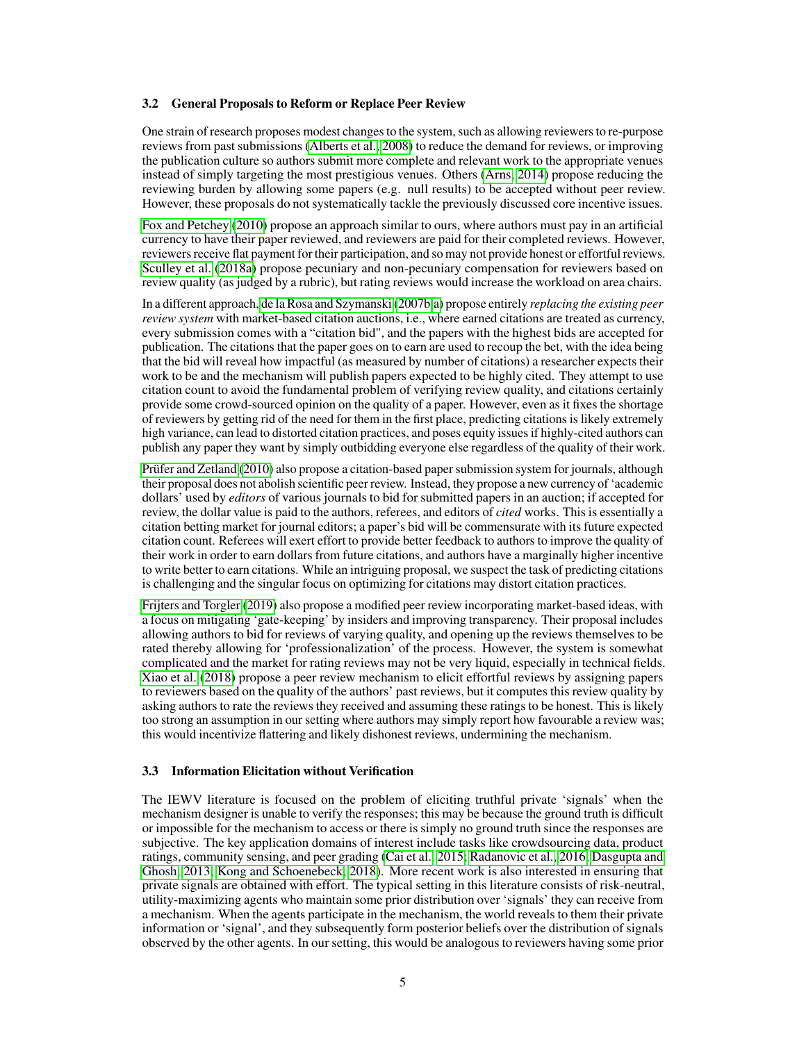### 3.2 General Proposals to Reform or Replace Peer Review

One strain of research proposes modest changes to the system, such as allowing reviewers to re-purpose reviews from past submissions (Alberts et al., 2008) to reduce the demand for reviews, or improving the publication culture so authors submit more complete and relevant work to the appropriate venues instead of simply targeting the most prestigious venues. Others (Arns, 2014) propose reducing the reviewing burden by allowing some papers (e.g. null results) to be accepted without peer review. However, these proposals do not systematically tackle the previously discussed core incentive issues.

Fox and Petchey (2010) propose an approach similar to ours, where authors must pay in an artificial currency to have their paper reviewed, and reviewers are paid for their completed reviews. However, reviewers receive flat payment for their participation, and so may not provide honest or effortful reviews. Sculley et al. (2018a) propose pecuniary and non-pecuniary compensation for reviewers based on review quality (as judged by a rubric), but rating reviews would increase the workload on area chairs.

In a different approach, de la Rosa and Szymanski (2007b,a) propose entirely *replacing the existing peer review system* with market-based citation auctions, i.e., where earned citations are treated as currency, every submission comes with a "citation bid", and the papers with the highest bids are accepted for publication. The citations that the paper goes on to earn are used to recoup the bet, with the idea being that the bid will reveal how impactful (as measured by number of citations) a researcher expects their work to be and the mechanism will publish papers expected to be highly cited. They attempt to use citation count to avoid the fundamental problem of verifying review quality, and citations certainly provide some crowd-sourced opinion on the quality of a paper. However, even as it fixes the shortage of reviewers by getting rid of the need for them in the first place, predicting citations is likely extremely high variance, can lead to distorted citation practices, and poses equity issues if highly-cited authors can publish any paper they want by simply outbidding everyone else regardless of the quality of their work.

Prüfer and Zetland (2010) also propose a citation-based paper submission system for journals, although their proposal does not abolish scientific peer review. Instead, they propose a new currency of 'academic dollars' used by *editors* of various journals to bid for submitted papers in an auction; if accepted for review, the dollar value is paid to the authors, referees, and editors of *cited* works. This is essentially a citation betting market for journal editors; a paper's bid will be commensurate with its future expected citation count. Referees will exert effort to provide better feedback to authors to improve the quality of their work in order to earn dollars from future citations, and authors have a marginally higher incentive to write better to earn citations. While an intriguing proposal, we suspect the task of predicting citations is challenging and the singular focus on optimizing for citations may distort citation practices.

Frijters and Torgler (2019) also propose a modified peer review incorporating market-based ideas, with a focus on mitigating 'gate-keeping' by insiders and improving transparency. Their proposal includes allowing authors to bid for reviews of varying quality, and opening up the reviews themselves to be rated thereby allowing for 'professionalization' of the process. However, the system is somewhat complicated and the market for rating reviews may not be very liquid, especially in technical fields. Xiao et al. (2018) propose a peer review mechanism to elicit effortful reviews by assigning papers to reviewers based on the quality of the authors' past reviews, but it computes this review quality by asking authors to rate the reviews they received and assuming these ratings to be honest. This is likely too strong an assumption in our setting where authors may simply report how favourable a review was; this would incentivize flattering and likely dishonest reviews, undermining the mechanism.

### 3.3 Information Elicitation without Verification

The IEWV literature is focused on the problem of eliciting truthful private 'signals' when the mechanism designer is unable to verify the responses; this may be because the ground truth is difficult or impossible for the mechanism to access or there is simply no ground truth since the responses are subjective. The key application domains of interest include tasks like crowdsourcing data, product ratings, community sensing, and peer grading (Cai et al., 2015; Radanovic et al., 2016; Dasgupta and Ghosh, 2013; Kong and Schoenebeck, 2018). More recent work is also interested in ensuring that private signals are obtained with effort. The typical setting in this literature consists of risk-neutral, utility-maximizing agents who maintain some prior distribution over 'signals' they can receive from a mechanism. When the agents participate in the mechanism, the world reveals to them their private information or 'signal', and they subsequently form posterior beliefs over the distribution of signals observed by the other agents. In our setting, this would be analogous to reviewers having some prior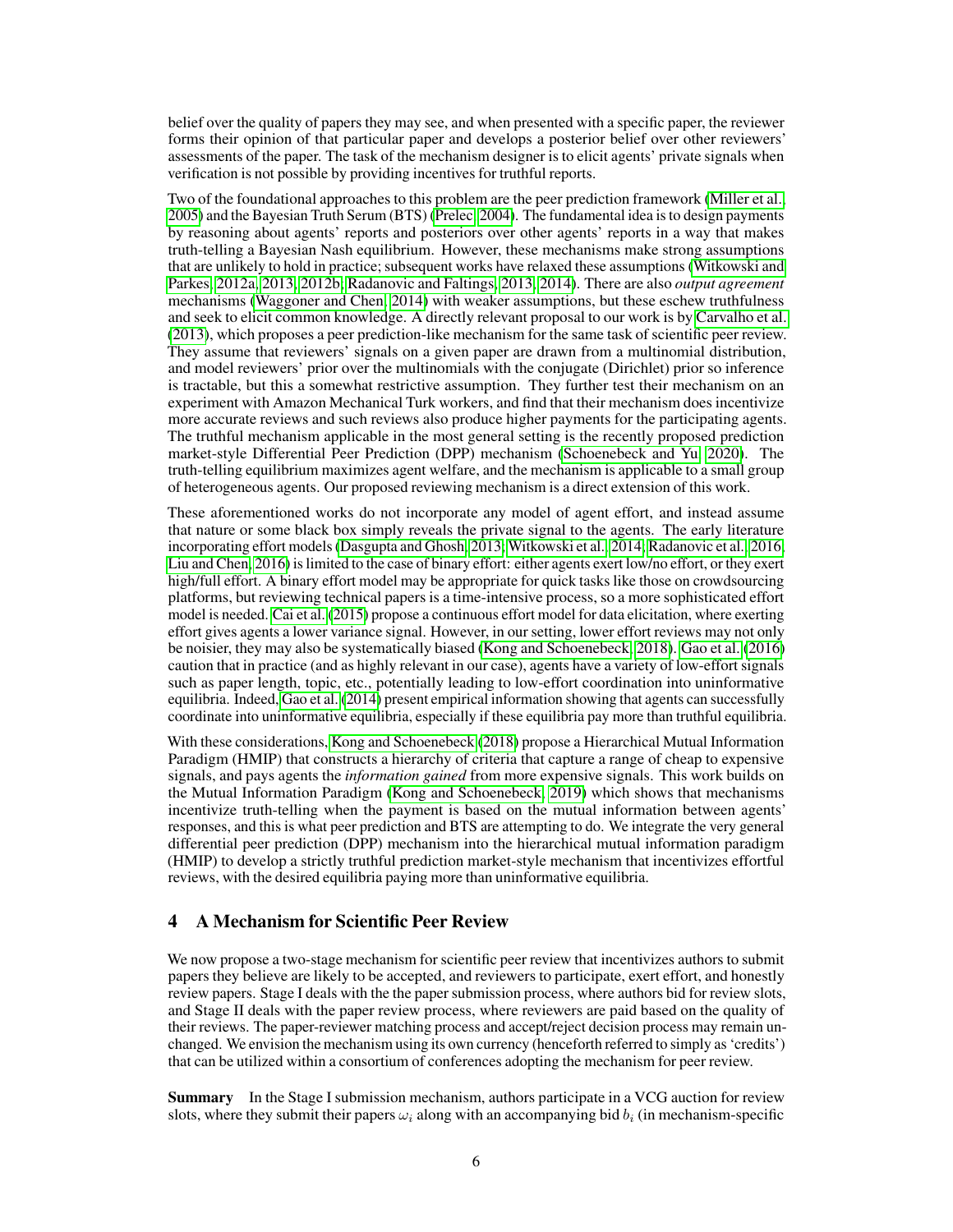belief over the quality of papers they may see, and when presented with a specific paper, the reviewer forms their opinion of that particular paper and develops a posterior belief over other reviewers' assessments of the paper. The task of the mechanism designer is to elicit agents' private signals when verification is not possible by providing incentives for truthful reports.

Two of the foundational approaches to this problem are the peer prediction framework (Miller et al., 2005) and the Bayesian Truth Serum (BTS) (Prelec, 2004). The fundamental idea is to design payments by reasoning about agents' reports and posteriors over other agents' reports in a way that makes truth-telling a Bayesian Nash equilibrium. However, these mechanisms make strong assumptions that are unlikely to hold in practice; subsequent works have relaxed these assumptions (Witkowski and Parkes, 2012a, 2013, 2012b; Radanovic and Faltings, 2013, 2014). There are also *output agreement* mechanisms (Waggoner and Chen, 2014) with weaker assumptions, but these eschew truthfulness and seek to elicit common knowledge. A directly relevant proposal to our work is by Carvalho et al. (2013), which proposes a peer prediction-like mechanism for the same task of scientific peer review. They assume that reviewers' signals on a given paper are drawn from a multinomial distribution, and model reviewers' prior over the multinomials with the conjugate (Dirichlet) prior so inference is tractable, but this a somewhat restrictive assumption. They further test their mechanism on an experiment with Amazon Mechanical Turk workers, and find that their mechanism does incentivize more accurate reviews and such reviews also produce higher payments for the participating agents. The truthful mechanism applicable in the most general setting is the recently proposed prediction market-style Differential Peer Prediction (DPP) mechanism (Schoenebeck and Yu, 2020). The truth-telling equilibrium maximizes agent welfare, and the mechanism is applicable to a small group of heterogeneous agents. Our proposed reviewing mechanism is a direct extension of this work.

These aforementioned works do not incorporate any model of agent effort, and instead assume that nature or some black box simply reveals the private signal to the agents. The early literature incorporating effort models (Dasgupta and Ghosh, 2013; Witkowski et al., 2014; Radanovic et al., 2016; Liu and Chen, 2016) is limited to the case of binary effort: either agents exert low/no effort, or they exert high/full effort. A binary effort model may be appropriate for quick tasks like those on crowdsourcing platforms, but reviewing technical papers is a time-intensive process, so a more sophisticated effort model is needed. Cai et al. (2015) propose a continuous effort model for data elicitation, where exerting effort gives agents a lower variance signal. However, in our setting, lower effort reviews may not only be noisier, they may also be systematically biased (Kong and Schoenebeck, 2018). Gao et al. (2016) caution that in practice (and as highly relevant in our case), agents have a variety of low-effort signals such as paper length, topic, etc., potentially leading to low-effort coordination into uninformative equilibria. Indeed, Gao et al. (2014) present empirical information showing that agents can successfully coordinate into uninformative equilibria, especially if these equilibria pay more than truthful equilibria.

With these considerations, Kong and Schoenebeck (2018) propose a Hierarchical Mutual Information Paradigm (HMIP) that constructs a hierarchy of criteria that capture a range of cheap to expensive signals, and pays agents the *information gained* from more expensive signals. This work builds on the Mutual Information Paradigm (Kong and Schoenebeck, 2019) which shows that mechanisms incentivize truth-telling when the payment is based on the mutual information between agents' responses, and this is what peer prediction and BTS are attempting to do. We integrate the very general differential peer prediction (DPP) mechanism into the hierarchical mutual information paradigm (HMIP) to develop a strictly truthful prediction market-style mechanism that incentivizes effortful reviews, with the desired equilibria paying more than uninformative equilibria.

## 4 A Mechanism for Scientific Peer Review

We now propose a two-stage mechanism for scientific peer review that incentivizes authors to submit papers they believe are likely to be accepted, and reviewers to participate, exert effort, and honestly review papers. Stage I deals with the the paper submission process, where authors bid for review slots, and Stage II deals with the paper review process, where reviewers are paid based on the quality of their reviews. The paper-reviewer matching process and accept/reject decision process may remain unchanged. We envision the mechanism using its own currency (henceforth referred to simply as 'credits') that can be utilized within a consortium of conferences adopting the mechanism for peer review.

**Summary** In the Stage I submission mechanism, authors participate in a VCG auction for review slots, where they submit their papers $\omega_i$ along with an accompanying bid $b_i$ (in mechanism-specific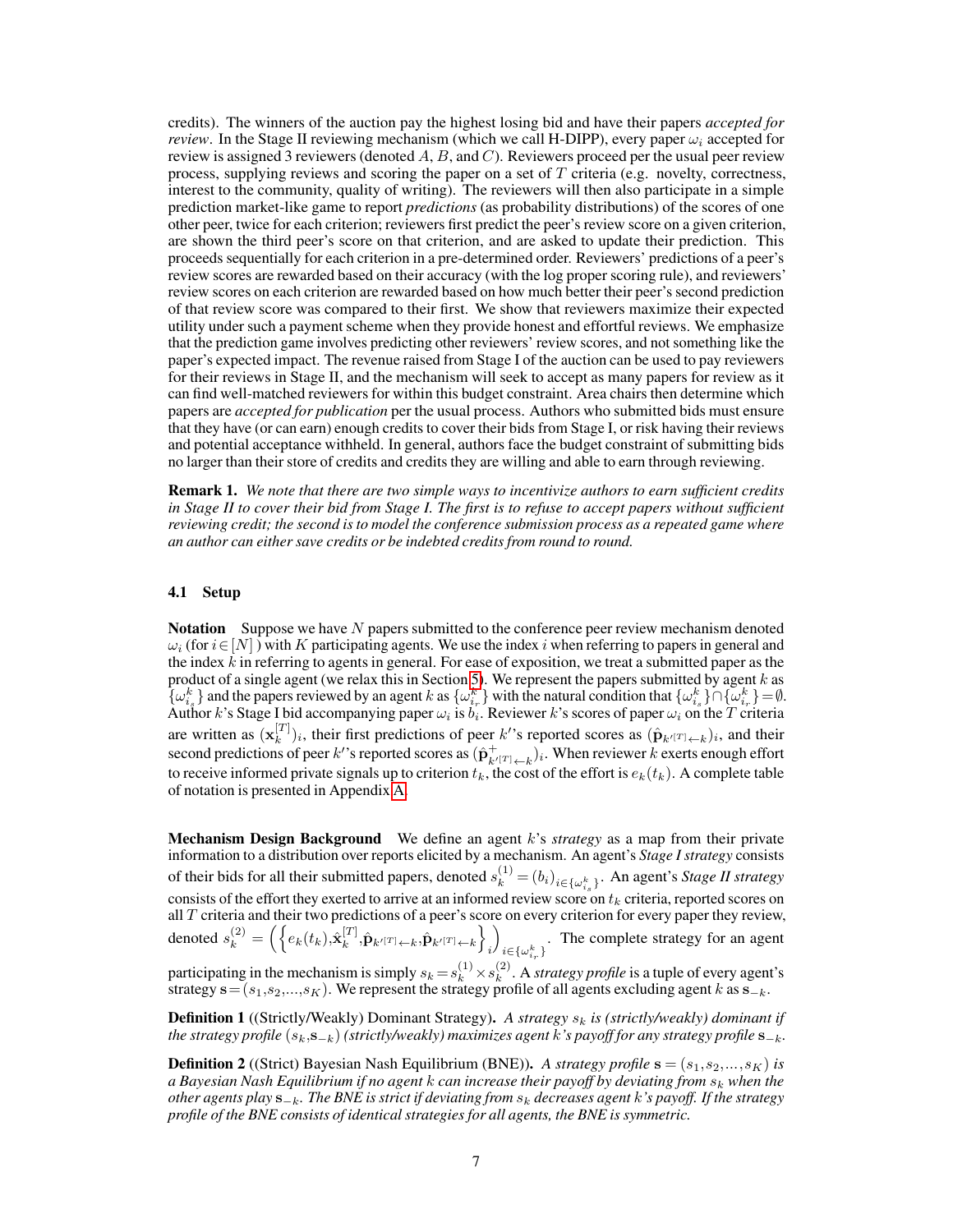credits). The winners of the auction pay the highest losing bid and have their papers *accepted for review*. In the Stage II reviewing mechanism (which we call H-DIPP), every paper $\omega_i$ accepted for review is assigned 3 reviewers (denoted $A$, $B$, and $C$). Reviewers proceed per the usual peer review process, supplying reviews and scoring the paper on a set of $T$ criteria (e.g. novelty, correctness, interest to the community, quality of writing). The reviewers will then also participate in a simple prediction market-like game to report *predictions* (as probability distributions) of the scores of one other peer, twice for each criterion; reviewers first predict the peer's review score on a given criterion, are shown the third peer's score on that criterion, and are asked to update their prediction. This proceeds sequentially for each criterion in a pre-determined order. Reviewers' predictions of a peer's review scores are rewarded based on their accuracy (with the log proper scoring rule), and reviewers' review scores on each criterion are rewarded based on how much better their peer's second prediction of that review score was compared to their first. We show that reviewers maximize their expected utility under such a payment scheme when they provide honest and effortful reviews. We emphasize that the prediction game involves predicting other reviewers' review scores, and not something like the paper's expected impact. The revenue raised from Stage I of the auction can be used to pay reviewers for their reviews in Stage II, and the mechanism will seek to accept as many papers for review as it can find well-matched reviewers for within this budget constraint. Area chairs then determine which papers are *accepted for publication* per the usual process. Authors who submitted bids must ensure that they have (or can earn) enough credits to cover their bids from Stage I, or risk having their reviews and potential acceptance withheld. In general, authors face the budget constraint of submitting bids no larger than their store of credits and credits they are willing and able to earn through reviewing.

**Remark 1.** *We note that there are two simple ways to incentivize authors to earn sufficient credits in Stage II to cover their bid from Stage I. The first is to refuse to accept papers without sufficient reviewing credit; the second is to model the conference submission process as a repeated game where an author can either save credits or be indebted credits from round to round.*

### 4.1 Setup

**Notation** Suppose we have $N$ papers submitted to the conference peer review mechanism denoted $\omega_i$ (for $i \in [N]$) with $K$ participating agents. We use the index $i$ when referring to papers in general and the index $k$ in referring to agents in general. For ease of exposition, we treat a submitted paper as the product of a single agent (we relax this in Section 5). We represent the papers submitted by agent $k$ as $\{\omega^k_{i_s}\}$ and the papers reviewed by an agent $k$ as $\{\omega^k_{i_r}\}$ with the natural condition that $\{\omega^k_{i_s}\} \cap \{\omega^k_{i_r}\} = \emptyset$. Author $k$'s Stage I bid accompanying paper $\omega_i$ is $b_i$. Reviewer $k$'s scores of paper $\omega_i$ on the $T$ criteria are written as $(\mathbf{x}^{[T]}_k)_i$, their first predictions of peer $k'$'s reported scores as $(\hat{\mathbf{p}}_{k'^{[T]} \leftarrow k})_i$, and their second predictions of peer $k'$'s reported scores as $(\hat{\mathbf{p}}^+_{k'^{[T]} \leftarrow k})_i$. When reviewer $k$ exerts enough effort to receive informed private signals up to criterion $t_k$, the cost of the effort is $e_k(t_k)$. A complete table of notation is presented in Appendix A.

**Mechanism Design Background** We define an agent $k$'s *strategy* as a map from their private information to a distribution over reports elicited by a mechanism. An agent's *Stage I strategy* consists of their bids for all their submitted papers, denoted $s^{(1)}_k = (b_i)_{i \in \{\omega^k_{i_s}\}}$. An agent's *Stage II strategy* consists of the effort they exerted to arrive at an informed review score on $t_k$ criteria, reported scores on all $T$ criteria and their two predictions of a peer's score on every criterion for every paper they review, denoted $s^{(2)}_k = \left( \left\{ e_k(t_k), \hat{\mathbf{x}}^{[T]}_k, \hat{\mathbf{p}}_{k'^{[T]} \leftarrow k}, \hat{\mathbf{p}}_{k'^{[T]} \leftarrow k} \right\}_i \right)_{i \in \{\omega^k_{i_r}\}}$. The complete strategy for an agent participating in the mechanism is simply $s_k = s^{(1)}_k \times s^{(2)}_k$. A *strategy profile* is a tuple of every agent's strategy $\mathbf{s} = (s_1, s_2, \ldots, s_K)$. We represent the strategy profile of all agents excluding agent $k$ as $\mathbf{s}_{-k}$.

**Definition 1** ((Strictly/Weakly) Dominant Strategy). *A strategy $s_k$ is (strictly/weakly) dominant if the strategy profile $(s_k, \mathbf{s}_{-k})$ (strictly/weakly) maximizes agent $k$'s payoff for any strategy profile $\mathbf{s}_{-k}$.*

**Definition 2** ((Strict) Bayesian Nash Equilibrium (BNE)). *A strategy profile $\mathbf{s} = (s_1, s_2, \ldots, s_K)$ is a Bayesian Nash Equilibrium if no agent $k$ can increase their payoff by deviating from $s_k$ when the other agents play $\mathbf{s}_{-k}$. The BNE is strict if deviating from $s_k$ decreases agent $k$'s payoff. If the strategy profile of the BNE consists of identical strategies for all agents, the BNE is symmetric.*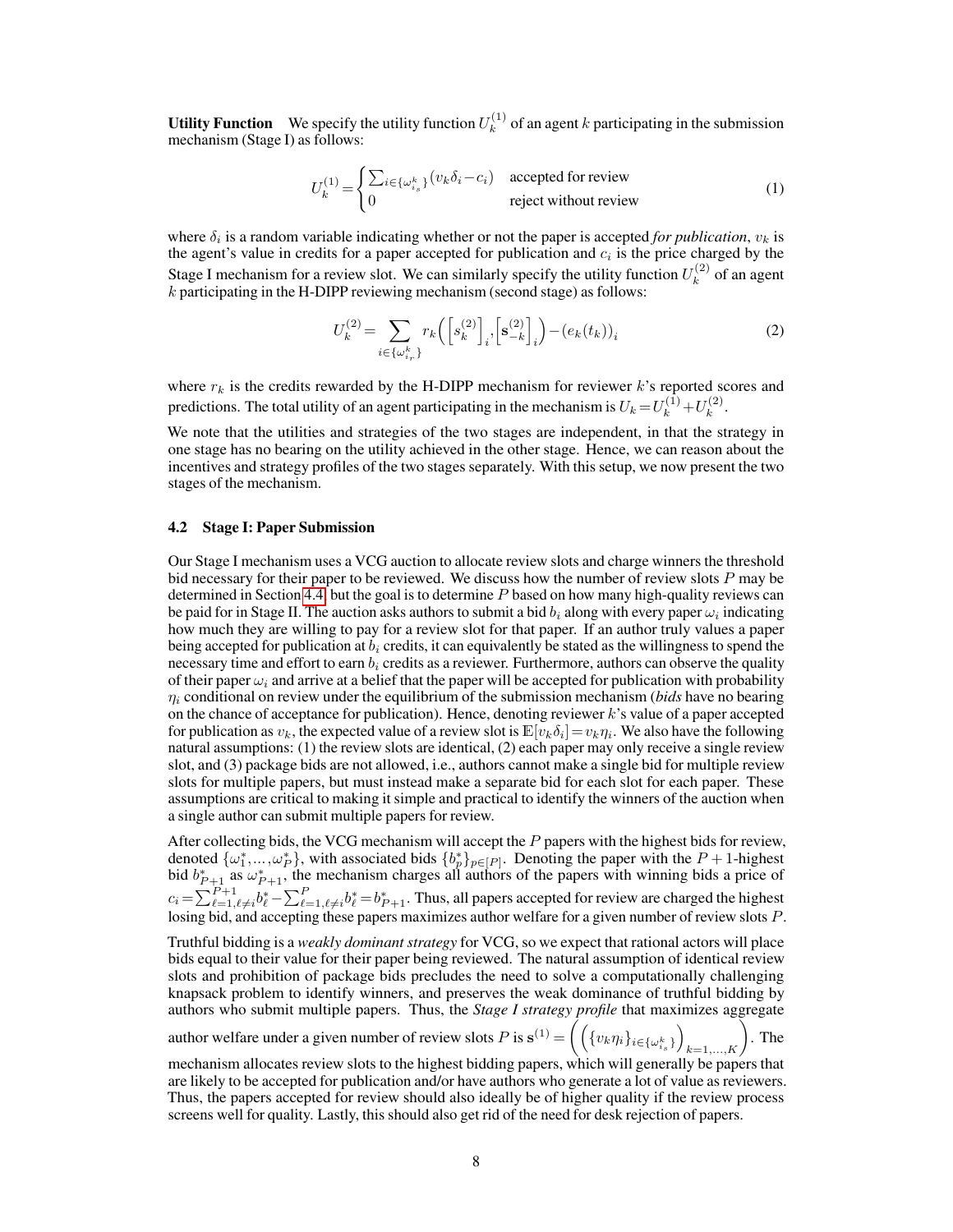**Utility Function** We specify the utility function $U_k^{(1)}$ of an agent $k$ participating in the submission mechanism (Stage I) as follows:

$$U_k^{(1)} = \begin{cases} \sum_{i \in \{\omega_{i_s}^k\}} (v_k \delta_i - c_i) & \text{accepted for review} \\ 0 & \text{reject without review} \end{cases} \tag{1}$$

where $\delta_i$ is a random variable indicating whether or not the paper is accepted *for publication*, $v_k$ is the agent's value in credits for a paper accepted for publication and $c_i$ is the price charged by the Stage I mechanism for a review slot. We can similarly specify the utility function $U_k^{(2)}$ of an agent $k$ participating in the H-DIPP reviewing mechanism (second stage) as follows:

$$U_k^{(2)} = \sum_{i \in \{\omega_{i_r}^k\}} r_k\Big(\Big[s_k^{(2)}\Big]_i, \Big[\mathbf{s}_{-k}^{(2)}\Big]_i\Big) - (e_k(t_k))_i \tag{2}$$

where $r_k$ is the credits rewarded by the H-DIPP mechanism for reviewer $k$'s reported scores and predictions. The total utility of an agent participating in the mechanism is $U_k = U_k^{(1)} + U_k^{(2)}$.

We note that the utilities and strategies of the two stages are independent, in that the strategy in one stage has no bearing on the utility achieved in the other stage. Hence, we can reason about the incentives and strategy profiles of the two stages separately. With this setup, we now present the two stages of the mechanism.

### 4.2 Stage I: Paper Submission

Our Stage I mechanism uses a VCG auction to allocate review slots and charge winners the threshold bid necessary for their paper to be reviewed. We discuss how the number of review slots $P$ may be determined in Section 4.4, but the goal is to determine $P$ based on how many high-quality reviews can be paid for in Stage II. The auction asks authors to submit a bid $b_i$ along with every paper $\omega_i$ indicating how much they are willing to pay for a review slot for that paper. If an author truly values a paper being accepted for publication at $b_i$ credits, it can equivalently be stated as the willingness to spend the necessary time and effort to earn $b_i$ credits as a reviewer. Furthermore, authors can observe the quality of their paper $\omega_i$ and arrive at a belief that the paper will be accepted for publication with probability $\eta_i$ conditional on review under the equilibrium of the submission mechanism (*bids* have no bearing on the chance of acceptance for publication). Hence, denoting reviewer $k$'s value of a paper accepted for publication as $v_k$, the expected value of a review slot is $\mathbb{E}[v_k \delta_i] = v_k \eta_i$. We also have the following natural assumptions: (1) the review slots are identical, (2) each paper may only receive a single review slot, and (3) package bids are not allowed, i.e., authors cannot make a single bid for multiple review slots for multiple papers, but must instead make a separate bid for each slot for each paper. These assumptions are critical to making it simple and practical to identify the winners of the auction when a single author can submit multiple papers for review.

After collecting bids, the VCG mechanism will accept the $P$ papers with the highest bids for review, denoted $\{\omega_1^*, \ldots, \omega_P^*\}$, with associated bids $\{b_p^*\}_{p \in [P]}$. Denoting the paper with the $P+1$-highest bid $b_{P+1}^*$ as $\omega_{P+1}^*$, the mechanism charges all authors of the papers with winning bids a price of $c_i = \sum_{\ell=1, \ell \neq i}^{P+1} b_\ell^* - \sum_{\ell=1, \ell \neq i}^{P} b_\ell^* = b_{P+1}^*$. Thus, all papers accepted for review are charged the highest losing bid, and accepting these papers maximizes author welfare for a given number of review slots $P$.

Truthful bidding is a *weakly dominant strategy* for VCG, so we expect that rational actors will place bids equal to their value for their paper being reviewed. The natural assumption of identical review slots and prohibition of package bids precludes the need to solve a computationally challenging knapsack problem to identify winners, and preserves the weak dominance of truthful bidding by authors who submit multiple papers. Thus, the *Stage I strategy profile* that maximizes aggregate author welfare under a given number of review slots $P$ is $\mathbf{s}^{(1)} = \left(\left(\{v_k \eta_i\}_{i \in \{\omega_{i_s}^k\}}\right)_{k=1,\ldots,K}\right)$. The mechanism allocates review slots to the highest bidding papers, which will generally be papers that are likely to be accepted for publication and/or have authors who generate a lot of value as reviewers. Thus, the papers accepted for review should also ideally be of higher quality if the review process screens well for quality. Lastly, this should also get rid of the need for desk rejection of papers.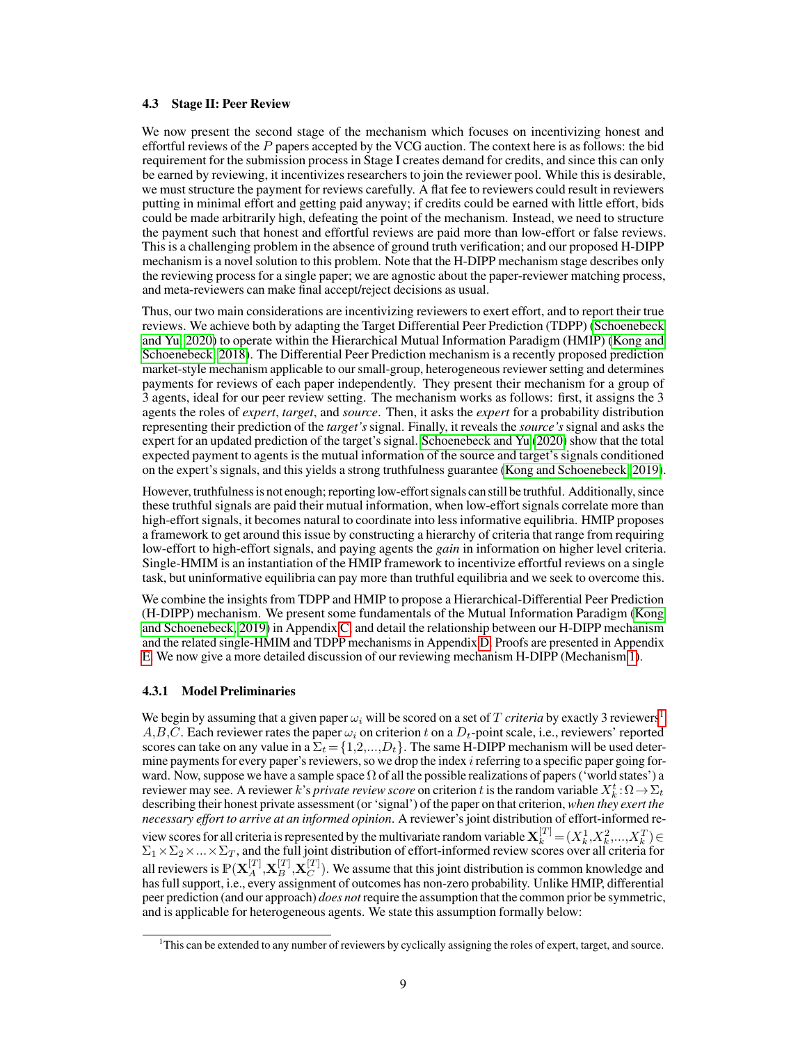### 4.3 Stage II: Peer Review

We now present the second stage of the mechanism which focuses on incentivizing honest and effortful reviews of the $P$ papers accepted by the VCG auction. The context here is as follows: the bid requirement for the submission process in Stage I creates demand for credits, and since this can only be earned by reviewing, it incentivizes researchers to join the reviewer pool. While this is desirable, we must structure the payment for reviews carefully. A flat fee to reviewers could result in reviewers putting in minimal effort and getting paid anyway; if credits could be earned with little effort, bids could be made arbitrarily high, defeating the point of the mechanism. Instead, we need to structure the payment such that honest and effortful reviews are paid more than low-effort or false reviews. This is a challenging problem in the absence of ground truth verification; and our proposed H-DIPP mechanism is a novel solution to this problem. Note that the H-DIPP mechanism stage describes only the reviewing process for a single paper; we are agnostic about the paper-reviewer matching process, and meta-reviewers can make final accept/reject decisions as usual.

Thus, our two main considerations are incentivizing reviewers to exert effort, and to report their true reviews. We achieve both by adapting the Target Differential Peer Prediction (TDPP) (Schoenebeck and Yu, 2020) to operate within the Hierarchical Mutual Information Paradigm (HMIP) (Kong and Schoenebeck, 2018). The Differential Peer Prediction mechanism is a recently proposed prediction market-style mechanism applicable to our small-group, heterogeneous reviewer setting and determines payments for reviews of each paper independently. They present their mechanism for a group of 3 agents, ideal for our peer review setting. The mechanism works as follows: first, it assigns the 3 agents the roles of *expert*, *target*, and *source*. Then, it asks the *expert* for a probability distribution representing their prediction of the *target's* signal. Finally, it reveals the *source's* signal and asks the expert for an updated prediction of the target's signal. Schoenebeck and Yu (2020) show that the total expected payment to agents is the mutual information of the source and target's signals conditioned on the expert's signals, and this yields a strong truthfulness guarantee (Kong and Schoenebeck, 2019).

However, truthfulness is not enough; reporting low-effort signals can still be truthful. Additionally, since these truthful signals are paid their mutual information, when low-effort signals correlate more than high-effort signals, it becomes natural to coordinate into less informative equilibria. HMIP proposes a framework to get around this issue by constructing a hierarchy of criteria that range from requiring low-effort to high-effort signals, and paying agents the *gain* in information on higher level criteria. Single-HMIM is an instantiation of the HMIP framework to incentivize effortful reviews on a single task, but uninformative equilibria can pay more than truthful equilibria and we seek to overcome this.

We combine the insights from TDPP and HMIP to propose a Hierarchical-Differential Peer Prediction (H-DIPP) mechanism. We present some fundamentals of the Mutual Information Paradigm (Kong and Schoenebeck, 2019) in Appendix C and detail the relationship between our H-DIPP mechanism and the related single-HMIM and TDPP mechanisms in Appendix D. Proofs are presented in Appendix E. We now give a more detailed discussion of our reviewing mechanism H-DIPP (Mechanism 1).

#### 4.3.1 Model Preliminaries

We begin by assuming that a given paper $\omega_i$ will be scored on a set of $T$ *criteria* by exactly 3 reviewers[1] $A,B,C$. Each reviewer rates the paper $\omega_i$ on criterion $t$ on a $D_t$-point scale, i.e., reviewers' reported scores can take on any value in a $\Sigma_t = \{1,2,...,D_t\}$. The same H-DIPP mechanism will be used determine payments for every paper's reviewers, so we drop the index $i$ referring to a specific paper going forward. Now, suppose we have a sample space $\Omega$ of all the possible realizations of papers ('world states') a reviewer may see. A reviewer $k$'s *private review score* on criterion $t$ is the random variable $X_k^t : \Omega \to \Sigma_t$ describing their honest private assessment (or 'signal') of the paper on that criterion, *when they exert the necessary effort to arrive at an informed opinion*. A reviewer's joint distribution of effort-informed review scores for all criteria is represented by the multivariate random variable $\mathbf{X}_k^{[T]} = (X_k^1, X_k^2, ..., X_k^T) \in \Sigma_1 \times \Sigma_2 \times ... \times \Sigma_T$, and the full joint distribution of effort-informed review scores over all criteria for all reviewers is $\mathbb{P}(\mathbf{X}_A^{[T]}, \mathbf{X}_B^{[T]}, \mathbf{X}_C^{[T]})$. We assume that this joint distribution is common knowledge and has full support, i.e., every assignment of outcomes has non-zero probability. Unlike HMIP, differential peer prediction (and our approach) *does not* require the assumption that the common prior be symmetric, and is applicable for heterogeneous agents. We state this assumption formally below:

[1] This can be extended to any number of reviewers by cyclically assigning the roles of expert, target, and source.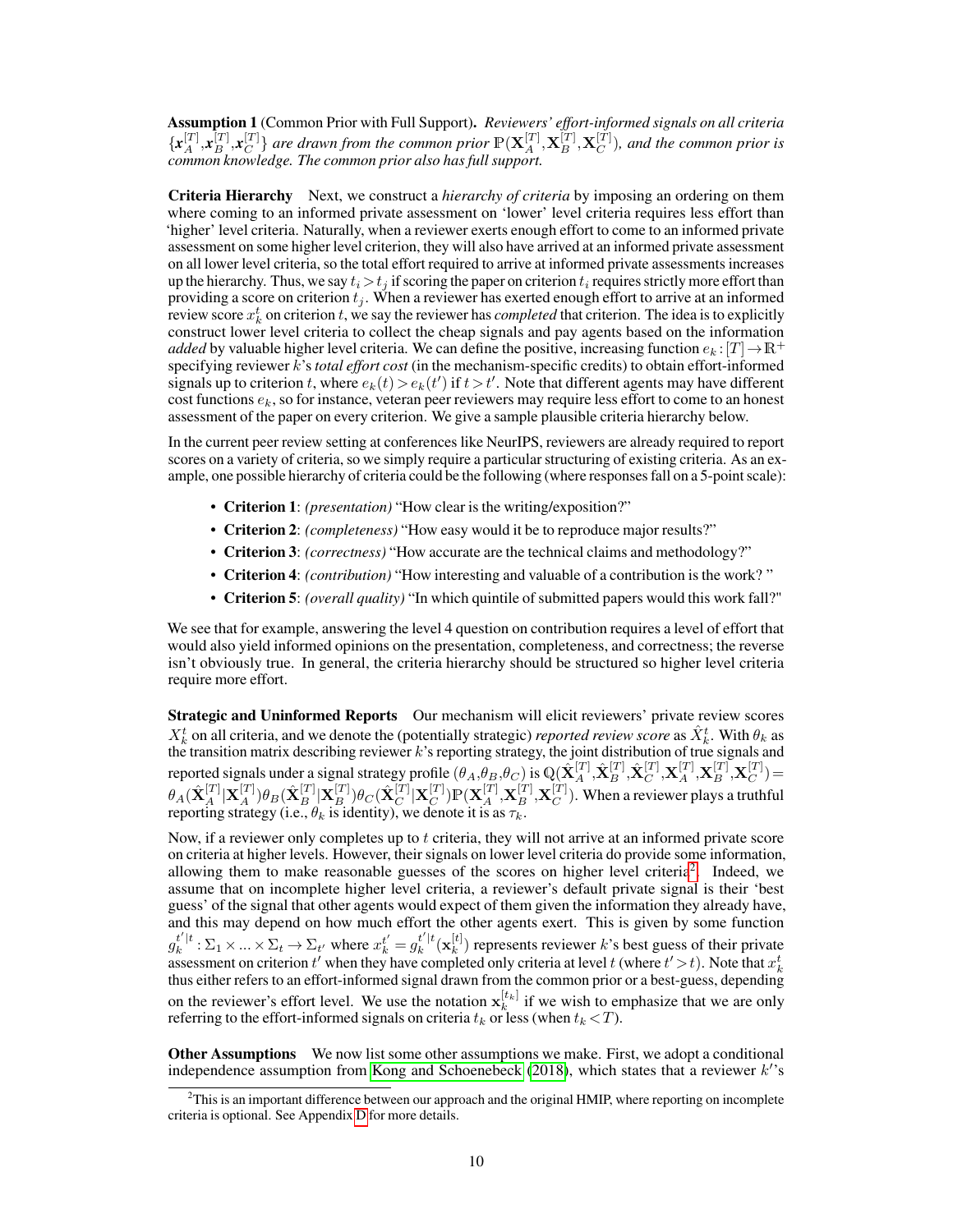**Assumption 1** (Common Prior with Full Support). *Reviewers' effort-informed signals on all criteria $\{\boldsymbol{x}_A^{[T]}, \boldsymbol{x}_B^{[T]}, \boldsymbol{x}_C^{[T]}\}$ are drawn from the common prior $\mathbb{P}(\mathbf{X}_A^{[T]}, \mathbf{X}_B^{[T]}, \mathbf{X}_C^{[T]})$, and the common prior is common knowledge. The common prior also has full support.*

**Criteria Hierarchy** Next, we construct a *hierarchy of criteria* by imposing an ordering on them where coming to an informed private assessment on 'lower' level criteria requires less effort than 'higher' level criteria. Naturally, when a reviewer exerts enough effort to come to an informed private assessment on some higher level criterion, they will also have arrived at an informed private assessment on all lower level criteria, so the total effort required to arrive at informed private assessments increases up the hierarchy. Thus, we say $t_i > t_j$ if scoring the paper on criterion $t_i$ requires strictly more effort than providing a score on criterion $t_j$. When a reviewer has exerted enough effort to arrive at an informed review score $x_k^t$ on criterion $t$, we say the reviewer has *completed* that criterion. The idea is to explicitly construct lower level criteria to collect the cheap signals and pay agents based on the information *added* by valuable higher level criteria. We can define the positive, increasing function $e_k : [T] \to \mathbb{R}^+$ specifying reviewer $k$'s *total effort cost* (in the mechanism-specific credits) to obtain effort-informed signals up to criterion $t$, where $e_k(t) > e_k(t')$ if $t > t'$. Note that different agents may have different cost functions $e_k$, so for instance, veteran peer reviewers may require less effort to come to an honest assessment of the paper on every criterion. We give a sample plausible criteria hierarchy below.

In the current peer review setting at conferences like NeurIPS, reviewers are already required to report scores on a variety of criteria, so we simply require a particular structuring of existing criteria. As an example, one possible hierarchy of criteria could be the following (where responses fall on a 5-point scale):

- **Criterion 1**: *(presentation)* "How clear is the writing/exposition?"
- **Criterion 2**: *(completeness)* "How easy would it be to reproduce major results?"
- **Criterion 3**: *(correctness)* "How accurate are the technical claims and methodology?"
- **Criterion 4**: *(contribution)* "How interesting and valuable of a contribution is the work? "
- **Criterion 5**: *(overall quality)* "In which quintile of submitted papers would this work fall?"

We see that for example, answering the level 4 question on contribution requires a level of effort that would also yield informed opinions on the presentation, completeness, and correctness; the reverse isn't obviously true. In general, the criteria hierarchy should be structured so higher level criteria require more effort.

**Strategic and Uninformed Reports** Our mechanism will elicit reviewers' private review scores $X_k^t$ on all criteria, and we denote the (potentially strategic) *reported review score* as $\hat{X}_k^t$. With $\theta_k$ as the transition matrix describing reviewer $k$'s reporting strategy, the joint distribution of true signals and reported signals under a signal strategy profile $(\theta_A, \theta_B, \theta_C)$ is $\mathbb{Q}(\hat{\mathbf{X}}_A^{[T]}, \hat{\mathbf{X}}_B^{[T]}, \hat{\mathbf{X}}_C^{[T]}, \mathbf{X}_A^{[T]}, \mathbf{X}_B^{[T]}, \mathbf{X}_C^{[T]}) = \theta_A(\hat{\mathbf{X}}_A^{[T]} | \mathbf{X}_A^{[T]}) \theta_B(\hat{\mathbf{X}}_B^{[T]} | \mathbf{X}_B^{[T]}) \theta_C(\hat{\mathbf{X}}_C^{[T]} | \mathbf{X}_C^{[T]}) \mathbb{P}(\mathbf{X}_A^{[T]}, \mathbf{X}_B^{[T]}, \mathbf{X}_C^{[T]})$. When a reviewer plays a truthful reporting strategy (i.e., $\theta_k$ is identity), we denote it is as $\tau_k$.

Now, if a reviewer only completes up to $t$ criteria, they will not arrive at an informed private score on criteria at higher levels. However, their signals on lower level criteria do provide some information, allowing them to make reasonable guesses of the scores on higher level criteria[2]. Indeed, we assume that on incomplete higher level criteria, a reviewer's default private signal is their 'best guess' of the signal that other agents would expect of them given the information they already have, and this may depend on how much effort the other agents exert. This is given by some function $g_k^{t'|t} : \Sigma_1 \times \ldots \times \Sigma_t \to \Sigma_{t'}$ where $x_k^{t'} = g_k^{t'|t}(\mathbf{x}_k^{[t]})$ represents reviewer $k$'s best guess of their private assessment on criterion $t'$ when they have completed only criteria at level $t$ (where $t' > t$). Note that $x_k^t$ thus either refers to an effort-informed signal drawn from the common prior or a best-guess, depending on the reviewer's effort level. We use the notation $\mathbf{x}_k^{[t_k]}$ if we wish to emphasize that we are only referring to the effort-informed signals on criteria $t_k$ or less (when $t_k < T$).

**Other Assumptions** We now list some other assumptions we make. First, we adopt a conditional independence assumption from Kong and Schoenebeck (2018), which states that a reviewer $k'$'s

[2] This is an important difference between our approach and the original HMIP, where reporting on incomplete criteria is optional. See Appendix D for more details.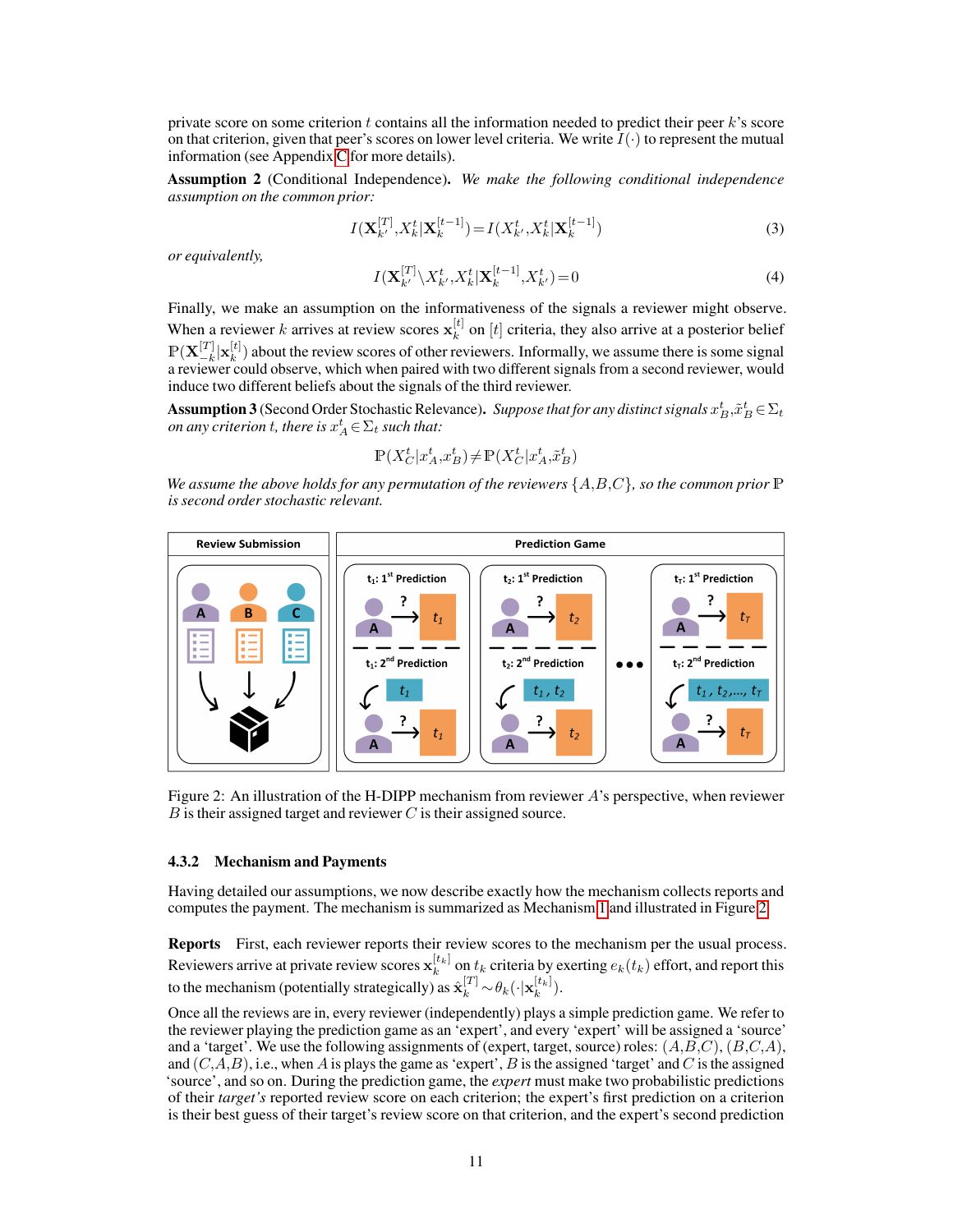private score on some criterion $t$ contains all the information needed to predict their peer $k$'s score on that criterion, given that peer's scores on lower level criteria. We write $I(\cdot)$ to represent the mutual information (see Appendix C for more details).

**Assumption 2** (Conditional Independence). *We make the following conditional independence assumption on the common prior:*

$$I(\mathbf{X}_{k'}^{[T]}, X_k^t | \mathbf{X}_k^{[t-1]}) = I(X_{k'}^t, X_k^t | \mathbf{X}_k^{[t-1]}) \tag{3}$$

*or equivalently,*

$$I(\mathbf{X}_{k'}^{[T]} \setminus X_{k'}^t, X_k^t | \mathbf{X}_k^{[t-1]}, X_{k'}^t) = 0 \tag{4}$$

Finally, we make an assumption on the informativeness of the signals a reviewer might observe. When a reviewer $k$ arrives at review scores $\mathbf{x}_k^{[t]}$ on $[t]$ criteria, they also arrive at a posterior belief $\mathbb{P}(\mathbf{X}_{-k}^{[T]} | \mathbf{x}_k^{[t]})$ about the review scores of other reviewers. Informally, we assume there is some signal a reviewer could observe, which when paired with two different signals from a second reviewer, would induce two different beliefs about the signals of the third reviewer.

**Assumption 3** (Second Order Stochastic Relevance). *Suppose that for any distinct signals $x_B^t, \tilde{x}_B^t \in \Sigma_t$ on any criterion $t$, there is $x_A^t \in \Sigma_t$ such that:*

$$\mathbb{P}(X_C^t | x_A^t, x_B^t) \neq \mathbb{P}(X_C^t | x_A^t, \tilde{x}_B^t)$$

*We assume the above holds for any permutation of the reviewers $\{A, B, C\}$, so the common prior $\mathbb{P}$ is second order stochastic relevant.*

Review Submission

Prediction Game

A B C

$t_1$: 1st Prediction
$t_1$: 2nd Prediction
$t_2$: 1st Prediction
$t_2$: 2nd Prediction
$t_T$: 1st Prediction
$t_T$: 2nd Prediction

$t_1$
$t_1, t_2$
$t_1, t_2, \ldots, t_T$

Figure 2: An illustration of the H-DIPP mechanism from reviewer $A$'s perspective, when reviewer $B$ is their assigned target and reviewer $C$ is their assigned source.

#### 4.3.2 Mechanism and Payments

Having detailed our assumptions, we now describe exactly how the mechanism collects reports and computes the payment. The mechanism is summarized as Mechanism 1 and illustrated in Figure 2.

**Reports** First, each reviewer reports their review scores to the mechanism per the usual process. Reviewers arrive at private review scores $\mathbf{x}_k^{[t_k]}$ on $t_k$ criteria by exerting $e_k(t_k)$ effort, and report this to the mechanism (potentially strategically) as $\hat{\mathbf{x}}_k^{[T]} \sim \theta_k(\cdot | \mathbf{x}_k^{[t_k]})$.

Once all the reviews are in, every reviewer (independently) plays a simple prediction game. We refer to the reviewer playing the prediction game as an 'expert', and every 'expert' will be assigned a 'source' and a 'target'. We use the following assignments of (expert, target, source) roles: $(A,B,C)$, $(B,C,A)$, and $(C,A,B)$, i.e., when $A$ is plays the game as 'expert', $B$ is the assigned 'target' and $C$ is the assigned 'source', and so on. During the prediction game, the *expert* must make two probabilistic predictions of their *target's* reported review score on each criterion; the expert's first prediction on a criterion is their best guess of their target's review score on that criterion, and the expert's second prediction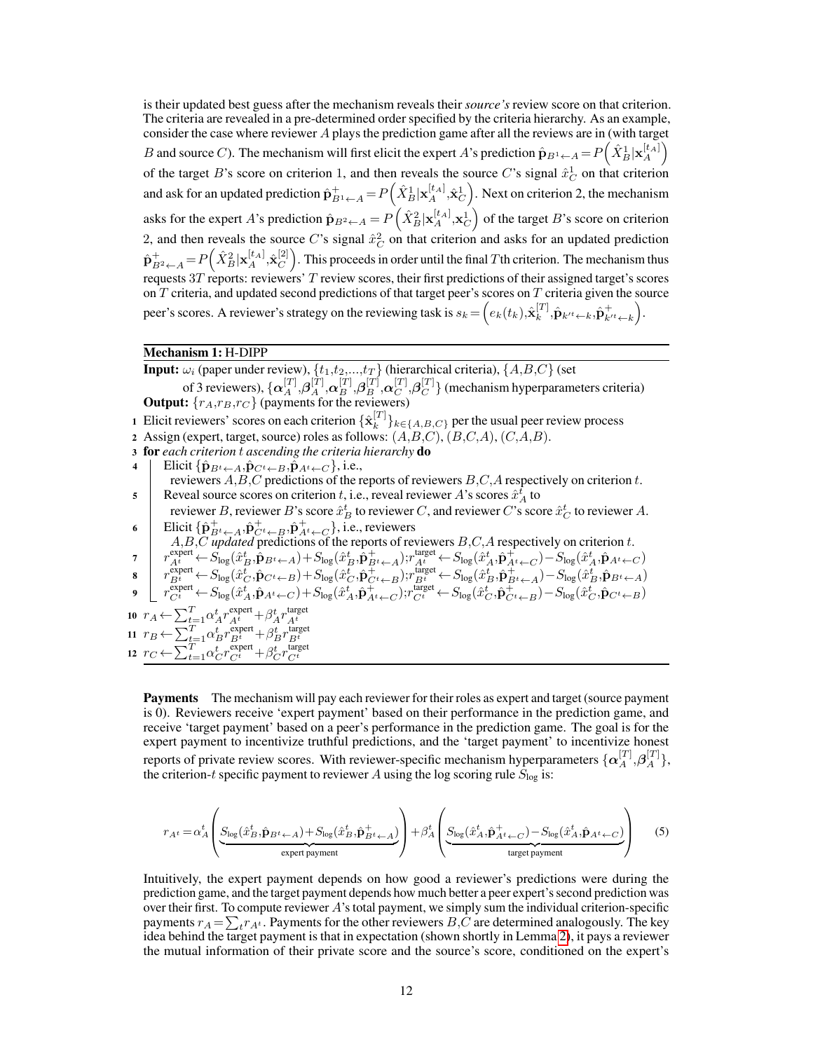is their updated best guess after the mechanism reveals their *source's* review score on that criterion. The criteria are revealed in a pre-determined order specified by the criteria hierarchy. As an example, consider the case where reviewer $A$ plays the prediction game after all the reviews are in (with target $B$ and source $C$). The mechanism will first elicit the expert $A$'s prediction $\hat{\mathbf{p}}_{B^1 \leftarrow A} = P\left(\hat{X}_B^1 | \mathbf{x}_A^{[t_A]}\right)$ of the target $B$'s score on criterion 1, and then reveals the source $C$'s signal $\hat{x}_C^1$ on that criterion and ask for an updated prediction $\hat{\mathbf{p}}^+_{B^1 \leftarrow A} = P\left(\hat{X}_B^1 | \mathbf{x}_A^{[t_A]}, \hat{\mathbf{x}}_C^1\right)$. Next on criterion 2, the mechanism asks for the expert $A$'s prediction $\hat{\mathbf{p}}_{B^2 \leftarrow A} = P\left(\hat{X}_B^2 | \mathbf{x}_A^{[t_A]}, \mathbf{x}_C^1\right)$ of the target $B$'s score on criterion 2, and then reveals the source $C$'s signal $\hat{x}_C^2$ on that criterion and asks for an updated prediction $\hat{\mathbf{p}}^+_{B^2 \leftarrow A} = P\left(\hat{X}_B^2 | \mathbf{x}_A^{[t_A]}, \hat{\mathbf{x}}_C^{[2]}\right)$. This proceeds in order until the final $T$th criterion. The mechanism thus requests $3T$ reports: reviewers' $T$ review scores, their first predictions of their assigned target's scores on $T$ criteria, and updated second predictions of that target peer's scores on $T$ criteria given the source peer's scores. A reviewer's strategy on the reviewing task is $s_k = \left(e_k(t_k), \hat{\mathbf{x}}_k^{[T]}, \hat{\mathbf{p}}_{k'^t \leftarrow k}, \hat{\mathbf{p}}^+_{k'^t \leftarrow k}\right)$.

---

**Mechanism 1:** H-DIPP

**Input:** $\omega_i$ (paper under review), $\{t_1, t_2, ..., t_T\}$ (hierarchical criteria), $\{A, B, C\}$ (set of 3 reviewers), $\{\boldsymbol{\alpha}_A^{[T]}, \boldsymbol{\beta}_A^{[T]}, \boldsymbol{\alpha}_B^{[T]}, \boldsymbol{\beta}_B^{[T]}, \boldsymbol{\alpha}_C^{[T]}, \boldsymbol{\beta}_C^{[T]}\}$ (mechanism hyperparameters criteria)

**Output:** $\{r_A, r_B, r_C\}$ (payments for the reviewers)

1. Elicit reviewers' scores on each criterion $\{\hat{\mathbf{x}}_k^{[T]}\}_{k \in \{A,B,C\}}$ per the usual peer review process
2. Assign (expert, target, source) roles as follows: $(A,B,C)$, $(B,C,A)$, $(C,A,B)$.
3. **for** *each criterion $t$ ascending the criteria hierarchy* **do**
4. Elicit $\{\hat{\mathbf{p}}_{B^t \leftarrow A}, \hat{\mathbf{p}}_{C^t \leftarrow B}, \hat{\mathbf{p}}_{A^t \leftarrow C}\}$, i.e., reviewers $A,B,C$ predictions of the reports of reviewers $B,C,A$ respectively on criterion $t$.
5. Reveal source scores on criterion $t$, i.e., reveal reviewer $A$'s scores $\hat{x}_A^t$ to reviewer $B$, reviewer $B$'s score $\hat{x}_B^t$ to reviewer $C$, and reviewer $C$'s score $\hat{x}_C^t$ to reviewer $A$.
6. Elicit $\{\hat{\mathbf{p}}^+_{B^t \leftarrow A}, \hat{\mathbf{p}}^+_{C^t \leftarrow B}, \hat{\mathbf{p}}^+_{A^t \leftarrow C}\}$, i.e., reviewers $A,B,C$ *updated* predictions of the reports of reviewers $B,C,A$ respectively on criterion $t$.
7. $r^{\text{expert}}_{A^t} \leftarrow S_{\log}(\hat{x}_B^t, \hat{\mathbf{p}}_{B^t \leftarrow A}) + S_{\log}(\hat{x}_B^t, \hat{\mathbf{p}}^+_{B^t \leftarrow A})$; $r^{\text{target}}_{A^t} \leftarrow S_{\log}(\hat{x}_A^t, \hat{\mathbf{p}}^+_{A^t \leftarrow C}) - S_{\log}(\hat{x}_A^t, \hat{\mathbf{p}}_{A^t \leftarrow C})$
8. $r^{\text{expert}}_{B^t} \leftarrow S_{\log}(\hat{x}_C^t, \hat{\mathbf{p}}_{C^t \leftarrow B}) + S_{\log}(\hat{x}_C^t, \hat{\mathbf{p}}^+_{C^t \leftarrow B})$; $r^{\text{target}}_{B^t} \leftarrow S_{\log}(\hat{x}_B^t, \hat{\mathbf{p}}^+_{B^t \leftarrow A}) - S_{\log}(\hat{x}_B^t, \hat{\mathbf{p}}_{B^t \leftarrow A})$
9. $r^{\text{expert}}_{C^t} \leftarrow S_{\log}(\hat{x}_A^t, \hat{\mathbf{p}}_{A^t \leftarrow C}) + S_{\log}(\hat{x}_A^t, \hat{\mathbf{p}}^+_{A^t \leftarrow C})$; $r^{\text{target}}_{C^t} \leftarrow S_{\log}(\hat{x}_C^t, \hat{\mathbf{p}}^+_{C^t \leftarrow B}) - S_{\log}(\hat{x}_C^t, \hat{\mathbf{p}}_{C^t \leftarrow B})$
10. $r_A \leftarrow \sum_{t=1}^T \alpha_A^t r^{\text{expert}}_{A^t} + \beta_A^t r^{\text{target}}_{A^t}$
11. $r_B \leftarrow \sum_{t=1}^T \alpha_B^t r^{\text{expert}}_{B^t} + \beta_B^t r^{\text{target}}_{B^t}$
12. $r_C \leftarrow \sum_{t=1}^T \alpha_C^t r^{\text{expert}}_{C^t} + \beta_C^t r^{\text{target}}_{C^t}$

---

**Payments** The mechanism will pay each reviewer for their roles as expert and target (source payment is 0). Reviewers receive 'expert payment' based on their performance in the prediction game, and receive 'target payment' based on a peer's performance in the prediction game. The goal is for the expert payment to incentivize truthful predictions, and the 'target payment' to incentivize honest reports of private review scores. With reviewer-specific mechanism hyperparameters $\{\boldsymbol{\alpha}_A^{[T]}, \boldsymbol{\beta}_A^{[T]}\}$, the criterion-$t$ specific payment to reviewer $A$ using the log scoring rule $S_{\log}$ is:

$$r_{A^t} = \alpha_A^t \left( \underbrace{S_{\log}(\hat{x}_B^t, \hat{\mathbf{p}}_{B^t \leftarrow A}) + S_{\log}(\hat{x}_B^t, \hat{\mathbf{p}}^+_{B^t \leftarrow A})}_{\text{expert payment}} \right) + \beta_A^t \left( \underbrace{S_{\log}(\hat{x}_A^t, \hat{\mathbf{p}}^+_{A^t \leftarrow C}) - S_{\log}(\hat{x}_A^t, \hat{\mathbf{p}}_{A^t \leftarrow C})}_{\text{target payment}} \right) \tag{5}$$

Intuitively, the expert payment depends on how good a reviewer's predictions were during the prediction game, and the target payment depends how much better a peer expert's second prediction was over their first. To compute reviewer $A$'s total payment, we simply sum the individual criterion-specific payments $r_A = \sum_t r_{A^t}$. Payments for the other reviewers $B,C$ are determined analogously. The key idea behind the target payment is that in expectation (shown shortly in Lemma 2), it pays a reviewer the mutual information of their private score and the source's score, conditioned on the expert's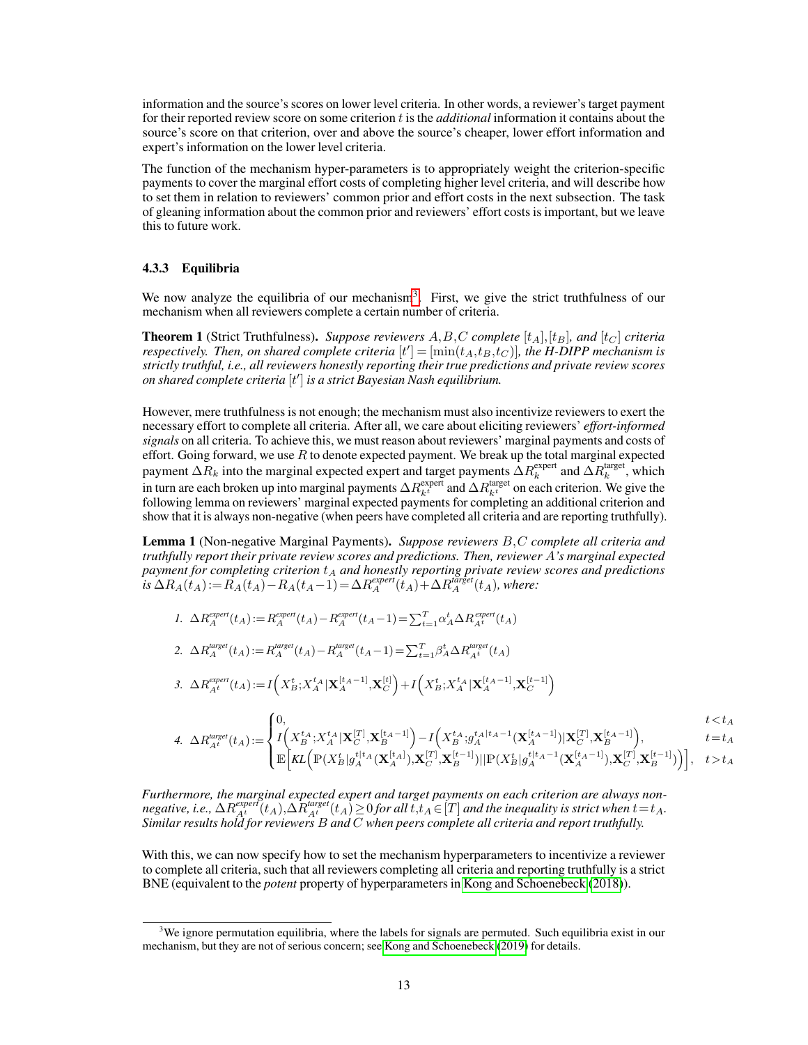information and the source's scores on lower level criteria. In other words, a reviewer's target payment for their reported review score on some criterion $t$ is the *additional* information it contains about the source's score on that criterion, over and above the source's cheaper, lower effort information and expert's information on the lower level criteria.

The function of the mechanism hyper-parameters is to appropriately weight the criterion-specific payments to cover the marginal effort costs of completing higher level criteria, and will describe how to set them in relation to reviewers' common prior and effort costs in the next subsection. The task of gleaning information about the common prior and reviewers' effort costs is important, but we leave this to future work.

#### 4.3.3 Equilibria

We now analyze the equilibria of our mechanism[3]. First, we give the strict truthfulness of our mechanism when all reviewers complete a certain number of criteria.

**Theorem 1** (Strict Truthfulness). *Suppose reviewers $A,B,C$ complete $[t_A],[t_B]$, and $[t_C]$ criteria respectively. Then, on shared complete criteria $[t'] = [\min(t_A,t_B,t_C)]$, the H-DIPP mechanism is strictly truthful, i.e., all reviewers honestly reporting their true predictions and private review scores on shared complete criteria $[t']$ is a strict Bayesian Nash equilibrium.*

However, mere truthfulness is not enough; the mechanism must also incentivize reviewers to exert the necessary effort to complete all criteria. After all, we care about eliciting reviewers' *effort-informed signals* on all criteria. To achieve this, we must reason about reviewers' marginal payments and costs of effort. Going forward, we use $R$ to denote expected payment. We break up the total marginal expected payment $\Delta R_k$ into the marginal expected expert and target payments $\Delta R_k^{\text{expert}}$ and $\Delta R_k^{\text{target}}$, which in turn are each broken up into marginal payments $\Delta R_{k^t}^{\text{expert}}$ and $\Delta R_{k^t}^{\text{target}}$ on each criterion. We give the following lemma on reviewers' marginal expected payments for completing an additional criterion and show that it is always non-negative (when peers have completed all criteria and are reporting truthfully).

**Lemma 1** (Non-negative Marginal Payments). *Suppose reviewers $B,C$ complete all criteria and truthfully report their private review scores and predictions. Then, reviewer $A$'s marginal expected payment for completing criterion $t_A$ and honestly reporting private review scores and predictions is $\Delta R_A(t_A) := R_A(t_A) - R_A(t_A - 1) = \Delta R_A^{\text{expert}}(t_A) + \Delta R_A^{\text{target}}(t_A)$, where:*

1. $\Delta R_A^{\text{expert}}(t_A) := R_A^{\text{expert}}(t_A) - R_A^{\text{expert}}(t_A - 1) = \sum_{t=1}^{T} \alpha_A^t \Delta R_{A^t}^{\text{expert}}(t_A)$

2. $\Delta R_A^{\text{target}}(t_A) := R_A^{\text{target}}(t_A) - R_A^{\text{target}}(t_A - 1) = \sum_{t=1}^{T} \beta_A^t \Delta R_{A^t}^{\text{target}}(t_A)$

3. $\Delta R_{A^t}^{\text{expert}}(t_A) := I\left(X_B^t; X_A^{t_A} | \mathbf{X}_A^{[t_A-1]}, \mathbf{X}_C^{[t]}\right) + I\left(X_B^t; X_A^{t_A} | \mathbf{X}_A^{[t_A-1]}, \mathbf{X}_C^{[t-1]}\right)$

4. $$\Delta R_{A^t}^{\text{target}}(t_A) := \begin{cases} 0, & t < t_A \\ I\left(X_B^{t_A}; X_A^{t_A} | \mathbf{X}_C^{[T]}, \mathbf{X}_B^{[t_A-1]}\right) - I\left(X_B^{t_A}; g_A^{t_A|t_A-1}(\mathbf{X}_A^{[t_A-1]}) | \mathbf{X}_C^{[T]}, \mathbf{X}_B^{[t_A-1]}\right), & t = t_A \\ \mathbb{E}\left[KL\left(\mathbb{P}(X_B^t | g_A^{t|t_A}(\mathbf{X}_A^{[t_A]}), \mathbf{X}_C^{[T]}, \mathbf{X}_B^{[t-1]}) || \mathbb{P}(X_B^t | g_A^{t|t_A-1}(\mathbf{X}_A^{[t_A-1]}), \mathbf{X}_C^{[T]}, \mathbf{X}_B^{[t-1]})\right)\right], & t > t_A \end{cases}$$

*Furthermore, the marginal expected expert and target payments on each criterion are always non-negative, i.e., $\Delta R_{A^t}^{\text{expert}}(t_A), \Delta R_{A^t}^{\text{target}}(t_A) \geq 0$ for all $t, t_A \in [T]$ and the inequality is strict when $t = t_A$. Similar results hold for reviewers $B$ and $C$ when peers complete all criteria and report truthfully.*

With this, we can now specify how to set the mechanism hyperparameters to incentivize a reviewer to complete all criteria, such that all reviewers completing all criteria and reporting truthfully is a strict BNE (equivalent to the *potent* property of hyperparameters in Kong and Schoenebeck (2018)).

[3] We ignore permutation equilibria, where the labels for signals are permuted. Such equilibria exist in our mechanism, but they are not of serious concern; see Kong and Schoenebeck (2019) for details.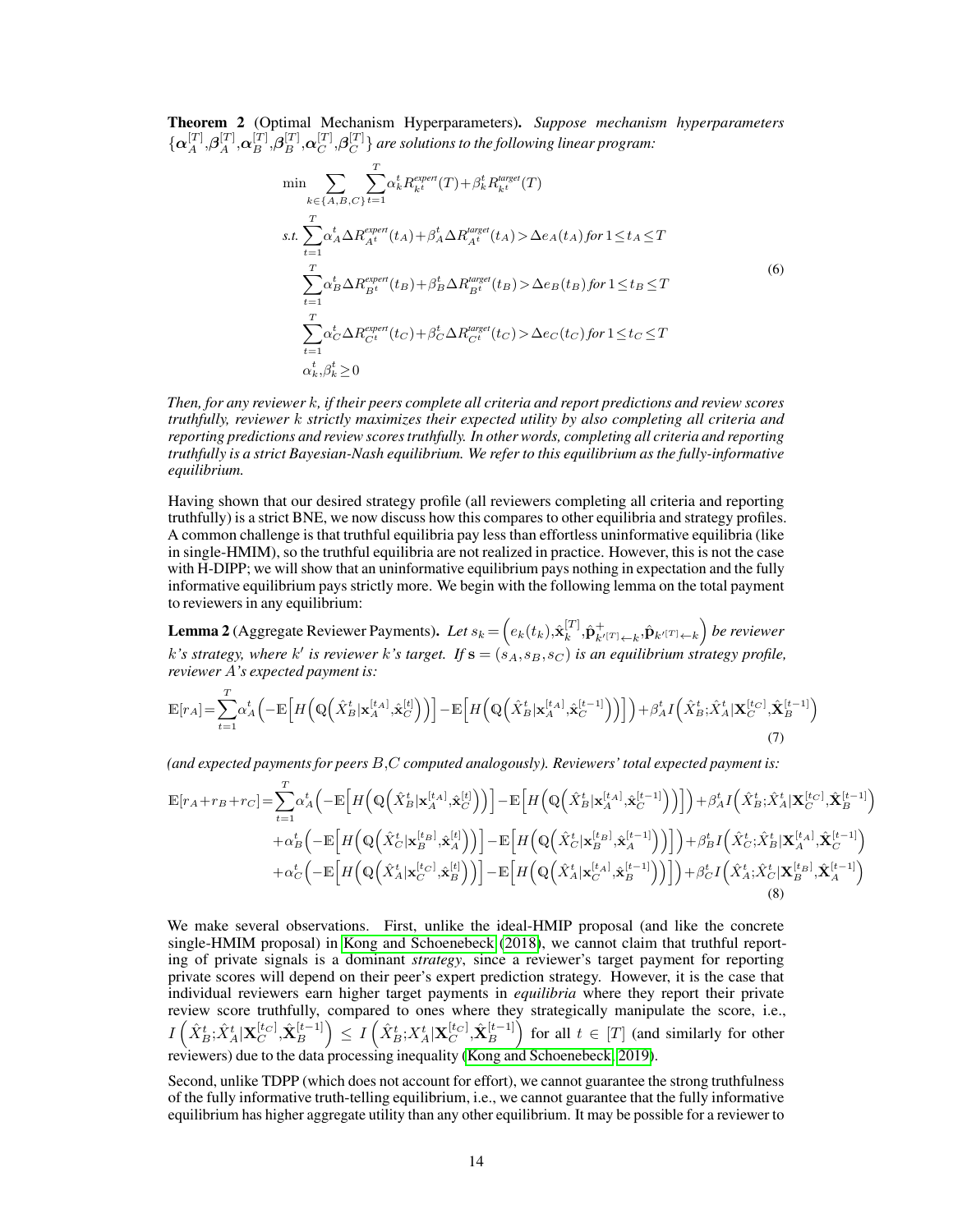**Theorem 2** (Optimal Mechanism Hyperparameters)**.** *Suppose mechanism hyperparameters $\{\boldsymbol{\alpha}_A^{[T]},\boldsymbol{\beta}_A^{[T]},\boldsymbol{\alpha}_B^{[T]},\boldsymbol{\beta}_B^{[T]},\boldsymbol{\alpha}_C^{[T]},\boldsymbol{\beta}_C^{[T]}\}$ are solutions to the following linear program:*

$$
\begin{aligned}
\min & \sum_{k\in\{A,B,C\}}\sum_{t=1}^{T}\alpha_k^t R_{k^t}^{expert}(T)+\beta_k^t R_{k^t}^{target}(T)\\
s.t. & \sum_{t=1}^{T}\alpha_A^t \Delta R_{A^t}^{expert}(t_A)+\beta_A^t \Delta R_{A^t}^{target}(t_A) > \Delta e_A(t_A) \text{ for } 1\le t_A\le T\\
& \sum_{t=1}^{T}\alpha_B^t \Delta R_{B^t}^{expert}(t_B)+\beta_B^t \Delta R_{B^t}^{target}(t_B) > \Delta e_B(t_B) \text{ for } 1\le t_B\le T\\
& \sum_{t=1}^{T}\alpha_C^t \Delta R_{C^t}^{expert}(t_C)+\beta_C^t \Delta R_{C^t}^{target}(t_C) > \Delta e_C(t_C) \text{ for } 1\le t_C\le T\\
& \alpha_k^t,\beta_k^t \ge 0
\end{aligned}
\tag{6}
$$

*Then, for any reviewer $k$, if their peers complete all criteria and report predictions and review scores truthfully, reviewer $k$ strictly maximizes their expected utility by also completing all criteria and reporting predictions and review scores truthfully. In other words, completing all criteria and reporting truthfully is a strict Bayesian-Nash equilibrium. We refer to this equilibrium as the fully-informative equilibrium.*

Having shown that our desired strategy profile (all reviewers completing all criteria and reporting truthfully) is a strict BNE, we now discuss how this compares to other equilibria and strategy profiles. A common challenge is that truthful equilibria pay less than effortless uninformative equilibria (like in single-HMIM), so the truthful equilibria are not realized in practice. However, this is not the case with H-DIPP; we will show that an uninformative equilibrium pays nothing in expectation and the fully informative equilibrium pays strictly more. We begin with the following lemma on the total payment to reviewers in any equilibrium:

**Lemma 2** (Aggregate Reviewer Payments)**.** *Let $s_k=\left(e_k(t_k),\hat{\mathbf{x}}_k^{[T]},\hat{\mathbf{p}}^+_{k'^{[T]}\leftarrow k},\hat{\mathbf{p}}_{k'^{[T]}\leftarrow k}\right)$ be reviewer $k$'s strategy, where $k'$ is reviewer $k$'s target. If $\mathbf{s}=(s_A,s_B,s_C)$ is an equilibrium strategy profile, reviewer $A$'s expected payment is:*

$$
\mathbb{E}[r_A]=\sum_{t=1}^{T}\alpha_A^t\Big(-\mathbb{E}\Big[H\Big(\mathbb{Q}\Big(\hat{X}_B^t|\mathbf{x}_A^{[t_A]},\hat{\mathbf{x}}_C^{[t]}\Big)\Big)\Big]-\mathbb{E}\Big[H\Big(\mathbb{Q}\Big(\hat{X}_B^t|\mathbf{x}_A^{[t_A]},\hat{\mathbf{x}}_C^{[t-1]}\Big)\Big)\Big]\Big)+\beta_A^t I\Big(\hat{X}_B^t;\hat{X}_A^t|\mathbf{X}_C^{[t_C]},\hat{\mathbf{X}}_B^{[t-1]}\Big)
\tag{7}
$$

*(and expected payments for peers $B,C$ computed analogously). Reviewers' total expected payment is:*

$$
\begin{aligned}
\mathbb{E}[r_A+r_B+r_C]=\sum_{t=1}^{T}&\alpha_A^t\Big(-\mathbb{E}\Big[H\Big(\mathbb{Q}\Big(\hat{X}_B^t|\mathbf{x}_A^{[t_A]},\hat{\mathbf{x}}_C^{[t]}\Big)\Big)\Big]-\mathbb{E}\Big[H\Big(\mathbb{Q}\Big(\hat{X}_B^t|\mathbf{x}_A^{[t_A]},\hat{\mathbf{x}}_C^{[t-1]}\Big)\Big)\Big]\Big)+\beta_A^t I\Big(\hat{X}_B^t;\hat{X}_A^t|\mathbf{X}_C^{[t_C]},\hat{\mathbf{X}}_B^{[t-1]}\Big)\\
+&\alpha_B^t\Big(-\mathbb{E}\Big[H\Big(\mathbb{Q}\Big(\hat{X}_C^t|\mathbf{x}_B^{[t_B]},\hat{\mathbf{x}}_A^{[t]}\Big)\Big)\Big]-\mathbb{E}\Big[H\Big(\mathbb{Q}\Big(\hat{X}_C^t|\mathbf{x}_B^{[t_B]},\hat{\mathbf{x}}_A^{[t-1]}\Big)\Big)\Big]\Big)+\beta_B^t I\Big(\hat{X}_C^t;\hat{X}_B^t|\mathbf{X}_A^{[t_A]},\hat{\mathbf{X}}_C^{[t-1]}\Big)\\
+&\alpha_C^t\Big(-\mathbb{E}\Big[H\Big(\mathbb{Q}\Big(\hat{X}_A^t|\mathbf{x}_C^{[t_C]},\hat{\mathbf{x}}_B^{[t]}\Big)\Big)\Big]-\mathbb{E}\Big[H\Big(\mathbb{Q}\Big(\hat{X}_A^t|\mathbf{x}_C^{[t_C]},\hat{\mathbf{x}}_B^{[t-1]}\Big)\Big)\Big]\Big)+\beta_C^t I\Big(\hat{X}_A^t;\hat{X}_C^t|\mathbf{X}_B^{[t_B]},\hat{\mathbf{X}}_A^{[t-1]}\Big)
\end{aligned}
\tag{8}
$$

We make several observations. First, unlike the ideal-HMIP proposal (and like the concrete single-HMIM proposal) in Kong and Schoenebeck (2018), we cannot claim that truthful reporting of private signals is a dominant *strategy*, since a reviewer's target payment for reporting private scores will depend on their peer's expert prediction strategy. However, it is the case that individual reviewers earn higher target payments in *equilibria* where they report their private review score truthfully, compared to ones where they strategically manipulate the score, i.e., $I\left(\hat{X}_B^t;\hat{X}_A^t|\mathbf{X}_C^{[t_C]},\hat{\mathbf{X}}_B^{[t-1]}\right)\le I\left(\hat{X}_B^t;X_A^t|\mathbf{X}_C^{[t_C]},\hat{\mathbf{X}}_B^{[t-1]}\right)$ for all $t\in[T]$ (and similarly for other reviewers) due to the data processing inequality (Kong and Schoenebeck, 2019).

Second, unlike TDPP (which does not account for effort), we cannot guarantee the strong truthfulness of the fully informative truth-telling equilibrium, i.e., we cannot guarantee that the fully informative equilibrium has higher aggregate utility than any other equilibrium. It may be possible for a reviewer to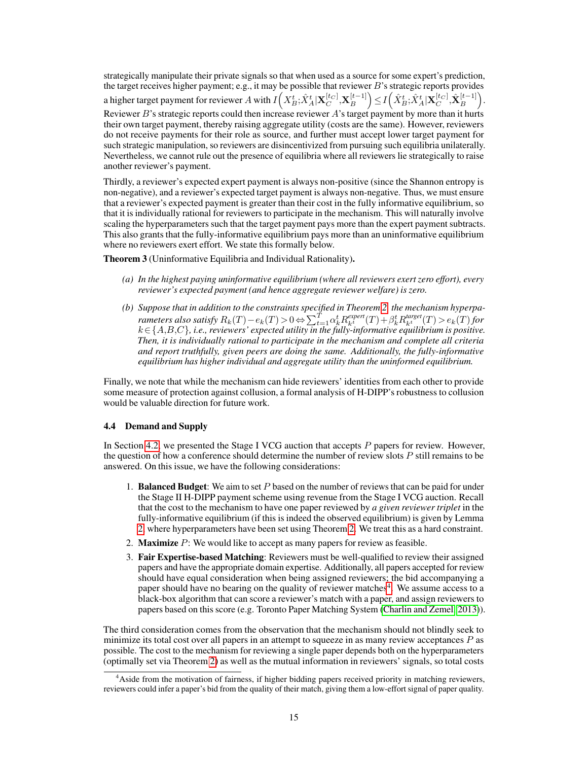strategically manipulate their private signals so that when used as a source for some expert's prediction, the target receives higher payment; e.g., it may be possible that reviewer $B$'s strategic reports provides a higher target payment for reviewer $A$ with $I\left(X_B^t;\hat{X}_A^t|\mathbf{X}_C^{[t_C]},\mathbf{X}_B^{[t-1]}\right) \leq I\left(\hat{X}_B^t;\hat{X}_A^t|\mathbf{X}_C^{[t_C]},\hat{\mathbf{X}}_B^{[t-1]}\right)$. Reviewer $B$'s strategic reports could then increase reviewer $A$'s target payment by more than it hurts their own target payment, thereby raising aggregate utility (costs are the same). However, reviewers do not receive payments for their role as source, and further must accept lower target payment for such strategic manipulation, so reviewers are disincentivized from pursuing such equilibria unilaterally. Nevertheless, we cannot rule out the presence of equilibria where all reviewers lie strategically to raise another reviewer's payment.

Thirdly, a reviewer's expected expert payment is always non-positive (since the Shannon entropy is non-negative), and a reviewer's expected target payment is always non-negative. Thus, we must ensure that a reviewer's expected payment is greater than their cost in the fully informative equilibrium, so that it is individually rational for reviewers to participate in the mechanism. This will naturally involve scaling the hyperparameters such that the target payment pays more than the expert payment subtracts. This also grants that the fully-informative equilibrium pays more than an uninformative equilibrium where no reviewers exert effort. We state this formally below.

**Theorem 3** (Uninformative Equilibria and Individual Rationality)**.**

*(a) In the highest paying uninformative equilibrium (where all reviewers exert zero effort), every reviewer's expected payment (and hence aggregate reviewer welfare) is zero.*

*(b) Suppose that in addition to the constraints specified in Theorem 2, the mechanism hyperparameters also satisfy $R_k(T) - e_k(T) > 0 \Leftrightarrow \sum_{t=1}^{T} \alpha_k^t R_{k^t}^{expert}(T) + \beta_k^t R_{k^t}^{target}(T) > e_k(T)$ for $k \in \{A,B,C\}$, i.e., reviewers' expected utility in the fully-informative equilibrium is positive. Then, it is individually rational to participate in the mechanism and complete all criteria and report truthfully, given peers are doing the same. Additionally, the fully-informative equilibrium has higher individual and aggregate utility than the uninformed equilibrium.*

Finally, we note that while the mechanism can hide reviewers' identities from each other to provide some measure of protection against collusion, a formal analysis of H-DIPP's robustness to collusion would be valuable direction for future work.

### 4.4 Demand and Supply

In Section 4.2, we presented the Stage I VCG auction that accepts $P$ papers for review. However, the question of how a conference should determine the number of review slots $P$ still remains to be answered. On this issue, we have the following considerations:

1. **Balanced Budget**: We aim to set $P$ based on the number of reviews that can be paid for under the Stage II H-DIPP payment scheme using revenue from the Stage I VCG auction. Recall that the cost to the mechanism to have one paper reviewed by *a given reviewer triplet* in the fully-informative equilibrium (if this is indeed the observed equilibrium) is given by Lemma 2, where hyperparameters have been set using Theorem 2. We treat this as a hard constraint.
2. **Maximize** $P$: We would like to accept as many papers for review as feasible.
3. **Fair Expertise-based Matching**: Reviewers must be well-qualified to review their assigned papers and have the appropriate domain expertise. Additionally, all papers accepted for review should have equal consideration when being assigned reviewers; the bid accompanying a paper should have no bearing on the quality of reviewer matches[4]. We assume access to a black-box algorithm that can score a reviewer's match with a paper, and assign reviewers to papers based on this score (e.g. Toronto Paper Matching System (Charlin and Zemel, 2013)).

The third consideration comes from the observation that the mechanism should not blindly seek to minimize its total cost over all papers in an attempt to squeeze in as many review acceptances $P$ as possible. The cost to the mechanism for reviewing a single paper depends both on the hyperparameters (optimally set via Theorem 2) as well as the mutual information in reviewers' signals, so total costs

[4]Aside from the motivation of fairness, if higher bidding papers received priority in matching reviewers, reviewers could infer a paper's bid from the quality of their match, giving them a low-effort signal of paper quality.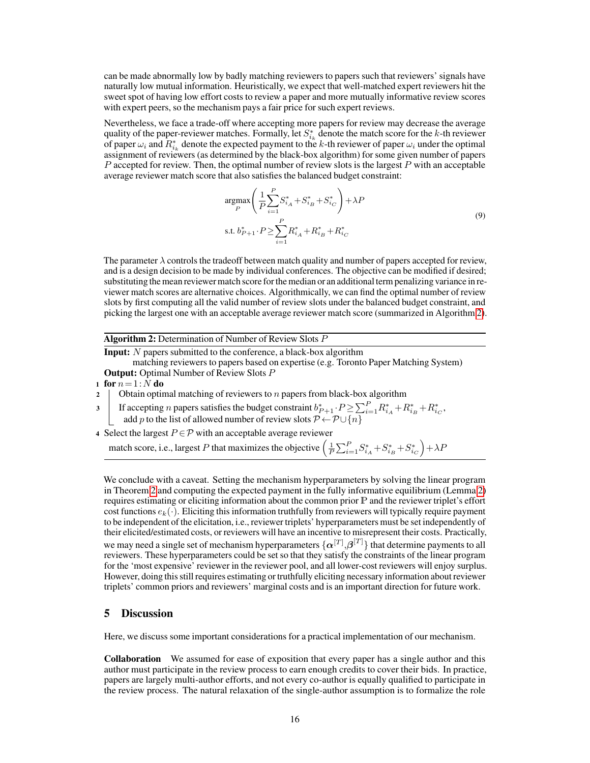can be made abnormally low by badly matching reviewers to papers such that reviewers' signals have naturally low mutual information. Heuristically, we expect that well-matched expert reviewers hit the sweet spot of having low effort costs to review a paper and more mutually informative review scores with expert peers, so the mechanism pays a fair price for such expert reviews.

Nevertheless, we face a trade-off where accepting more papers for review may decrease the average quality of the paper-reviewer matches. Formally, let $S^*_{i_k}$ denote the match score for the $k$-th reviewer of paper $\omega_i$ and $R^*_{i_k}$ denote the expected payment to the $k$-th reviewer of paper $\omega_i$ under the optimal assignment of reviewers (as determined by the black-box algorithm) for some given number of papers $P$ accepted for review. Then, the optimal number of review slots is the largest $P$ with an acceptable average reviewer match score that also satisfies the balanced budget constraint:

$$
\begin{aligned}
&\underset{P}{\operatorname{argmax}} \left( \frac{1}{P} \sum_{i=1}^{P} S^*_{i_A} + S^*_{i_B} + S^*_{i_C} \right) + \lambda P \\
&\text{s.t. } b^*_{P+1} \cdot P \geq \sum_{i=1}^{P} R^*_{i_A} + R^*_{i_B} + R^*_{i_C}
\end{aligned} \tag{9}
$$

The parameter $\lambda$ controls the tradeoff between match quality and number of papers accepted for review, and is a design decision to be made by individual conferences. The objective can be modified if desired; substituting the mean reviewer match score for the median or an additional term penalizing variance in reviewer match scores are alternative choices. Algorithmically, we can find the optimal number of review slots by first computing all the valid number of review slots under the balanced budget constraint, and picking the largest one with an acceptable average reviewer match score (summarized in Algorithm 2).

---

**Algorithm 2:** Determination of Number of Review Slots $P$

**Input:** $N$ papers submitted to the conference, a black-box algorithm matching reviewers to papers based on expertise (e.g. Toronto Paper Matching System)

**Output:** Optimal Number of Review Slots $P$

1 **for** $n = 1 : N$ **do**

2 &nbsp;&nbsp;&nbsp;&nbsp;Obtain optimal matching of reviewers to $n$ papers from black-box algorithm

3 &nbsp;&nbsp;&nbsp;&nbsp;If accepting $n$ papers satisfies the budget constraint $b^*_{P+1} \cdot P \geq \sum_{i=1}^{P} R^*_{i_A} + R^*_{i_B} + R^*_{i_C}$, add $p$ to the list of allowed number of review slots $\mathcal{P} \leftarrow \mathcal{P} \cup \{n\}$

4 Select the largest $P \in \mathcal{P}$ with an acceptable average reviewer match score, i.e., largest $P$ that maximizes the objective $\left( \frac{1}{P} \sum_{i=1}^{P} S^*_{i_A} + S^*_{i_B} + S^*_{i_C} \right) + \lambda P$

---

We conclude with a caveat. Setting the mechanism hyperparameters by solving the linear program in Theorem 2 and computing the expected payment in the fully informative equilibrium (Lemma 2) requires estimating or eliciting information about the common prior $\mathbb{P}$ and the reviewer triplet's effort cost functions $e_k(\cdot)$. Eliciting this information truthfully from reviewers will typically require payment to be independent of the elicitation, i.e., reviewer triplets' hyperparameters must be set independently of their elicited/estimated costs, or reviewers will have an incentive to misrepresent their costs. Practically, we may need a single set of mechanism hyperparameters $\{\boldsymbol{\alpha}^{[T]}, \boldsymbol{\beta}^{[T]}\}$ that determine payments to all reviewers. These hyperparameters could be set so that they satisfy the constraints of the linear program for the 'most expensive' reviewer in the reviewer pool, and all lower-cost reviewers will enjoy surplus. However, doing this still requires estimating or truthfully eliciting necessary information about reviewer triplets' common priors and reviewers' marginal costs and is an important direction for future work.

## 5 Discussion

Here, we discuss some important considerations for a practical implementation of our mechanism.

**Collaboration** We assumed for ease of exposition that every paper has a single author and this author must participate in the review process to earn enough credits to cover their bids. In practice, papers are largely multi-author efforts, and not every co-author is equally qualified to participate in the review process. The natural relaxation of the single-author assumption is to formalize the role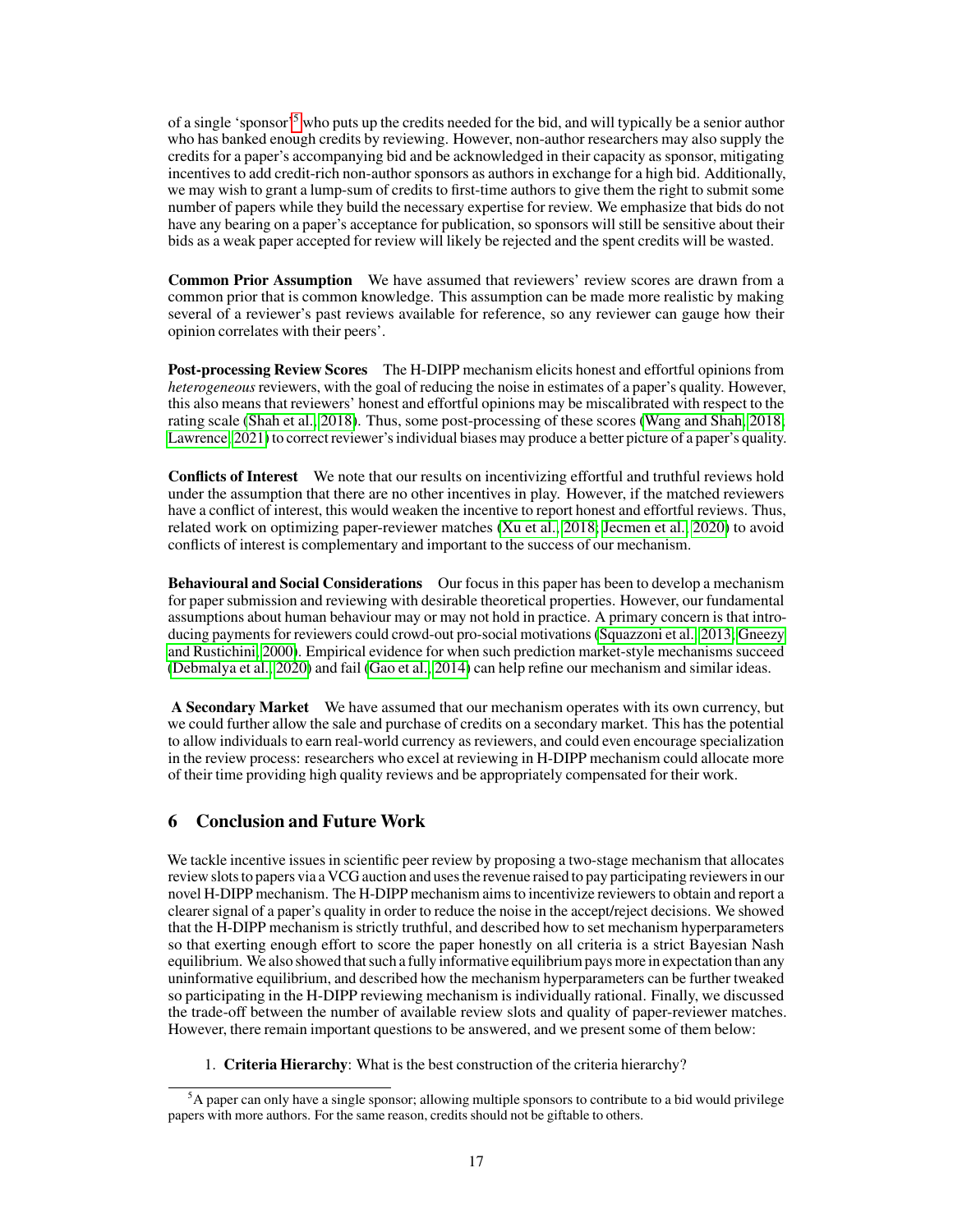of a single 'sponsor'[5] who puts up the credits needed for the bid, and will typically be a senior author who has banked enough credits by reviewing. However, non-author researchers may also supply the credits for a paper's accompanying bid and be acknowledged in their capacity as sponsor, mitigating incentives to add credit-rich non-author sponsors as authors in exchange for a high bid. Additionally, we may wish to grant a lump-sum of credits to first-time authors to give them the right to submit some number of papers while they build the necessary expertise for review. We emphasize that bids do not have any bearing on a paper's acceptance for publication, so sponsors will still be sensitive about their bids as a weak paper accepted for review will likely be rejected and the spent credits will be wasted.

**Common Prior Assumption** We have assumed that reviewers' review scores are drawn from a common prior that is common knowledge. This assumption can be made more realistic by making several of a reviewer's past reviews available for reference, so any reviewer can gauge how their opinion correlates with their peers'.

**Post-processing Review Scores** The H-DIPP mechanism elicits honest and effortful opinions from *heterogeneous* reviewers, with the goal of reducing the noise in estimates of a paper's quality. However, this also means that reviewers' honest and effortful opinions may be miscalibrated with respect to the rating scale (Shah et al., 2018). Thus, some post-processing of these scores (Wang and Shah, 2018; Lawrence, 2021) to correct reviewer's individual biases may produce a better picture of a paper's quality.

**Conflicts of Interest** We note that our results on incentivizing effortful and truthful reviews hold under the assumption that there are no other incentives in play. However, if the matched reviewers have a conflict of interest, this would weaken the incentive to report honest and effortful reviews. Thus, related work on optimizing paper-reviewer matches (Xu et al., 2018; Jecmen et al., 2020) to avoid conflicts of interest is complementary and important to the success of our mechanism.

**Behavioural and Social Considerations** Our focus in this paper has been to develop a mechanism for paper submission and reviewing with desirable theoretical properties. However, our fundamental assumptions about human behaviour may or may not hold in practice. A primary concern is that introducing payments for reviewers could crowd-out pro-social motivations (Squazzoni et al., 2013; Gneezy and Rustichini, 2000). Empirical evidence for when such prediction market-style mechanisms succeed (Debmalya et al., 2020) and fail (Gao et al., 2014) can help refine our mechanism and similar ideas.

**A Secondary Market** We have assumed that our mechanism operates with its own currency, but we could further allow the sale and purchase of credits on a secondary market. This has the potential to allow individuals to earn real-world currency as reviewers, and could even encourage specialization in the review process: researchers who excel at reviewing in H-DIPP mechanism could allocate more of their time providing high quality reviews and be appropriately compensated for their work.

## 6 Conclusion and Future Work

We tackle incentive issues in scientific peer review by proposing a two-stage mechanism that allocates review slots to papers via a VCG auction and uses the revenue raised to pay participating reviewers in our novel H-DIPP mechanism. The H-DIPP mechanism aims to incentivize reviewers to obtain and report a clearer signal of a paper's quality in order to reduce the noise in the accept/reject decisions. We showed that the H-DIPP mechanism is strictly truthful, and described how to set mechanism hyperparameters so that exerting enough effort to score the paper honestly on all criteria is a strict Bayesian Nash equilibrium. We also showed that such a fully informative equilibrium pays more in expectation than any uninformative equilibrium, and described how the mechanism hyperparameters can be further tweaked so participating in the H-DIPP reviewing mechanism is individually rational. Finally, we discussed the trade-off between the number of available review slots and quality of paper-reviewer matches. However, there remain important questions to be answered, and we present some of them below:

1. **Criteria Hierarchy**: What is the best construction of the criteria hierarchy?

[5] A paper can only have a single sponsor; allowing multiple sponsors to contribute to a bid would privilege papers with more authors. For the same reason, credits should not be giftable to others.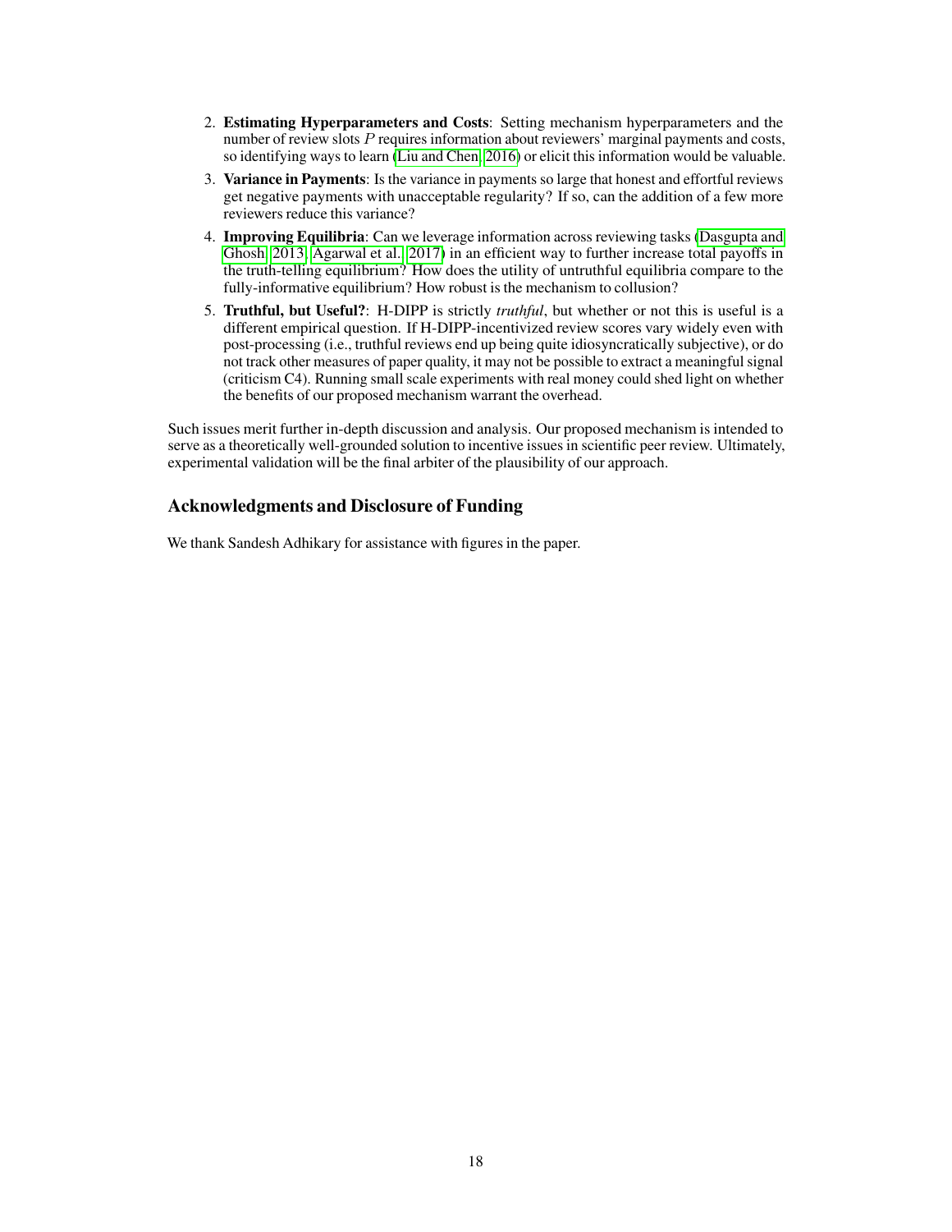2. **Estimating Hyperparameters and Costs**: Setting mechanism hyperparameters and the number of review slots $P$ requires information about reviewers' marginal payments and costs, so identifying ways to learn (Liu and Chen, 2016) or elicit this information would be valuable.
3. **Variance in Payments**: Is the variance in payments so large that honest and effortful reviews get negative payments with unacceptable regularity? If so, can the addition of a few more reviewers reduce this variance?
4. **Improving Equilibria**: Can we leverage information across reviewing tasks (Dasgupta and Ghosh, 2013; Agarwal et al., 2017) in an efficient way to further increase total payoffs in the truth-telling equilibrium? How does the utility of untruthful equilibria compare to the fully-informative equilibrium? How robust is the mechanism to collusion?
5. **Truthful, but Useful?**: H-DIPP is strictly *truthful*, but whether or not this is useful is a different empirical question. If H-DIPP-incentivized review scores vary widely even with post-processing (i.e., truthful reviews end up being quite idiosyncratically subjective), or do not track other measures of paper quality, it may not be possible to extract a meaningful signal (criticism C4). Running small scale experiments with real money could shed light on whether the benefits of our proposed mechanism warrant the overhead.

Such issues merit further in-depth discussion and analysis. Our proposed mechanism is intended to serve as a theoretically well-grounded solution to incentive issues in scientific peer review. Ultimately, experimental validation will be the final arbiter of the plausibility of our approach.

## Acknowledgments and Disclosure of Funding

We thank Sandesh Adhikary for assistance with figures in the paper.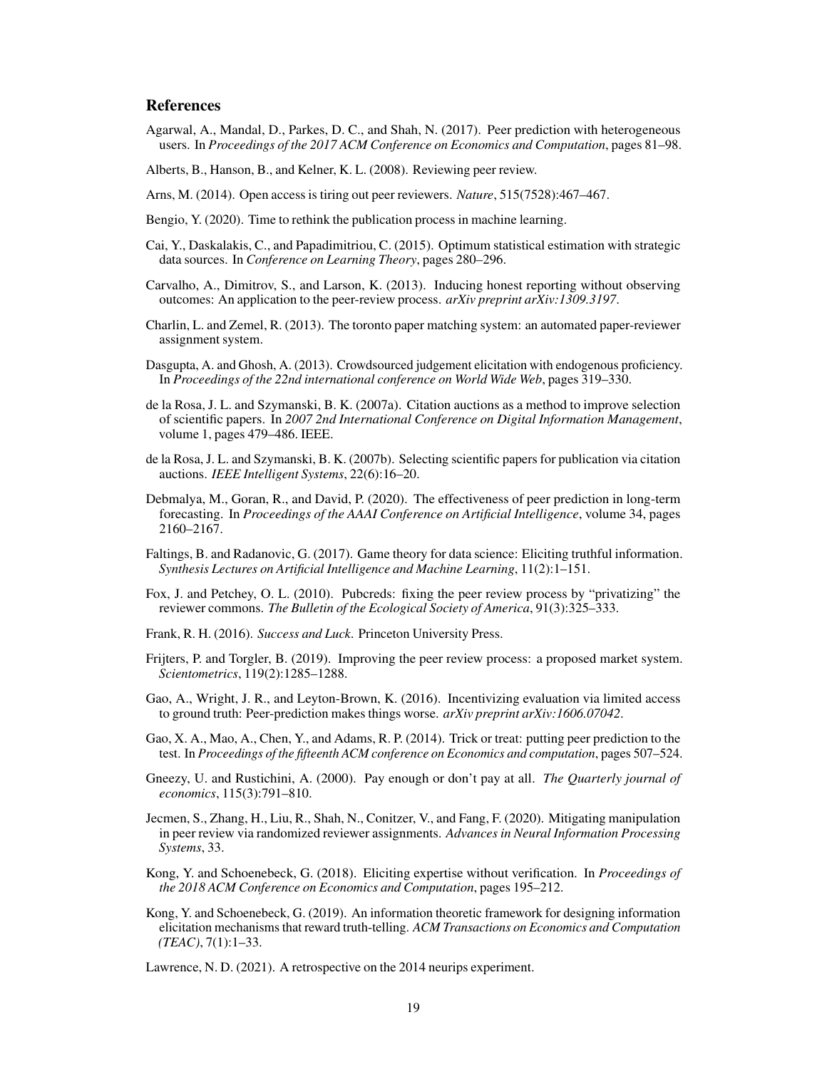## References

Agarwal, A., Mandal, D., Parkes, D. C., and Shah, N. (2017). Peer prediction with heterogeneous users. In *Proceedings of the 2017 ACM Conference on Economics and Computation*, pages 81–98.

Alberts, B., Hanson, B., and Kelner, K. L. (2008). Reviewing peer review.

Arns, M. (2014). Open access is tiring out peer reviewers. *Nature*, 515(7528):467–467.

Bengio, Y. (2020). Time to rethink the publication process in machine learning.

Cai, Y., Daskalakis, C., and Papadimitriou, C. (2015). Optimum statistical estimation with strategic data sources. In *Conference on Learning Theory*, pages 280–296.

Carvalho, A., Dimitrov, S., and Larson, K. (2013). Inducing honest reporting without observing outcomes: An application to the peer-review process. *arXiv preprint arXiv:1309.3197*.

Charlin, L. and Zemel, R. (2013). The toronto paper matching system: an automated paper-reviewer assignment system.

Dasgupta, A. and Ghosh, A. (2013). Crowdsourced judgement elicitation with endogenous proficiency. In *Proceedings of the 22nd international conference on World Wide Web*, pages 319–330.

de la Rosa, J. L. and Szymanski, B. K. (2007a). Citation auctions as a method to improve selection of scientific papers. In *2007 2nd International Conference on Digital Information Management*, volume 1, pages 479–486. IEEE.

de la Rosa, J. L. and Szymanski, B. K. (2007b). Selecting scientific papers for publication via citation auctions. *IEEE Intelligent Systems*, 22(6):16–20.

Debmalya, M., Goran, R., and David, P. (2020). The effectiveness of peer prediction in long-term forecasting. In *Proceedings of the AAAI Conference on Artificial Intelligence*, volume 34, pages 2160–2167.

Faltings, B. and Radanovic, G. (2017). Game theory for data science: Eliciting truthful information. *Synthesis Lectures on Artificial Intelligence and Machine Learning*, 11(2):1–151.

Fox, J. and Petchey, O. L. (2010). Pubcreds: fixing the peer review process by "privatizing" the reviewer commons. *The Bulletin of the Ecological Society of America*, 91(3):325–333.

Frank, R. H. (2016). *Success and Luck*. Princeton University Press.

Frijters, P. and Torgler, B. (2019). Improving the peer review process: a proposed market system. *Scientometrics*, 119(2):1285–1288.

Gao, A., Wright, J. R., and Leyton-Brown, K. (2016). Incentivizing evaluation via limited access to ground truth: Peer-prediction makes things worse. *arXiv preprint arXiv:1606.07042*.

Gao, X. A., Mao, A., Chen, Y., and Adams, R. P. (2014). Trick or treat: putting peer prediction to the test. In *Proceedings of the fifteenth ACM conference on Economics and computation*, pages 507–524.

Gneezy, U. and Rustichini, A. (2000). Pay enough or don't pay at all. *The Quarterly journal of economics*, 115(3):791–810.

Jecmen, S., Zhang, H., Liu, R., Shah, N., Conitzer, V., and Fang, F. (2020). Mitigating manipulation in peer review via randomized reviewer assignments. *Advances in Neural Information Processing Systems*, 33.

Kong, Y. and Schoenebeck, G. (2018). Eliciting expertise without verification. In *Proceedings of the 2018 ACM Conference on Economics and Computation*, pages 195–212.

Kong, Y. and Schoenebeck, G. (2019). An information theoretic framework for designing information elicitation mechanisms that reward truth-telling. *ACM Transactions on Economics and Computation (TEAC)*, 7(1):1–33.

Lawrence, N. D. (2021). A retrospective on the 2014 neurips experiment.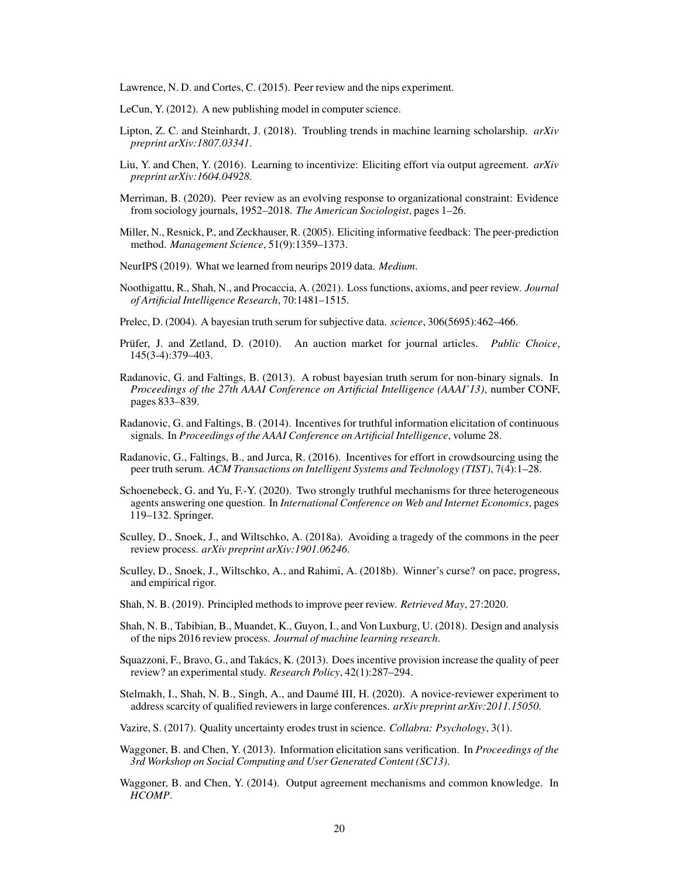Lawrence, N. D. and Cortes, C. (2015). Peer review and the nips experiment.

LeCun, Y. (2012). A new publishing model in computer science.

Lipton, Z. C. and Steinhardt, J. (2018). Troubling trends in machine learning scholarship. *arXiv preprint arXiv:1807.03341*.

Liu, Y. and Chen, Y. (2016). Learning to incentivize: Eliciting effort via output agreement. *arXiv preprint arXiv:1604.04928*.

Merriman, B. (2020). Peer review as an evolving response to organizational constraint: Evidence from sociology journals, 1952–2018. *The American Sociologist*, pages 1–26.

Miller, N., Resnick, P., and Zeckhauser, R. (2005). Eliciting informative feedback: The peer-prediction method. *Management Science*, 51(9):1359–1373.

NeurIPS (2019). What we learned from neurips 2019 data. *Medium*.

Noothigattu, R., Shah, N., and Procaccia, A. (2021). Loss functions, axioms, and peer review. *Journal of Artificial Intelligence Research*, 70:1481–1515.

Prelec, D. (2004). A bayesian truth serum for subjective data. *science*, 306(5695):462–466.

Prüfer, J. and Zetland, D. (2010). An auction market for journal articles. *Public Choice*, 145(3-4):379–403.

Radanovic, G. and Faltings, B. (2013). A robust bayesian truth serum for non-binary signals. In *Proceedings of the 27th AAAI Conference on Artificial Intelligence (AAAI'13)*, number CONF, pages 833–839.

Radanovic, G. and Faltings, B. (2014). Incentives for truthful information elicitation of continuous signals. In *Proceedings of the AAAI Conference on Artificial Intelligence*, volume 28.

Radanovic, G., Faltings, B., and Jurca, R. (2016). Incentives for effort in crowdsourcing using the peer truth serum. *ACM Transactions on Intelligent Systems and Technology (TIST)*, 7(4):1–28.

Schoenebeck, G. and Yu, F.-Y. (2020). Two strongly truthful mechanisms for three heterogeneous agents answering one question. In *International Conference on Web and Internet Economics*, pages 119–132. Springer.

Sculley, D., Snoek, J., and Wiltschko, A. (2018a). Avoiding a tragedy of the commons in the peer review process. *arXiv preprint arXiv:1901.06246*.

Sculley, D., Snoek, J., Wiltschko, A., and Rahimi, A. (2018b). Winner's curse? on pace, progress, and empirical rigor.

Shah, N. B. (2019). Principled methods to improve peer review. *Retrieved May*, 27:2020.

Shah, N. B., Tabibian, B., Muandet, K., Guyon, I., and Von Luxburg, U. (2018). Design and analysis of the nips 2016 review process. *Journal of machine learning research*.

Squazzoni, F., Bravo, G., and Takács, K. (2013). Does incentive provision increase the quality of peer review? an experimental study. *Research Policy*, 42(1):287–294.

Stelmakh, I., Shah, N. B., Singh, A., and Daumé III, H. (2020). A novice-reviewer experiment to address scarcity of qualified reviewers in large conferences. *arXiv preprint arXiv:2011.15050*.

Vazire, S. (2017). Quality uncertainty erodes trust in science. *Collabra: Psychology*, 3(1).

Waggoner, B. and Chen, Y. (2013). Information elicitation sans verification. In *Proceedings of the 3rd Workshop on Social Computing and User Generated Content (SC13)*.

Waggoner, B. and Chen, Y. (2014). Output agreement mechanisms and common knowledge. In *HCOMP*.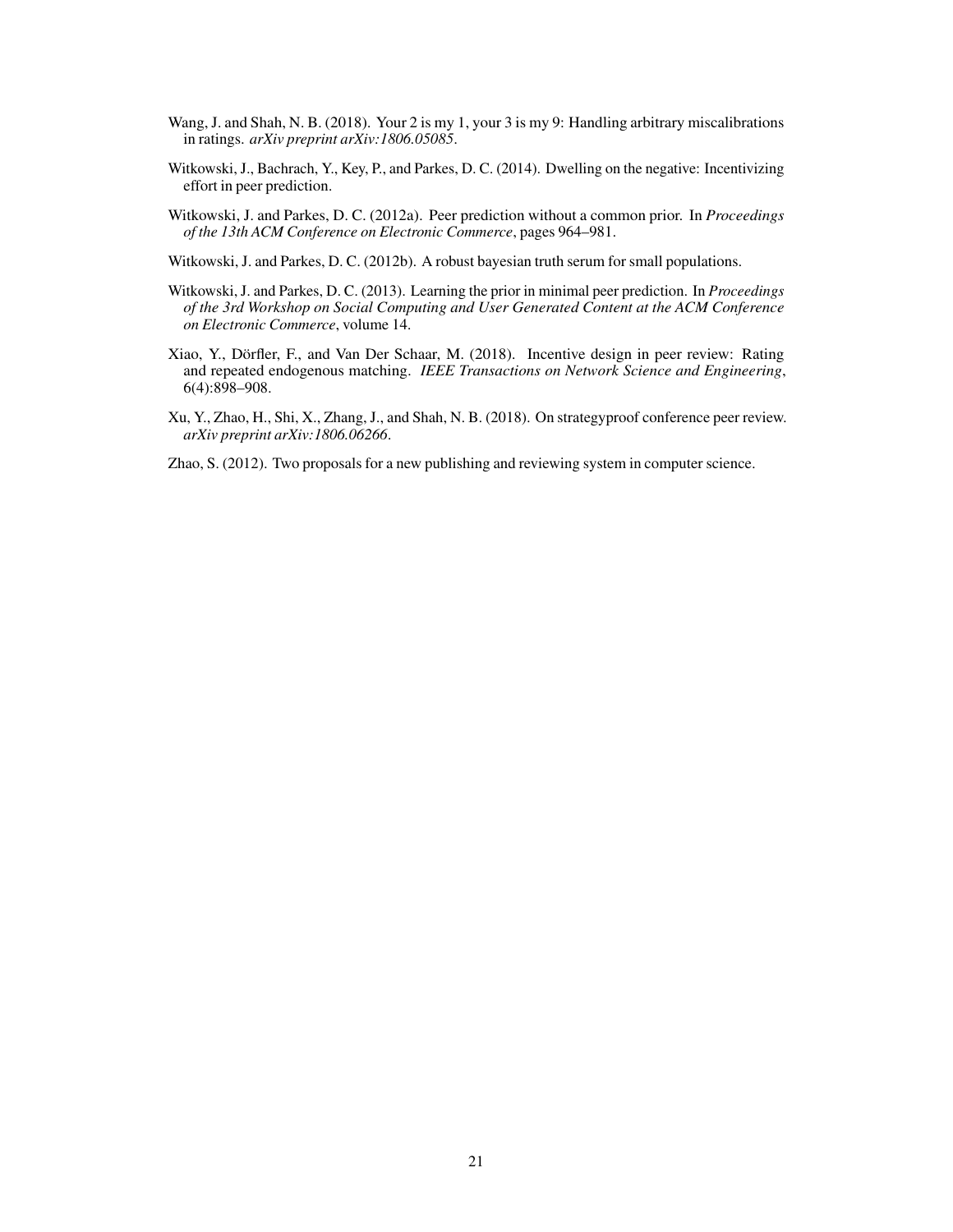Wang, J. and Shah, N. B. (2018). Your 2 is my 1, your 3 is my 9: Handling arbitrary miscalibrations in ratings. *arXiv preprint arXiv:1806.05085*.

Witkowski, J., Bachrach, Y., Key, P., and Parkes, D. C. (2014). Dwelling on the negative: Incentivizing effort in peer prediction.

Witkowski, J. and Parkes, D. C. (2012a). Peer prediction without a common prior. In *Proceedings of the 13th ACM Conference on Electronic Commerce*, pages 964–981.

Witkowski, J. and Parkes, D. C. (2012b). A robust bayesian truth serum for small populations.

Witkowski, J. and Parkes, D. C. (2013). Learning the prior in minimal peer prediction. In *Proceedings of the 3rd Workshop on Social Computing and User Generated Content at the ACM Conference on Electronic Commerce*, volume 14.

Xiao, Y., Dörfler, F., and Van Der Schaar, M. (2018). Incentive design in peer review: Rating and repeated endogenous matching. *IEEE Transactions on Network Science and Engineering*, 6(4):898–908.

Xu, Y., Zhao, H., Shi, X., Zhang, J., and Shah, N. B. (2018). On strategyproof conference peer review. *arXiv preprint arXiv:1806.06266*.

Zhao, S. (2012). Two proposals for a new publishing and reviewing system in computer science.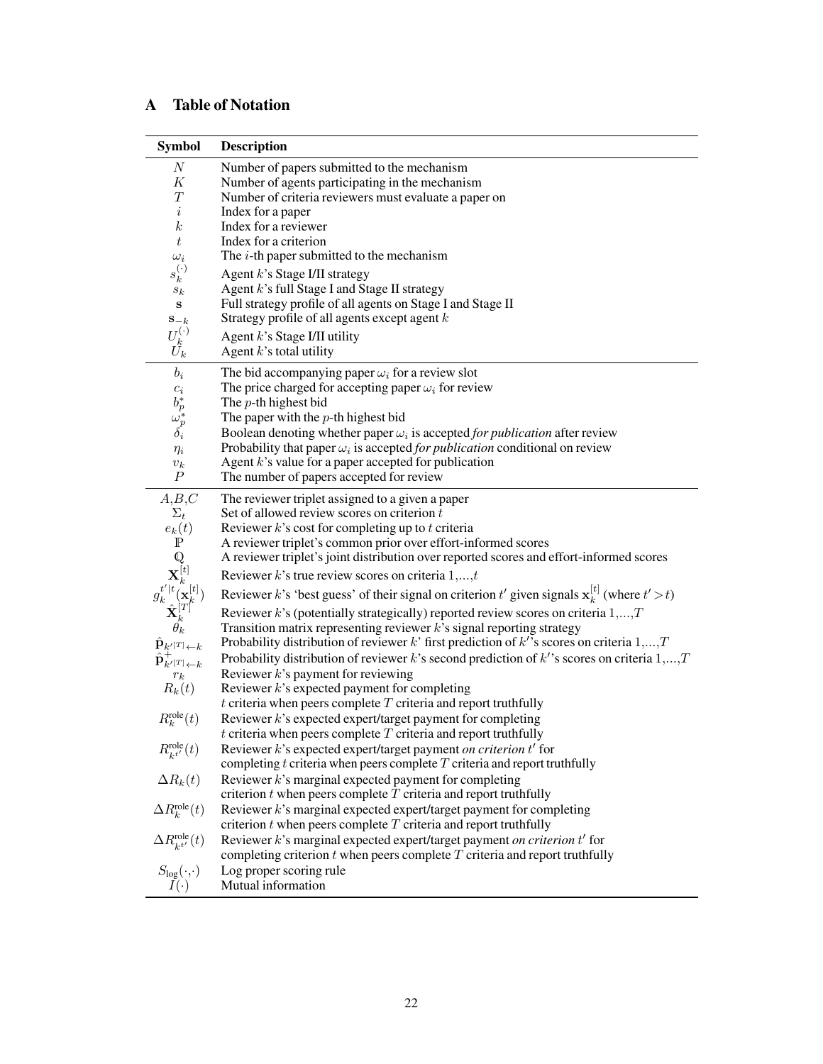## A Table of Notation

| Symbol | Description |
|---|---|
| $N$ | Number of papers submitted to the mechanism |
| $K$ | Number of agents participating in the mechanism |
| $T$ | Number of criteria reviewers must evaluate a paper on |
| $i$ | Index for a paper |
| $k$ | Index for a reviewer |
| $t$ | Index for a criterion |
| $\omega_i$ | The $i$-th paper submitted to the mechanism |
| $s_k^{(\cdot)}$ | Agent $k$'s Stage I/II strategy |
| $s_k$ | Agent $k$'s full Stage I and Stage II strategy |
| $\mathbf{s}$ | Full strategy profile of all agents on Stage I and Stage II |
| $\mathbf{s}_{-k}$ | Strategy profile of all agents except agent $k$ |
| $U_k^{(\cdot)}$ | Agent $k$'s Stage I/II utility |
| $U_k$ | Agent $k$'s total utility |
| $b_i$ | The bid accompanying paper $\omega_i$ for a review slot |
| $c_i$ | The price charged for accepting paper $\omega_i$ for review |
| $b_p^*$ | The $p$-th highest bid |
| $\omega_p^*$ | The paper with the $p$-th highest bid |
| $\delta_i$ | Boolean denoting whether paper $\omega_i$ is accepted *for publication* after review |
| $\eta_i$ | Probability that paper $\omega_i$ is accepted *for publication* conditional on review |
| $v_k$ | Agent $k$'s value for a paper accepted for publication |
| $P$ | The number of papers accepted for review |
| $A$,$B$,$C$ | The reviewer triplet assigned to a given paper |
| $\Sigma_t$ | Set of allowed review scores on criterion $t$ |
| $e_k(t)$ | Reviewer $k$'s cost for completing up to $t$ criteria |
| $\mathbb{P}$ | A reviewer triplet's common prior over effort-informed scores |
| $\mathbb{Q}$ | A reviewer triplet's joint distribution over reported scores and effort-informed scores |
| $\mathbf{X}_k^{[t]}$ | Reviewer $k$'s true review scores on criteria $1,...,t$ |
| $g_k^{t'\|t}(\mathbf{x}_k^{[t]})$ | Reviewer $k$'s 'best guess' of their signal on criterion $t'$ given signals $\mathbf{x}_k^{[t]}$ (where $t'>t$) |
| $\hat{\mathbf{X}}_k^{[T]}$ | Reviewer $k$'s (potentially strategically) reported review scores on criteria $1,...,T$ |
| $\theta_k$ | Transition matrix representing reviewer $k$'s signal reporting strategy |
| $\hat{\mathbf{p}}_{k'^{[T]}\leftarrow k}$ | Probability distribution of reviewer $k$' first prediction of $k'$'s scores on criteria $1,...,T$ |
| $\hat{\mathbf{p}}^+_{k'^{[T]}\leftarrow k}$ | Probability distribution of reviewer $k$'s second prediction of $k'$'s scores on criteria $1,...,T$ |
| $r_k$ | Reviewer $k$'s payment for reviewing |
| $R_k(t)$ | Reviewer $k$'s expected payment for completing $t$ criteria when peers complete $T$ criteria and report truthfully |
| $R_k^{\text{role}}(t)$ | Reviewer $k$'s expected expert/target payment for completing $t$ criteria when peers complete $T$ criteria and report truthfully |
| $R_{k^{t'}}^{\text{role}}(t)$ | Reviewer $k$'s expected expert/target payment *on criterion* $t'$ for completing $t$ criteria when peers complete $T$ criteria and report truthfully |
| $\Delta R_k(t)$ | Reviewer $k$'s marginal expected payment for completing criterion $t$ when peers complete $T$ criteria and report truthfully |
| $\Delta R_k^{\text{role}}(t)$ | Reviewer $k$'s marginal expected expert/target payment for completing criterion $t$ when peers complete $T$ criteria and report truthfully |
| $\Delta R_{k^{t'}}^{\text{role}}(t)$ | Reviewer $k$'s marginal expected expert/target payment *on criterion* $t'$ for completing criterion $t$ when peers complete $T$ criteria and report truthfully |
| $S_{\log}(\cdot,\cdot)$ | Log proper scoring rule |
| $I(\cdot)$ | Mutual information |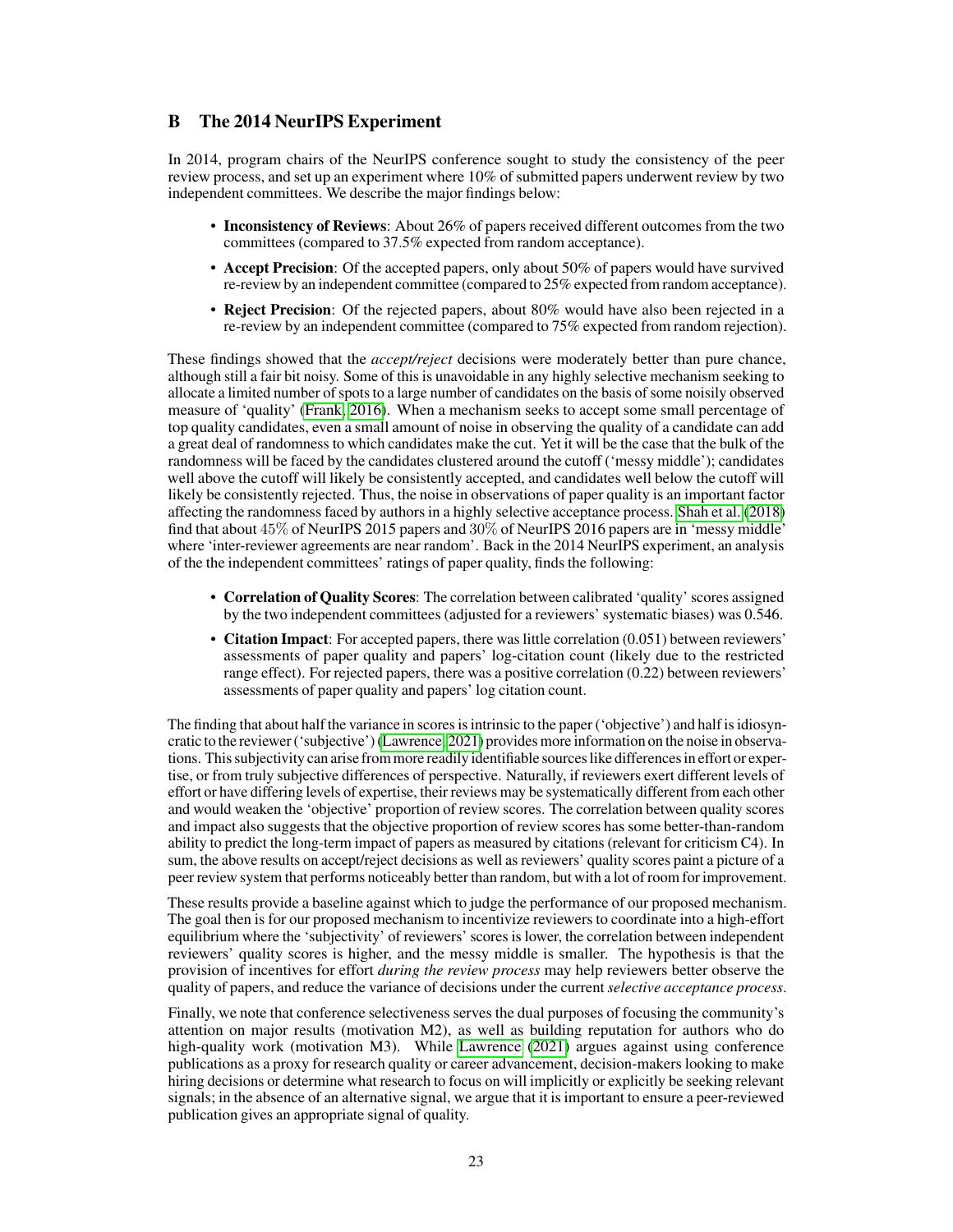## B The 2014 NeurIPS Experiment

In 2014, program chairs of the NeurIPS conference sought to study the consistency of the peer review process, and set up an experiment where 10% of submitted papers underwent review by two independent committees. We describe the major findings below:

- **Inconsistency of Reviews**: About 26% of papers received different outcomes from the two committees (compared to 37.5% expected from random acceptance).
- **Accept Precision**: Of the accepted papers, only about 50% of papers would have survived re-review by an independent committee (compared to 25% expected from random acceptance).
- **Reject Precision**: Of the rejected papers, about 80% would have also been rejected in a re-review by an independent committee (compared to 75% expected from random rejection).

These findings showed that the *accept/reject* decisions were moderately better than pure chance, although still a fair bit noisy. Some of this is unavoidable in any highly selective mechanism seeking to allocate a limited number of spots to a large number of candidates on the basis of some noisily observed measure of 'quality' (Frank, 2016). When a mechanism seeks to accept some small percentage of top quality candidates, even a small amount of noise in observing the quality of a candidate can add a great deal of randomness to which candidates make the cut. Yet it will be the case that the bulk of the randomness will be faced by the candidates clustered around the cutoff ('messy middle'); candidates well above the cutoff will likely be consistently accepted, and candidates well below the cutoff will likely be consistently rejected. Thus, the noise in observations of paper quality is an important factor affecting the randomness faced by authors in a highly selective acceptance process. Shah et al. (2018) find that about $45\%$ of NeurIPS 2015 papers and $30\%$ of NeurIPS 2016 papers are in 'messy middle' where 'inter-reviewer agreements are near random'. Back in the 2014 NeurIPS experiment, an analysis of the the independent committees' ratings of paper quality, finds the following:

- **Correlation of Quality Scores**: The correlation between calibrated 'quality' scores assigned by the two independent committees (adjusted for a reviewers' systematic biases) was 0.546.
- **Citation Impact**: For accepted papers, there was little correlation (0.051) between reviewers' assessments of paper quality and papers' log-citation count (likely due to the restricted range effect). For rejected papers, there was a positive correlation (0.22) between reviewers' assessments of paper quality and papers' log citation count.

The finding that about half the variance in scores is intrinsic to the paper ('objective') and half is idiosyncratic to the reviewer ('subjective') (Lawrence, 2021) provides more information on the noise in observations. This subjectivity can arise from more readily identifiable sources like differences in effort or expertise, or from truly subjective differences of perspective. Naturally, if reviewers exert different levels of effort or have differing levels of expertise, their reviews may be systematically different from each other and would weaken the 'objective' proportion of review scores. The correlation between quality scores and impact also suggests that the objective proportion of review scores has some better-than-random ability to predict the long-term impact of papers as measured by citations (relevant for criticism C4). In sum, the above results on accept/reject decisions as well as reviewers' quality scores paint a picture of a peer review system that performs noticeably better than random, but with a lot of room for improvement.

These results provide a baseline against which to judge the performance of our proposed mechanism. The goal then is for our proposed mechanism to incentivize reviewers to coordinate into a high-effort equilibrium where the 'subjectivity' of reviewers' scores is lower, the correlation between independent reviewers' quality scores is higher, and the messy middle is smaller. The hypothesis is that the provision of incentives for effort *during the review process* may help reviewers better observe the quality of papers, and reduce the variance of decisions under the current *selective acceptance process*.

Finally, we note that conference selectiveness serves the dual purposes of focusing the community's attention on major results (motivation M2), as well as building reputation for authors who do high-quality work (motivation M3). While Lawrence (2021) argues against using conference publications as a proxy for research quality or career advancement, decision-makers looking to make hiring decisions or determine what research to focus on will implicitly or explicitly be seeking relevant signals; in the absence of an alternative signal, we argue that it is important to ensure a peer-reviewed publication gives an appropriate signal of quality.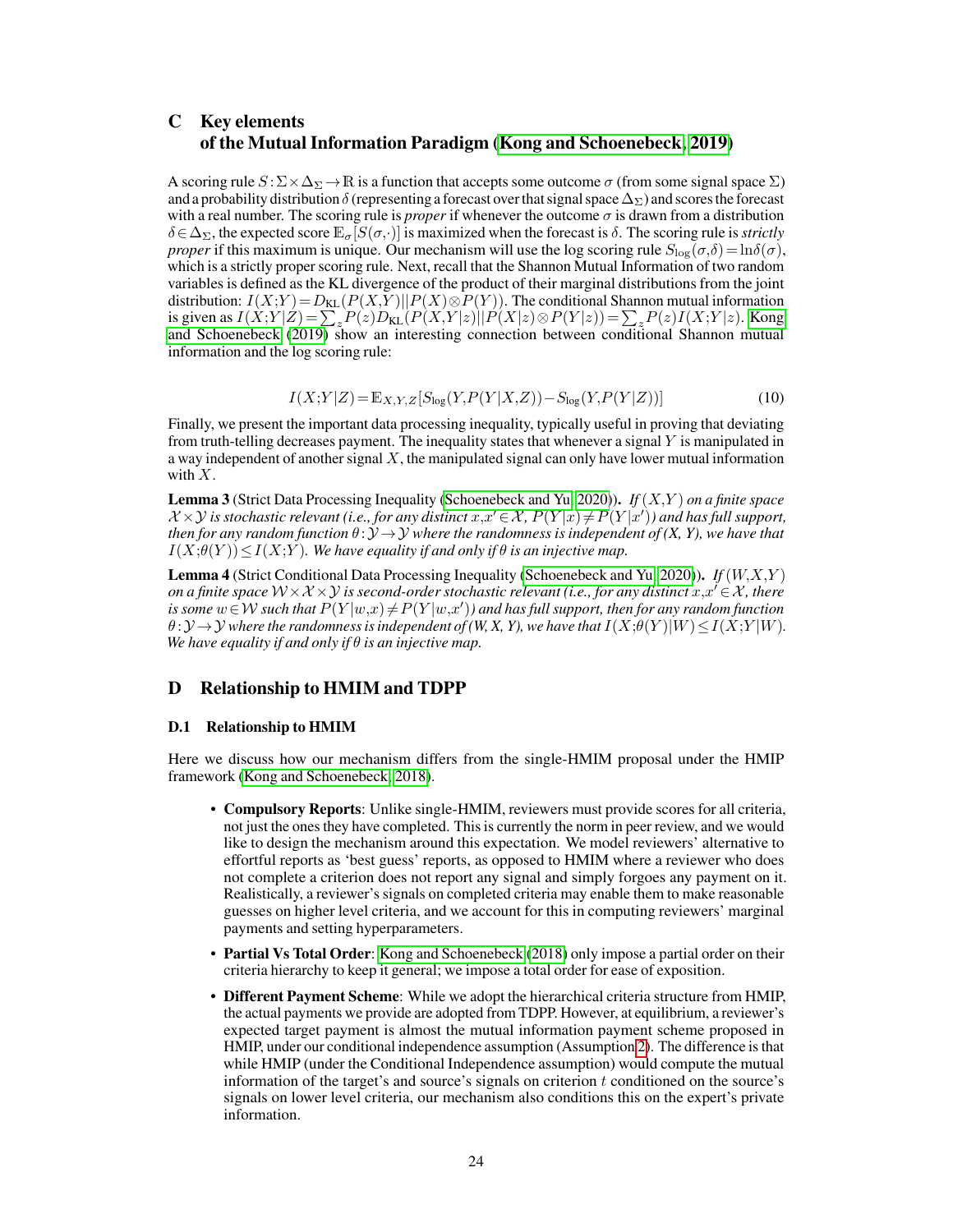# C Key elements of the Mutual Information Paradigm (Kong and Schoenebeck, 2019)

A scoring rule $S:\Sigma\times\Delta_\Sigma\to\mathbb{R}$ is a function that accepts some outcome $\sigma$ (from some signal space $\Sigma$) and a probability distribution $\delta$ (representing a forecast over that signal space $\Delta_\Sigma$) and scores the forecast with a real number. The scoring rule is *proper* if whenever the outcome $\sigma$ is drawn from a distribution $\delta\in\Delta_\Sigma$, the expected score $\mathbb{E}_\sigma[S(\sigma,\cdot)]$ is maximized when the forecast is $\delta$. The scoring rule is *strictly proper* if this maximum is unique. Our mechanism will use the log scoring rule $S_{\log}(\sigma,\delta)=\ln\delta(\sigma)$, which is a strictly proper scoring rule. Next, recall that the Shannon Mutual Information of two random variables is defined as the KL divergence of the product of their marginal distributions from the joint distribution: $I(X;Y)=D_{\text{KL}}(P(X,Y)||P(X)\otimes P(Y))$. The conditional Shannon mutual information is given as $I(X;Y|Z)=\sum_z P(z)D_{\text{KL}}(P(X,Y|z)||P(X|z)\otimes P(Y|z))=\sum_z P(z)I(X;Y|z)$. Kong and Schoenebeck (2019) show an interesting connection between conditional Shannon mutual information and the log scoring rule:

$$I(X;Y|Z)=\mathbb{E}_{X,Y,Z}[S_{\log}(Y,P(Y|X,Z))-S_{\log}(Y,P(Y|Z))] \tag{10}$$

Finally, we present the important data processing inequality, typically useful in proving that deviating from truth-telling decreases payment. The inequality states that whenever a signal $Y$ is manipulated in a way independent of another signal $X$, the manipulated signal can only have lower mutual information with $X$.

**Lemma 3** (Strict Data Processing Inequality (Schoenebeck and Yu, 2020)). *If $(X,Y)$ on a finite space $\mathcal{X}\times\mathcal{Y}$ is stochastic relevant (i.e., for any distinct $x,x'\in\mathcal{X}$, $P(Y|x)\neq P(Y|x')$) and has full support, then for any random function $\theta:\mathcal{Y}\to\mathcal{Y}$ where the randomness is independent of (X, Y), we have that $I(X;\theta(Y))\leq I(X;Y)$. We have equality if and only if $\theta$ is an injective map.*

**Lemma 4** (Strict Conditional Data Processing Inequality (Schoenebeck and Yu, 2020)). *If $(W,X,Y)$ on a finite space $\mathcal{W}\times\mathcal{X}\times\mathcal{Y}$ is second-order stochastic relevant (i.e., for any distinct $x,x'\in\mathcal{X}$, there is some $w\in\mathcal{W}$ such that $P(Y|w,x)\neq P(Y|w,x')$) and has full support, then for any random function $\theta:\mathcal{Y}\to\mathcal{Y}$ where the randomness is independent of (W, X, Y), we have that $I(X;\theta(Y)|W)\leq I(X;Y|W)$. We have equality if and only if $\theta$ is an injective map.*

# D Relationship to HMIM and TDPP

## D.1 Relationship to HMIM

Here we discuss how our mechanism differs from the single-HMIM proposal under the HMIP framework (Kong and Schoenebeck, 2018).

- **Compulsory Reports**: Unlike single-HMIM, reviewers must provide scores for all criteria, not just the ones they have completed. This is currently the norm in peer review, and we would like to design the mechanism around this expectation. We model reviewers' alternative to effortful reports as 'best guess' reports, as opposed to HMIM where a reviewer who does not complete a criterion does not report any signal and simply forgoes any payment on it. Realistically, a reviewer's signals on completed criteria may enable them to make reasonable guesses on higher level criteria, and we account for this in computing reviewers' marginal payments and setting hyperparameters.
- **Partial Vs Total Order**: Kong and Schoenebeck (2018) only impose a partial order on their criteria hierarchy to keep it general; we impose a total order for ease of exposition.
- **Different Payment Scheme**: While we adopt the hierarchical criteria structure from HMIP, the actual payments we provide are adopted from TDPP. However, at equilibrium, a reviewer's expected target payment is almost the mutual information payment scheme proposed in HMIP, under our conditional independence assumption (Assumption 2). The difference is that while HMIP (under the Conditional Independence assumption) would compute the mutual information of the target's and source's signals on criterion $t$ conditioned on the source's signals on lower level criteria, our mechanism also conditions this on the expert's private information.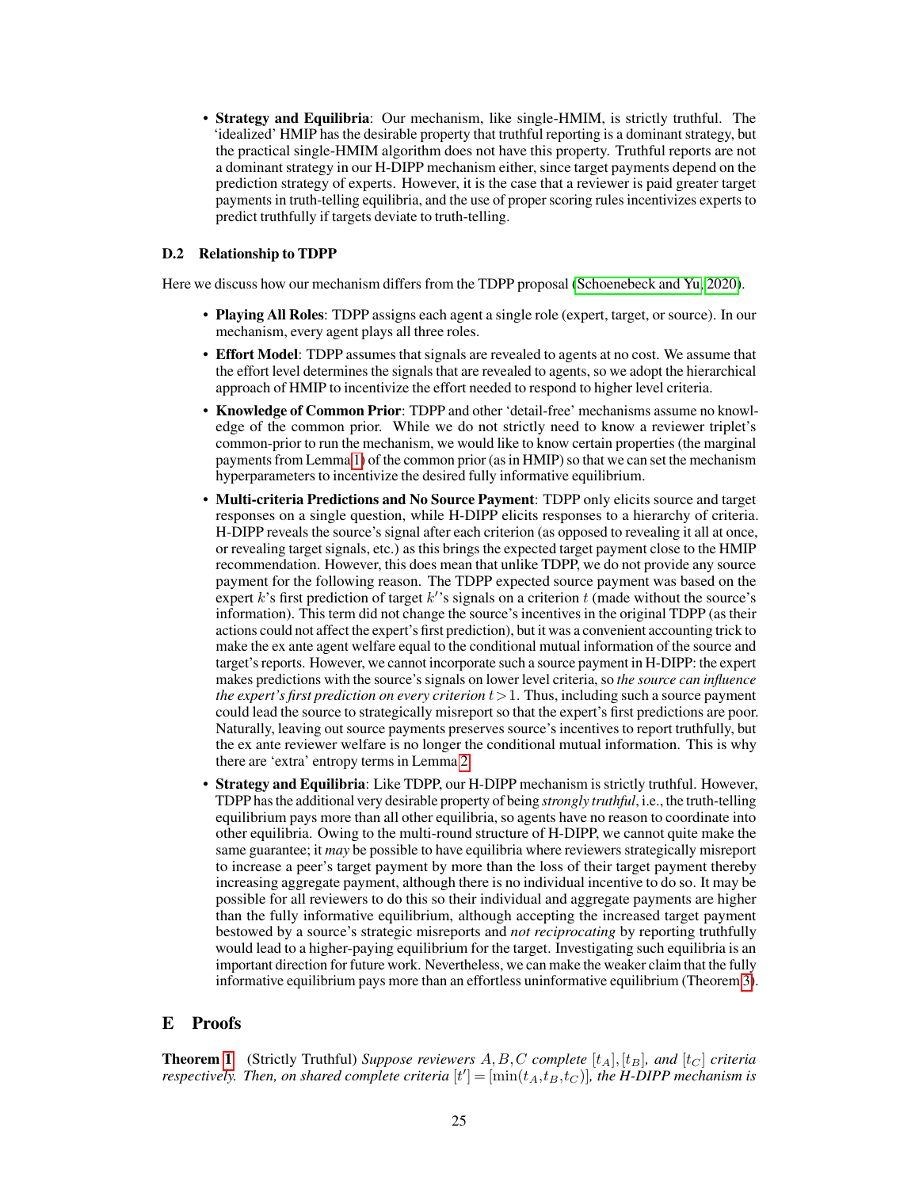- **Strategy and Equilibria**: Our mechanism, like single-HMIM, is strictly truthful. The 'idealized' HMIP has the desirable property that truthful reporting is a dominant strategy, but the practical single-HMIM algorithm does not have this property. Truthful reports are not a dominant strategy in our H-DIPP mechanism either, since target payments depend on the prediction strategy of experts. However, it is the case that a reviewer is paid greater target payments in truth-telling equilibria, and the use of proper scoring rules incentivizes experts to predict truthfully if targets deviate to truth-telling.

### D.2 Relationship to TDPP

Here we discuss how our mechanism differs from the TDPP proposal (Schoenebeck and Yu, 2020).

- **Playing All Roles**: TDPP assigns each agent a single role (expert, target, or source). In our mechanism, every agent plays all three roles.
- **Effort Model**: TDPP assumes that signals are revealed to agents at no cost. We assume that the effort level determines the signals that are revealed to agents, so we adopt the hierarchical approach of HMIP to incentivize the effort needed to respond to higher level criteria.
- **Knowledge of Common Prior**: TDPP and other 'detail-free' mechanisms assume no knowledge of the common prior. While we do not strictly need to know a reviewer triplet's common-prior to run the mechanism, we would like to know certain properties (the marginal payments from Lemma 1) of the common prior (as in HMIP) so that we can set the mechanism hyperparameters to incentivize the desired fully informative equilibrium.
- **Multi-criteria Predictions and No Source Payment**: TDPP only elicits source and target responses on a single question, while H-DIPP elicits responses to a hierarchy of criteria. H-DIPP reveals the source's signal after each criterion (as opposed to revealing it all at once, or revealing target signals, etc.) as this brings the expected target payment close to the HMIP recommendation. However, this does mean that unlike TDPP, we do not provide any source payment for the following reason. The TDPP expected source payment was based on the expert $k$'s first prediction of target $k'$'s signals on a criterion $t$ (made without the source's information). This term did not change the source's incentives in the original TDPP (as their actions could not affect the expert's first prediction), but it was a convenient accounting trick to make the ex ante agent welfare equal to the conditional mutual information of the source and target's reports. However, we cannot incorporate such a source payment in H-DIPP: the expert makes predictions with the source's signals on lower level criteria, so *the source can influence the expert's first prediction on every criterion* $t > 1$. Thus, including such a source payment could lead the source to strategically misreport so that the expert's first predictions are poor. Naturally, leaving out source payments preserves source's incentives to report truthfully, but the ex ante reviewer welfare is no longer the conditional mutual information. This is why there are 'extra' entropy terms in Lemma 2.
- **Strategy and Equilibria**: Like TDPP, our H-DIPP mechanism is strictly truthful. However, TDPP has the additional very desirable property of being *strongly truthful*, i.e., the truth-telling equilibrium pays more than all other equilibria, so agents have no reason to coordinate into other equilibria. Owing to the multi-round structure of H-DIPP, we cannot quite make the same guarantee; it *may* be possible to have equilibria where reviewers strategically misreport to increase a peer's target payment by more than the loss of their target payment thereby increasing aggregate payment, although there is no individual incentive to do so. It may be possible for all reviewers to do this so their individual and aggregate payments are higher than the fully informative equilibrium, although accepting the increased target payment bestowed by a source's strategic misreports and *not reciprocating* by reporting truthfully would lead to a higher-paying equilibrium for the target. Investigating such equilibria is an important direction for future work. Nevertheless, we can make the weaker claim that the fully informative equilibrium pays more than an effortless uninformative equilibrium (Theorem 3).

## E Proofs

**Theorem 1** (Strictly Truthful) *Suppose reviewers $A, B, C$ complete $[t_A], [t_B]$, and $[t_C]$ criteria respectively. Then, on shared complete criteria $[t'] = [\min(t_A, t_B, t_C)]$, the H-DIPP mechanism is*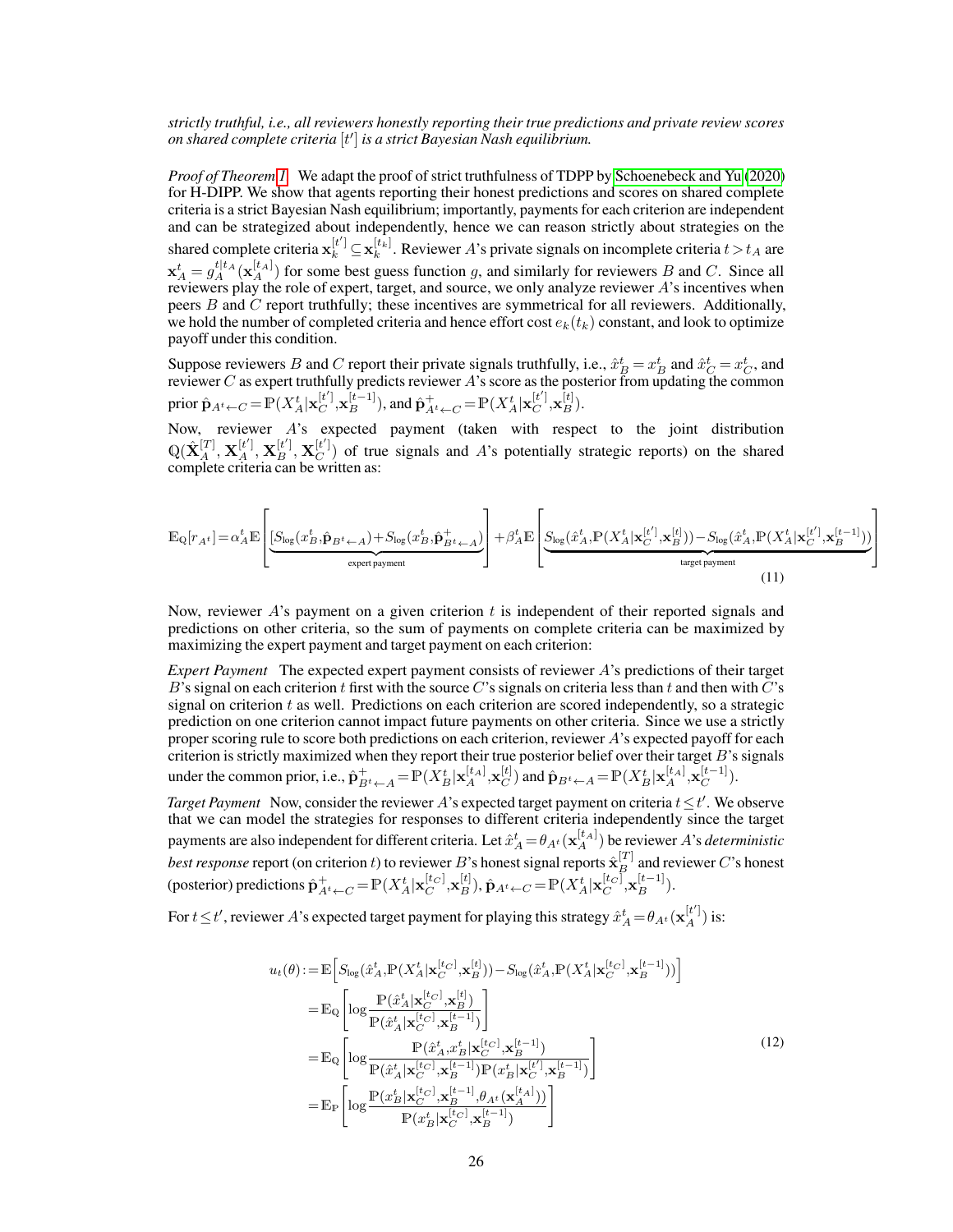*strictly truthful, i.e., all reviewers honestly reporting their true predictions and private review scores on shared complete criteria $[t']$ is a strict Bayesian Nash equilibrium.*

*Proof of Theorem 1.* We adapt the proof of strict truthfulness of TDPP by Schoenebeck and Yu (2020) for H-DIPP. We show that agents reporting their honest predictions and scores on shared complete criteria is a strict Bayesian Nash equilibrium; importantly, payments for each criterion are independent and can be strategized about independently, hence we can reason strictly about strategies on the shared complete criteria $\mathbf{x}_k^{[t']} \subseteq \mathbf{x}_k^{[t_k]}$. Reviewer $A$'s private signals on incomplete criteria $t > t_A$ are $\mathbf{x}_A^t = g_A^{t|t_A}(\mathbf{x}_A^{[t_A]})$ for some best guess function $g$, and similarly for reviewers $B$ and $C$. Since all reviewers play the role of expert, target, and source, we only analyze reviewer $A$'s incentives when peers $B$ and $C$ report truthfully; these incentives are symmetrical for all reviewers. Additionally, we hold the number of completed criteria and hence effort cost $e_k(t_k)$ constant, and look to optimize payoff under this condition.

Suppose reviewers $B$ and $C$ report their private signals truthfully, i.e., $\hat{x}_B^t = x_B^t$ and $\hat{x}_C^t = x_C^t$, and reviewer $C$ as expert truthfully predicts reviewer $A$'s score as the posterior from updating the common prior $\hat{\mathbf{p}}_{A^t \leftarrow C} = \mathbb{P}(X_A^t | \mathbf{x}_C^{[t']}, \mathbf{x}_B^{[t-1]})$, and $\hat{\mathbf{p}}_{A^t \leftarrow C}^+ = \mathbb{P}(X_A^t | \mathbf{x}_C^{[t']}, \mathbf{x}_B^{[t]})$.

Now, reviewer $A$'s expected payment (taken with respect to the joint distribution $\mathbb{Q}(\hat{\mathbf{X}}_A^{[T]}, \mathbf{X}_A^{[t']}, \mathbf{X}_B^{[t']}, \mathbf{X}_C^{[t']})$ of true signals and $A$'s potentially strategic reports) on the shared complete criteria can be written as:

$$
\mathbb{E}_{\mathbb{Q}}[r_{A^t}] = \alpha_A^t \mathbb{E}\left[\underbrace{[S_{\log}(x_B^t, \hat{\mathbf{p}}_{B^t \leftarrow A}) + S_{\log}(x_B^t, \hat{\mathbf{p}}_{B^t \leftarrow A}^+)}_{\text{expert payment}}\right] + \beta_A^t \mathbb{E}\left[\underbrace{S_{\log}(\hat{x}_A^t, \mathbb{P}(X_A^t | \mathbf{x}_C^{[t']}, \mathbf{x}_B^{[t]})) - S_{\log}(\hat{x}_A^t, \mathbb{P}(X_A^t | \mathbf{x}_C^{[t']}, \mathbf{x}_B^{[t-1]}))}_{\text{target payment}}\right] \tag{11}
$$

Now, reviewer $A$'s payment on a given criterion $t$ is independent of their reported signals and predictions on other criteria, so the sum of payments on complete criteria can be maximized by maximizing the expert payment and target payment on each criterion:

*Expert Payment* The expected expert payment consists of reviewer $A$'s predictions of their target $B$'s signal on each criterion $t$ first with the source $C$'s signals on criteria less than $t$ and then with $C$'s signal on criterion $t$ as well. Predictions on each criterion are scored independently, so a strategic prediction on one criterion cannot impact future payments on other criteria. Since we use a strictly proper scoring rule to score both predictions on each criterion, reviewer $A$'s expected payoff for each criterion is strictly maximized when they report their true posterior belief over their target $B$'s signals under the common prior, i.e., $\hat{\mathbf{p}}_{B^t \leftarrow A}^+ = \mathbb{P}(X_B^t | \mathbf{x}_A^{[t_A]}, \mathbf{x}_C^{[t]})$ and $\hat{\mathbf{p}}_{B^t \leftarrow A} = \mathbb{P}(X_B^t | \mathbf{x}_A^{[t_A]}, \mathbf{x}_C^{[t-1]})$.

*Target Payment* Now, consider the reviewer $A$'s expected target payment on criteria $t \leq t'$. We observe that we can model the strategies for responses to different criteria independently since the target payments are also independent for different criteria. Let $\hat{x}_A^t = \theta_{A^t}(\mathbf{x}_A^{[t_A]})$ be reviewer $A$'s *deterministic best response* report (on criterion $t$) to reviewer $B$'s honest signal reports $\hat{\mathbf{x}}_B^{[T]}$ and reviewer $C$'s honest (posterior) predictions $\hat{\mathbf{p}}_{A^t \leftarrow C}^+ = \mathbb{P}(X_A^t | \mathbf{x}_C^{[t_C]}, \mathbf{x}_B^{[t]})$, $\hat{\mathbf{p}}_{A^t \leftarrow C} = \mathbb{P}(X_A^t | \mathbf{x}_C^{[t_C]}, \mathbf{x}_B^{[t-1]})$.

For $t \leq t'$, reviewer $A$'s expected target payment for playing this strategy $\hat{x}_A^t = \theta_{A^t}(\mathbf{x}_A^{[t']})$ is:

$$
\begin{aligned}
u_t(\theta) &:= \mathbb{E}\left[S_{\log}(\hat{x}_A^t, \mathbb{P}(X_A^t | \mathbf{x}_C^{[t_C]}, \mathbf{x}_B^{[t]})) - S_{\log}(\hat{x}_A^t, \mathbb{P}(X_A^t | \mathbf{x}_C^{[t_C]}, \mathbf{x}_B^{[t-1]}))\right] \\
&= \mathbb{E}_{\mathbb{Q}}\left[\log \frac{\mathbb{P}(\hat{x}_A^t | \mathbf{x}_C^{[t_C]}, \mathbf{x}_B^{[t]})}{\mathbb{P}(\hat{x}_A^t | \mathbf{x}_C^{[t_C]}, \mathbf{x}_B^{[t-1]})}\right] \\
&= \mathbb{E}_{\mathbb{Q}}\left[\log \frac{\mathbb{P}(\hat{x}_A^t, x_B^t | \mathbf{x}_C^{[t_C]}, \mathbf{x}_B^{[t-1]})}{\mathbb{P}(\hat{x}_A^t | \mathbf{x}_C^{[t_C]}, \mathbf{x}_B^{[t-1]}) \mathbb{P}(x_B^t | \mathbf{x}_C^{[t']}, \mathbf{x}_B^{[t-1]})}\right] \\
&= \mathbb{E}_{\mathbb{P}}\left[\log \frac{\mathbb{P}(x_B^t | \mathbf{x}_C^{[t_C]}, \mathbf{x}_B^{[t-1]}, \theta_{A^t}(\mathbf{x}_A^{[t_A]}))}{\mathbb{P}(x_B^t | \mathbf{x}_C^{[t_C]}, \mathbf{x}_B^{[t-1]})}\right]
\end{aligned} \tag{12}
$$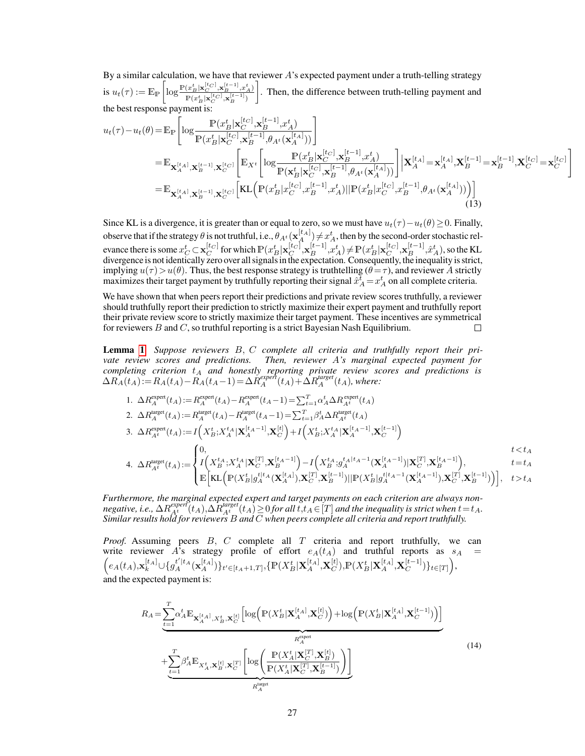By a similar calculation, we have that reviewer $A$'s expected payment under a truth-telling strategy is $u_t(\tau) := \mathbb{E}_{\mathbb{P}}\left[\log \frac{\mathbb{P}(x_B^t|\mathbf{x}_C^{[t_C]}, \mathbf{x}_B^{[t-1]}, x_A^t)}{\mathbb{P}(x_B^t|\mathbf{x}_C^{[t_C]}, \mathbf{x}_B^{[t-1]})}\right]$. Then, the difference between truth-telling payment and the best response payment is:

$$
\begin{aligned}
u_t(\tau) - u_t(\theta) &= \mathbb{E}_{\mathbb{P}}\left[\log \frac{\mathbb{P}(x_B^t|\mathbf{x}_C^{[t_C]}, \mathbf{x}_B^{[t-1]}, x_A^t)}{\mathbb{P}(x_B^t|\mathbf{x}_C^{[t_C]}, \mathbf{x}_B^{[t-1]}, \theta_{A^t}(\mathbf{x}_A^{[t_A]}))}\right] \\
&= \mathbb{E}_{\mathbf{X}_A^{[t_A]}, \mathbf{X}_B^{[t-1]}, \mathbf{X}_C^{[t_C]}}\left[\mathbb{E}_{X^t}\left[\log \frac{\mathbb{P}(x_B^t|\mathbf{x}_C^{[t_C]}, \mathbf{x}_B^{[t-1]}, x_A^t)}{\mathbb{P}(\mathbf{x}_B^t|\mathbf{x}_C^{[t_C]}, \mathbf{x}_B^{[t-1]}, \theta_{A^t}(\mathbf{x}_A^{[t_A]}))}\right] \Big| \mathbf{X}_A^{[t_A]} = \mathbf{x}_A^{[t_A]}, \mathbf{X}_B^{[t-1]} = \mathbf{x}_B^{[t-1]}, \mathbf{X}_C^{[t_C]} = \mathbf{x}_C^{[t_C]}\right] \\
&= \mathbb{E}_{\mathbf{X}_A^{[t_A]}, \mathbf{X}_B^{[t-1]}, \mathbf{X}_C^{[t_C]}}\left[\mathrm{KL}\Big(\mathbb{P}(x_B^t|x_C^{[t_C]}, x_B^{[t-1]}, x_A^t) || \mathbb{P}(x_B^t|x_C^{[t_C]}, x_B^{[t-1]}, \theta_{A^t}(\mathbf{x}_A^{[t_A]}))\Big)\right]
\end{aligned}
\tag{13}
$$

Since KL is a divergence, it is greater than or equal to zero, so we must have $u_t(\tau) - u_t(\theta) \geq 0$. Finally, observe that if the strategy $\theta$ is not truthful, i.e., $\theta_{A^t}(\mathbf{x}_A^{[t_A]}) \neq x_A^t$, then by the second-order stochastic relevance there is some $x_C^t \subset \mathbf{x}_C^{[t_C]}$ for which $\mathbb{P}(x_B^t|\mathbf{x}_C^{[t_C]}, \mathbf{x}_B^{[t-1]}, x_A^t) \neq \mathbb{P}(x_B^t|\mathbf{x}_C^{[t_C]}, \mathbf{x}_B^{[t-1]}, \hat{x}_A^t)$, so the KL divergence is not identically zero over all signals in the expectation. Consequently, the inequality is strict, implying $u(\tau) > u(\theta)$. Thus, the best response strategy is truthtelling ($\theta = \tau$), and reviewer $A$ strictly maximizes their target payment by truthfully reporting their signal $\hat{x}_A^t = x_A^t$ on all complete criteria.

We have shown that when peers report their predictions and private review scores truthfully, a reviewer should truthfully report their prediction to strictly maximize their expert payment and truthfully report their private review score to strictly maximize their target payment. These incentives are symmetrical for reviewers $B$ and $C$, so truthful reporting is a strict Bayesian Nash Equilibrium. □

**Lemma 1.** *Suppose reviewers $B$, $C$ complete all criteria and truthfully report their private review scores and predictions. Then, reviewer $A$'s marginal expected payment for completing criterion $t_A$ and honestly reporting private review scores and predictions is $\Delta R_A(t_A) := R_A(t_A) - R_A(t_A - 1) = \Delta R_A^{expert}(t_A) + \Delta R_A^{target}(t_A)$, where:*

1. $\Delta R_A^{\text{expert}}(t_A) := R_A^{\text{expert}}(t_A) - R_A^{\text{expert}}(t_A - 1) = \sum_{t=1}^T \alpha_A^t \Delta R_{A^t}^{\text{expert}}(t_A)$
2. $\Delta R_A^{\text{target}}(t_A) := R_A^{\text{target}}(t_A) - R_A^{\text{target}}(t_A - 1) = \sum_{t=1}^T \beta_A^t \Delta R_{A^t}^{\text{target}}(t_A)$
3. $\Delta R_{A^t}^{\text{expert}}(t_A) := I\Big(X_B^t; X_A^{t_A} | \mathbf{X}_A^{[t_A-1]}, \mathbf{X}_C^{[t]}\Big) + I\Big(X_B^t; X_A^{t_A} | \mathbf{X}_A^{[t_A-1]}, \mathbf{X}_C^{[t-1]}\Big)$
4. $\Delta R_{A^t}^{\text{target}}(t_A) := \begin{cases} 0, & t < t_A \\ I\Big(X_B^{t_A}; X_A^{t_A} | \mathbf{X}_C^{[T]}, \mathbf{X}_B^{[t_A-1]}\Big) - I\Big(X_B^{t_A}; g_A^{t_A|t_A-1}(\mathbf{X}_A^{[t_A-1]}) | \mathbf{X}_C^{[T]}, \mathbf{X}_B^{[t_A-1]}\Big), & t = t_A \\ \mathbb{E}\Big[\mathrm{KL}\Big(\mathbb{P}(X_B^t | g_A^{t|t_A}(\mathbf{X}_A^{[t_A]}), \mathbf{X}_C^{[T]}, \mathbf{X}_B^{[t-1]}) || \mathbb{P}(X_B^t | g_A^{t|t_A-1}(\mathbf{X}_A^{[t_A-1]}), \mathbf{X}_C^{[T]}, \mathbf{X}_B^{[t-1]})\Big)\Big], & t > t_A \end{cases}$

*Furthermore, the marginal expected expert and target payments on each criterion are always non-negative, i.e., $\Delta R_{A^t}^{expert}(t_A), \Delta R_{A^t}^{target}(t_A) \geq 0$ for all $t, t_A \in [T]$ and the inequality is strict when $t = t_A$. Similar results hold for reviewers $B$ and $C$ when peers complete all criteria and report truthfully.*

*Proof.* Assuming peers $B$, $C$ complete all $T$ criteria and report truthfully, we can write reviewer $A$'s strategy profile of effort $e_A(t_A)$ and truthful reports as $s_A = \Big(e_A(t_A), \mathbf{x}_k^{[t_A]} \cup \{g_A^{t'|t_A}(\mathbf{x}_A^{[t_A]})\}_{t' \in [t_A+1, T]}, \{\mathbb{P}(X_B^t | \mathbf{X}_A^{[t_A]}, \mathbf{X}_C^{[t]}), \mathbb{P}(X_B^t | \mathbf{X}_A^{[t_A]}, \mathbf{X}_C^{[t-1]})\}_{t \in [T]}\Big)$, and the expected payment is:

$$
R_A = \underbrace{\sum_{t=1}^T \alpha_A^t \mathbb{E}_{\mathbf{X}_A^{[t_A]}, X_B^t, \mathbf{X}_C^{[t]}}\left[\log\Big(\mathbb{P}(X_B^t | \mathbf{X}_A^{[t_A]}, \mathbf{X}_C^{[t]})\Big) + \log\Big(\mathbb{P}(X_B^t | \mathbf{X}_A^{[t_A]}, \mathbf{X}_C^{[t-1]})\Big)\right]}_{R_A^{\text{expert}}} + \underbrace{\sum_{t=1}^T \beta_A^t \mathbb{E}_{X_A^t, \mathbf{X}_B^{[t]}, \mathbf{X}_C^{[T]}}\left[\log\left(\frac{\mathbb{P}(X_A^t | \mathbf{X}_C^{[T]}, \mathbf{X}_B^{[t]})}{\mathbb{P}(X_A^t | \mathbf{X}_C^{[T]}, \mathbf{X}_B^{[t-1]})}\right)\right]}_{R_A^{\text{target}}}
\tag{14}
$$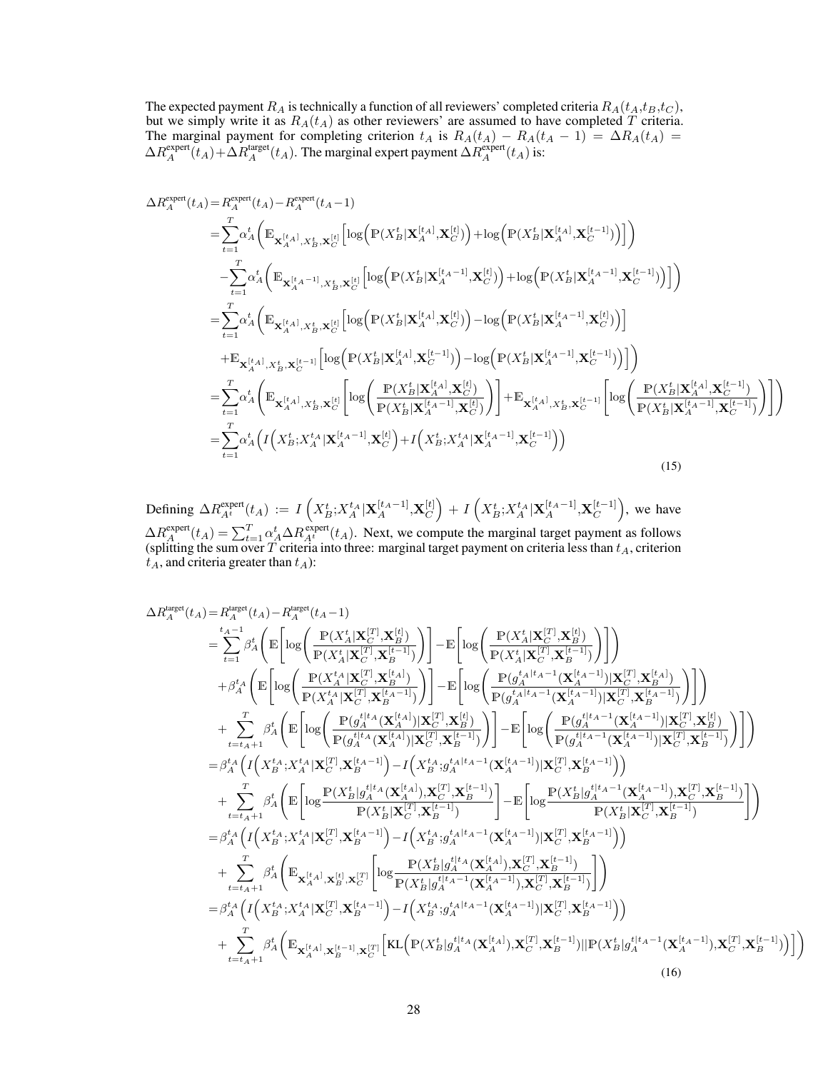The expected payment $R_A$ is technically a function of all reviewers' completed criteria $R_A(t_A,t_B,t_C)$, but we simply write it as $R_A(t_A)$ as other reviewers' are assumed to have completed $T$ criteria. The marginal payment for completing criterion $t_A$ is $R_A(t_A) - R_A(t_A-1) = \Delta R_A(t_A) = \Delta R_A^{\text{expert}}(t_A) + \Delta R_A^{\text{target}}(t_A)$. The marginal expert payment $\Delta R_A^{\text{expert}}(t_A)$ is:

$$
\begin{aligned}
\Delta R_A^{\text{expert}}(t_A) &= R_A^{\text{expert}}(t_A) - R_A^{\text{expert}}(t_A-1) \\
&= \sum_{t=1}^{T} \alpha_A^t \Big( \mathbb{E}_{\mathbf{X}_A^{[t_A]}, X_B^t, \mathbf{X}_C^{[t]}} \Big[ \log\Big( \mathbb{P}(X_B^t | \mathbf{X}_A^{[t_A]}, \mathbf{X}_C^{[t]}) \Big) + \log\Big( \mathbb{P}(X_B^t | \mathbf{X}_A^{[t_A]}, \mathbf{X}_C^{[t-1]}) \Big) \Big] \Big) \\
&\quad - \sum_{t=1}^{T} \alpha_A^t \Big( \mathbb{E}_{\mathbf{X}_A^{[t_A-1]}, X_B^t, \mathbf{X}_C^{[t]}} \Big[ \log\Big( \mathbb{P}(X_B^t | \mathbf{X}_A^{[t_A-1]}, \mathbf{X}_C^{[t]}) \Big) + \log\Big( \mathbb{P}(X_B^t | \mathbf{X}_A^{[t_A-1]}, \mathbf{X}_C^{[t-1]}) \Big) \Big] \Big) \\
&= \sum_{t=1}^{T} \alpha_A^t \Big( \mathbb{E}_{\mathbf{X}_A^{[t_A]}, X_B^t, \mathbf{X}_C^{[t]}} \Big[ \log\Big( \mathbb{P}(X_B^t | \mathbf{X}_A^{[t_A]}, \mathbf{X}_C^{[t]}) \Big) - \log\Big( \mathbb{P}(X_B^t | \mathbf{X}_A^{[t_A-1]}, \mathbf{X}_C^{[t]}) \Big) \Big] \\
&\quad + \mathbb{E}_{\mathbf{X}_A^{[t_A]}, X_B^t, \mathbf{X}_C^{[t-1]}} \Big[ \log\Big( \mathbb{P}(X_B^t | \mathbf{X}_A^{[t_A]}, \mathbf{X}_C^{[t-1]}) \Big) - \log\Big( \mathbb{P}(X_B^t | \mathbf{X}_A^{[t_A-1]}, \mathbf{X}_C^{[t-1]}) \Big) \Big] \Big) \\
&= \sum_{t=1}^{T} \alpha_A^t \Bigg( \mathbb{E}_{\mathbf{X}_A^{[t_A]}, X_B^t, \mathbf{X}_C^{[t]}} \Bigg[ \log\Bigg( \frac{\mathbb{P}(X_B^t | \mathbf{X}_A^{[t_A]}, \mathbf{X}_C^{[t]})}{\mathbb{P}(X_B^t | \mathbf{X}_A^{[t_A-1]}, \mathbf{X}_C^{[t]})} \Bigg) \Bigg] + \mathbb{E}_{\mathbf{X}_A^{[t_A]}, X_B^t, \mathbf{X}_C^{[t-1]}} \Bigg[ \log\Bigg( \frac{\mathbb{P}(X_B^t | \mathbf{X}_A^{[t_A]}, \mathbf{X}_C^{[t-1]})}{\mathbb{P}(X_B^t | \mathbf{X}_A^{[t_A-1]}, \mathbf{X}_C^{[t-1]})} \Bigg) \Bigg] \Bigg) \\
&= \sum_{t=1}^{T} \alpha_A^t \Big( I\Big( X_B^t ; X_A^{t_A} | \mathbf{X}_A^{[t_A-1]}, \mathbf{X}_C^{[t]} \Big) + I\Big( X_B^t ; X_A^{t_A} | \mathbf{X}_A^{[t_A-1]}, \mathbf{X}_C^{[t-1]} \Big) \Big)
\end{aligned}
\tag{15}
$$

Defining $\Delta R_{A^t}^{\text{expert}}(t_A) := I\left(X_B^t ; X_A^{t_A} | \mathbf{X}_A^{[t_A-1]}, \mathbf{X}_C^{[t]}\right) + I\left(X_B^t ; X_A^{t_A} | \mathbf{X}_A^{[t_A-1]}, \mathbf{X}_C^{[t-1]}\right)$, we have $\Delta R_A^{\text{expert}}(t_A) = \sum_{t=1}^{T} \alpha_A^t \Delta R_{A^t}^{\text{expert}}(t_A)$. Next, we compute the marginal target payment as follows (splitting the sum over $T$ criteria into three: marginal target payment on criteria less than $t_A$, criterion $t_A$, and criteria greater than $t_A$):

$$
\begin{aligned}
\Delta R_A^{\text{target}}(t_A) &= R_A^{\text{target}}(t_A) - R_A^{\text{target}}(t_A-1) \\
&= \sum_{t=1}^{t_A-1} \beta_A^t \Bigg( \mathbb{E}\Bigg[ \log\Bigg( \frac{\mathbb{P}(X_A^t | \mathbf{X}_C^{[T]}, \mathbf{X}_B^{[t]})}{\mathbb{P}(X_A^t | \mathbf{X}_C^{[T]}, \mathbf{X}_B^{[t-1]})} \Bigg) \Bigg] - \mathbb{E}\Bigg[ \log\Bigg( \frac{\mathbb{P}(X_A^t | \mathbf{X}_C^{[T]}, \mathbf{X}_B^{[t]})}{\mathbb{P}(X_A^t | \mathbf{X}_C^{[T]}, \mathbf{X}_B^{[t-1]})} \Bigg) \Bigg] \Bigg) \\
&\quad + \beta_A^{t_A} \Bigg( \mathbb{E}\Bigg[ \log\Bigg( \frac{\mathbb{P}(X_A^{t_A} | \mathbf{X}_C^{[T]}, \mathbf{X}_B^{[t_A]})}{\mathbb{P}(X_A^{t_A} | \mathbf{X}_C^{[T]}, \mathbf{X}_B^{[t_A-1]})} \Bigg) \Bigg] - \mathbb{E}\Bigg[ \log\Bigg( \frac{\mathbb{P}(g_A^{t_A|t_A-1}(\mathbf{X}_A^{[t_A-1]}) | \mathbf{X}_C^{[T]}, \mathbf{X}_B^{[t_A]})}{\mathbb{P}(g_A^{t_A|t_A-1}(\mathbf{X}_A^{[t_A-1]}) | \mathbf{X}_C^{[T]}, \mathbf{X}_B^{[t_A-1]})} \Bigg) \Bigg] \Bigg) \\
&\quad + \sum_{t=t_A+1}^{T} \beta_A^t \Bigg( \mathbb{E}\Bigg[ \log\Bigg( \frac{\mathbb{P}(g_A^{t|t_A}(\mathbf{X}_A^{[t_A]}) | \mathbf{X}_C^{[T]}, \mathbf{X}_B^{[t]})}{\mathbb{P}(g_A^{t|t_A}(\mathbf{X}_A^{[t_A]}) | \mathbf{X}_C^{[T]}, \mathbf{X}_B^{[t-1]})} \Bigg) \Bigg] - \mathbb{E}\Bigg[ \log\Bigg( \frac{\mathbb{P}(g_A^{t|t_A-1}(\mathbf{X}_A^{[t_A-1]}) | \mathbf{X}_C^{[T]}, \mathbf{X}_B^{[t]})}{\mathbb{P}(g_A^{t|t_A-1}(\mathbf{X}_A^{[t_A-1]}) | \mathbf{X}_C^{[T]}, \mathbf{X}_B^{[t-1]})} \Bigg) \Bigg] \Bigg) \\
&= \beta_A^{t_A} \Big( I\Big( X_B^{t_A} ; X_A^{t_A} | \mathbf{X}_C^{[T]}, \mathbf{X}_B^{[t_A-1]} \Big) - I\Big( X_B^{t_A} ; g_A^{t_A|t_A-1}(\mathbf{X}_A^{[t_A-1]}) | \mathbf{X}_C^{[T]}, \mathbf{X}_B^{[t_A-1]} \Big) \Big) \\
&\quad + \sum_{t=t_A+1}^{T} \beta_A^t \Bigg( \mathbb{E}\Bigg[ \log \frac{\mathbb{P}(X_B^t | g_A^{t|t_A}(\mathbf{X}_A^{[t_A]}), \mathbf{X}_C^{[T]}, \mathbf{X}_B^{[t-1]})}{\mathbb{P}(X_B^t | \mathbf{X}_C^{[T]}, \mathbf{X}_B^{[t-1]})} \Bigg] - \mathbb{E}\Bigg[ \log \frac{\mathbb{P}(X_B^t | g_A^{t|t_A-1}(\mathbf{X}_A^{[t_A-1]}), \mathbf{X}_C^{[T]}, \mathbf{X}_B^{[t-1]})}{\mathbb{P}(X_B^t | \mathbf{X}_C^{[T]}, \mathbf{X}_B^{[t-1]})} \Bigg] \Bigg) \\
&= \beta_A^{t_A} \Big( I\Big( X_B^{t_A} ; X_A^{t_A} | \mathbf{X}_C^{[T]}, \mathbf{X}_B^{[t_A-1]} \Big) - I\Big( X_B^{t_A} ; g_A^{t_A|t_A-1}(\mathbf{X}_A^{[t_A-1]}) | \mathbf{X}_C^{[T]}, \mathbf{X}_B^{[t_A-1]} \Big) \Big) \\
&\quad + \sum_{t=t_A+1}^{T} \beta_A^t \Bigg( \mathbb{E}_{\mathbf{X}_A^{[t_A]}, \mathbf{X}_B^{[t]}, \mathbf{X}_C^{[T]}} \Bigg[ \log \frac{\mathbb{P}(X_B^t | g_A^{t|t_A}(\mathbf{X}_A^{[t_A]}), \mathbf{X}_C^{[T]}, \mathbf{X}_B^{[t-1]})}{\mathbb{P}(X_B^t | g_A^{t|t_A-1}(\mathbf{X}_A^{[t_A-1]}), \mathbf{X}_C^{[T]}, \mathbf{X}_B^{[t-1]})} \Bigg] \Bigg) \\
&= \beta_A^{t_A} \Big( I\Big( X_B^{t_A} ; X_A^{t_A} | \mathbf{X}_C^{[T]}, \mathbf{X}_B^{[t_A-1]} \Big) - I\Big( X_B^{t_A} ; g_A^{t_A|t_A-1}(\mathbf{X}_A^{[t_A-1]}) | \mathbf{X}_C^{[T]}, \mathbf{X}_B^{[t_A-1]} \Big) \Big) \\
&\quad + \sum_{t=t_A+1}^{T} \beta_A^t \Big( \mathbb{E}_{\mathbf{X}_A^{[t_A]}, \mathbf{X}_B^{[t-1]}, \mathbf{X}_C^{[T]}} \Big[ \mathrm{KL}\Big( \mathbb{P}(X_B^t | g_A^{t|t_A}(\mathbf{X}_A^{[t_A]}), \mathbf{X}_C^{[T]}, \mathbf{X}_B^{[t-1]}) || \mathbb{P}(X_B^t | g_A^{t|t_A-1}(\mathbf{X}_A^{[t_A-1]}), \mathbf{X}_C^{[T]}, \mathbf{X}_B^{[t-1]}) \Big) \Big] \Big)
\end{aligned}
\tag{16}
$$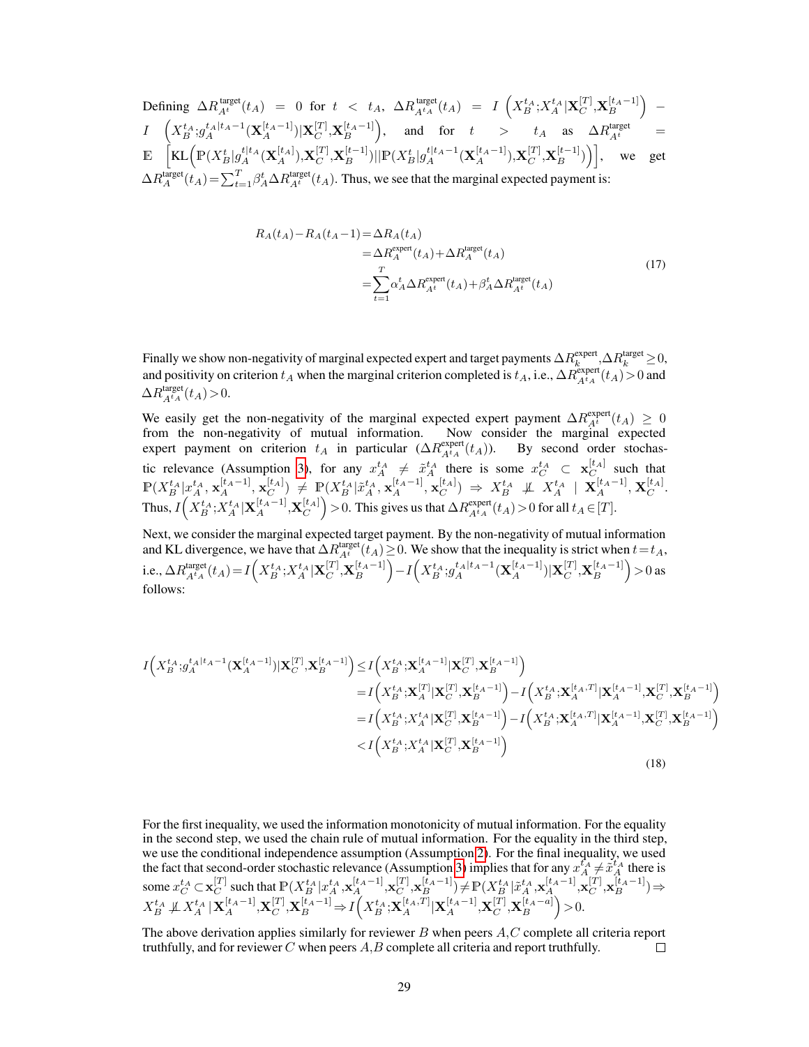Defining $\Delta R^{\text{target}}_{A^t}(t_A) = 0$ for $t < t_A$, $\Delta R^{\text{target}}_{A^{t_A}}(t_A) = I\left(X_B^{t_A}; X_A^{t_A} | \mathbf{X}_C^{[T]}, \mathbf{X}_B^{[t_A-1]}\right) - I\left(X_B^{t_A}; g_A^{t_A|t_A-1}(\mathbf{X}_A^{[t_A-1]}) | \mathbf{X}_C^{[T]}, \mathbf{X}_B^{[t_A-1]}\right)$, and for $t > t_A$ as $\Delta R^{\text{target}}_{A^t} = \mathbb{E}\left[\text{KL}\left(\mathbb{P}(X_B^t | g_A^{t|t_A}(\mathbf{X}_A^{[t_A]}), \mathbf{X}_C^{[T]}, \mathbf{X}_B^{[t-1]}) || \mathbb{P}(X_B^t | g_A^{t|t_A-1}(\mathbf{X}_A^{[t_A-1]}), \mathbf{X}_C^{[T]}, \mathbf{X}_B^{[t-1]})\right)\right]$, we get $\Delta R^{\text{target}}_A(t_A) = \sum_{t=1}^T \beta_A^t \Delta R^{\text{target}}_{A^t}(t_A)$. Thus, we see that the marginal expected payment is:

$$
\begin{aligned}
R_A(t_A) - R_A(t_A-1) &= \Delta R_A(t_A) \\
&= \Delta R^{\text{expert}}_A(t_A) + \Delta R^{\text{target}}_A(t_A) \\
&= \sum_{t=1}^T \alpha_A^t \Delta R^{\text{expert}}_{A^t}(t_A) + \beta_A^t \Delta R^{\text{target}}_{A^t}(t_A)
\end{aligned}
\tag{17}
$$

Finally we show non-negativity of marginal expected expert and target payments $\Delta R^{\text{expert}}_k, \Delta R^{\text{target}}_k \geq 0$, and positivity on criterion $t_A$ when the marginal criterion completed is $t_A$, i.e., $\Delta R^{\text{expert}}_{A^{t_A}}(t_A) > 0$ and $\Delta R^{\text{target}}_{A^{t_A}}(t_A) > 0$.

We easily get the non-negativity of the marginal expected expert payment $\Delta R^{\text{expert}}_{A^t}(t_A) \geq 0$ from the non-negativity of mutual information. Now consider the marginal expected expert payment on criterion $t_A$ in particular ($\Delta R^{\text{expert}}_{A^{t_A}}(t_A)$). By second order stochastic relevance (Assumption 3), for any $x_A^{t_A} \neq \tilde{x}_A^{t_A}$ there is some $x_C^{t_A} \subset \mathbf{x}_C^{[t_A]}$ such that $\mathbb{P}(X_B^{t_A} | x_A^{t_A}, \mathbf{x}_A^{[t_A-1]}, \mathbf{x}_C^{[t_A]}) \neq \mathbb{P}(X_B^{t_A} | \tilde{x}_A^{t_A}, \mathbf{x}_A^{[t_A-1]}, \mathbf{x}_C^{[t_A]}) \Rightarrow X_B^{t_A} \not\perp X_A^{t_A} \mid \mathbf{X}_A^{[t_A-1]}, \mathbf{X}_C^{[t_A]}$. Thus, $I\left(X_B^{t_A}; X_A^{t_A} | \mathbf{X}_A^{[t_A-1]}, \mathbf{X}_C^{[t_A]}\right) > 0$. This gives us that $\Delta R^{\text{expert}}_{A^{t_A}}(t_A) > 0$ for all $t_A \in [T]$.

Next, we consider the marginal expected target payment. By the non-negativity of mutual information and KL divergence, we have that $\Delta R^{\text{target}}_{A^t}(t_A) \geq 0$. We show that the inequality is strict when $t = t_A$, i.e., $\Delta R^{\text{target}}_{A^{t_A}}(t_A) = I\left(X_B^{t_A}; X_A^{t_A} | \mathbf{X}_C^{[T]}, \mathbf{X}_B^{[t_A-1]}\right) - I\left(X_B^{t_A}; g_A^{t_A|t_A-1}(\mathbf{X}_A^{[t_A-1]}) | \mathbf{X}_C^{[T]}, \mathbf{X}_B^{[t_A-1]}\right) > 0$ as follows:

$$
\begin{aligned}
I\left(X_B^{t_A}; g_A^{t_A|t_A-1}(\mathbf{X}_A^{[t_A-1]}) | \mathbf{X}_C^{[T]}, \mathbf{X}_B^{[t_A-1]}\right) &\leq I\left(X_B^{t_A}; \mathbf{X}_A^{[t_A-1]} | \mathbf{X}_C^{[T]}, \mathbf{X}_B^{[t_A-1]}\right) \\
&= I\left(X_B^{t_A}; \mathbf{X}_A^{[T]} | \mathbf{X}_C^{[T]}, \mathbf{X}_B^{[t_A-1]}\right) - I\left(X_B^{t_A}; \mathbf{X}_A^{[t_A,T]} | \mathbf{X}_A^{[t_A-1]}, \mathbf{X}_C^{[T]}, \mathbf{X}_B^{[t_A-1]}\right) \\
&= I\left(X_B^{t_A}; X_A^{t_A} | \mathbf{X}_C^{[T]}, \mathbf{X}_B^{[t_A-1]}\right) - I\left(X_B^{t_A}; \mathbf{X}_A^{[t_A,T]} | \mathbf{X}_A^{[t_A-1]}, \mathbf{X}_C^{[T]}, \mathbf{X}_B^{[t_A-1]}\right) \\
&< I\left(X_B^{t_A}; X_A^{t_A} | \mathbf{X}_C^{[T]}, \mathbf{X}_B^{[t_A-1]}\right)
\end{aligned}
\tag{18}
$$

For the first inequality, we used the information monotonicity of mutual information. For the equality in the second step, we used the chain rule of mutual information. For the equality in the third step, we use the conditional independence assumption (Assumption 2). For the final inequality, we used the fact that second-order stochastic relevance (Assumption 3) implies that for any $x_A^{t_A} \neq \tilde{x}_A^{t_A}$ there is some $x_C^{t_A} \subset \mathbf{x}_C^{[T]}$ such that $\mathbb{P}(X_B^{t_A} | x_A^{t_A}, \mathbf{x}_A^{[t_A-1]}, \mathbf{x}_C^{[T]}, \mathbf{x}_B^{[t_A-1]}) \neq \mathbb{P}(X_B^{t_A} | \tilde{x}_A^{t_A}, \mathbf{x}_A^{[t_A-1]}, \mathbf{x}_C^{[T]}, \mathbf{x}_B^{[t_A-1]}) \Rightarrow X_B^{t_A} \not\perp X_A^{t_A} \mid \mathbf{X}_A^{[t_A-1]}, \mathbf{X}_C^{[T]}, \mathbf{X}_B^{[t_A-1]} \Rightarrow I\left(X_B^{t_A}; \mathbf{X}_A^{[t_A,T]} | \mathbf{X}_A^{[t_A-1]}, \mathbf{X}_C^{[T]}, \mathbf{X}_B^{[t_A-a]}\right) > 0$.

The above derivation applies similarly for reviewer $B$ when peers $A, C$ complete all criteria report truthfully, and for reviewer $C$ when peers $A, B$ complete all criteria and report truthfully. □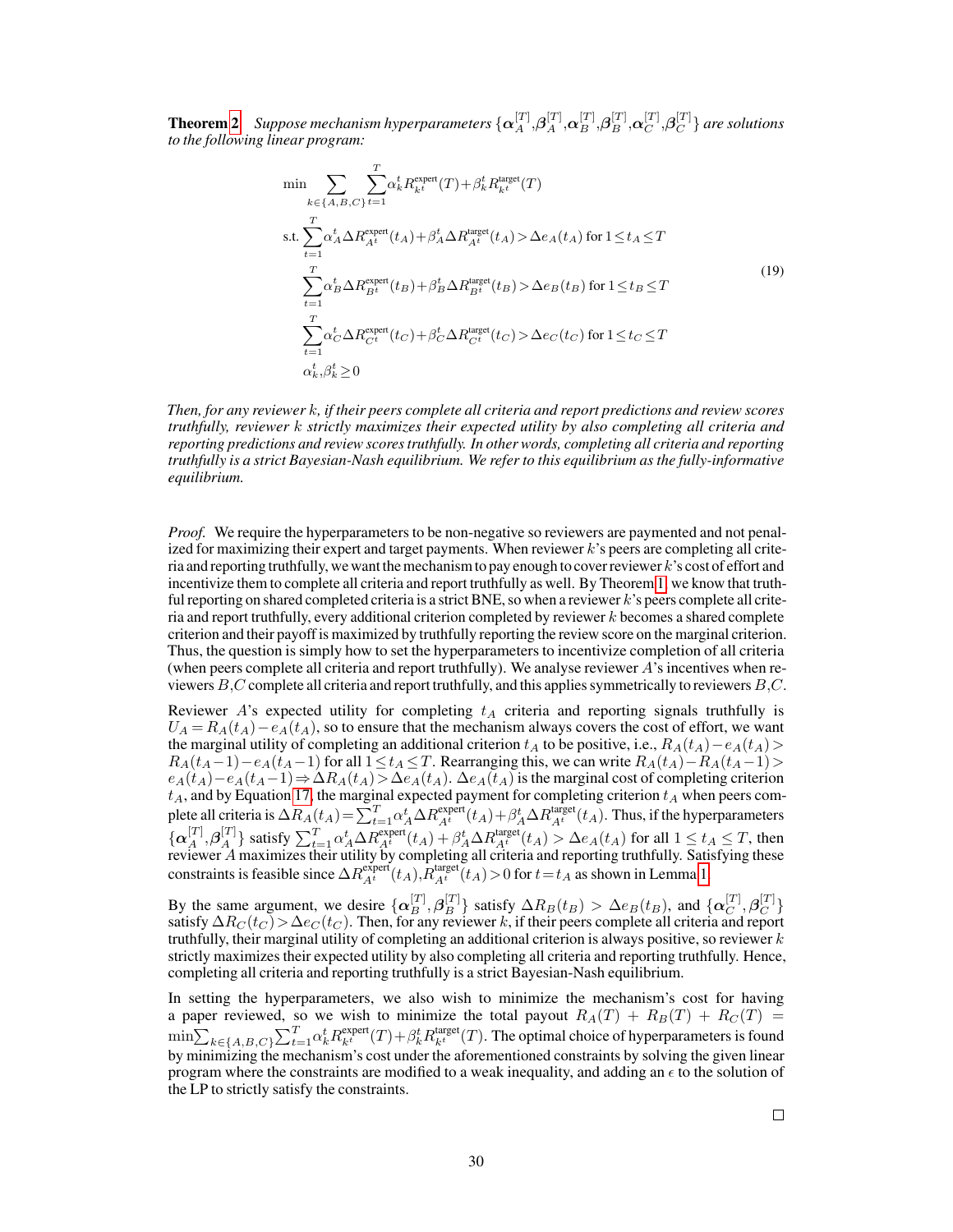**Theorem 2** *Suppose mechanism hyperparameters* $\{\boldsymbol{\alpha}_A^{[T]},\boldsymbol{\beta}_A^{[T]},\boldsymbol{\alpha}_B^{[T]},\boldsymbol{\beta}_B^{[T]},\boldsymbol{\alpha}_C^{[T]},\boldsymbol{\beta}_C^{[T]}\}$ *are solutions to the following linear program:*

$$
\begin{aligned}
\min & \sum_{k\in\{A,B,C\}}\sum_{t=1}^{T}\alpha_k^t R_{k^t}^{\text{expert}}(T)+\beta_k^t R_{k^t}^{\text{target}}(T) \\
\text{s.t.} & \sum_{t=1}^{T}\alpha_A^t \Delta R_{A^t}^{\text{expert}}(t_A)+\beta_A^t \Delta R_{A^t}^{\text{target}}(t_A)>\Delta e_A(t_A) \text{ for } 1\leq t_A\leq T \\
& \sum_{t=1}^{T}\alpha_B^t \Delta R_{B^t}^{\text{expert}}(t_B)+\beta_B^t \Delta R_{B^t}^{\text{target}}(t_B)>\Delta e_B(t_B) \text{ for } 1\leq t_B\leq T \\
& \sum_{t=1}^{T}\alpha_C^t \Delta R_{C^t}^{\text{expert}}(t_C)+\beta_C^t \Delta R_{C^t}^{\text{target}}(t_C)>\Delta e_C(t_C) \text{ for } 1\leq t_C\leq T \\
& \alpha_k^t,\beta_k^t\geq 0
\end{aligned}
\tag{19}
$$

*Then, for any reviewer* $k$*, if their peers complete all criteria and report predictions and review scores truthfully, reviewer* $k$ *strictly maximizes their expected utility by also completing all criteria and reporting predictions and review scores truthfully. In other words, completing all criteria and reporting truthfully is a strict Bayesian-Nash equilibrium. We refer to this equilibrium as the fully-informative equilibrium.*

*Proof.* We require the hyperparameters to be non-negative so reviewers are paymented and not penalized for maximizing their expert and target payments. When reviewer $k$'s peers are completing all criteria and reporting truthfully, we want the mechanism to pay enough to cover reviewer $k$'s cost of effort and incentivize them to complete all criteria and report truthfully as well. By Theorem 1, we know that truthful reporting on shared completed criteria is a strict BNE, so when a reviewer $k$'s peers complete all criteria and report truthfully, every additional criterion completed by reviewer $k$ becomes a shared complete criterion and their payoff is maximized by truthfully reporting the review score on the marginal criterion. Thus, the question is simply how to set the hyperparameters to incentivize completion of all criteria (when peers complete all criteria and report truthfully). We analyse reviewer $A$'s incentives when reviewers $B,C$ complete all criteria and report truthfully, and this applies symmetrically to reviewers $B,C$.

Reviewer $A$'s expected utility for completing $t_A$ criteria and reporting signals truthfully is $U_A=R_A(t_A)-e_A(t_A)$, so to ensure that the mechanism always covers the cost of effort, we want the marginal utility of completing an additional criterion $t_A$ to be positive, i.e., $R_A(t_A)-e_A(t_A)>R_A(t_A-1)-e_A(t_A-1)$ for all $1\leq t_A\leq T$. Rearranging this, we can write $R_A(t_A)-R_A(t_A-1)>e_A(t_A)-e_A(t_A-1)\Rightarrow\Delta R_A(t_A)>\Delta e_A(t_A)$. $\Delta e_A(t_A)$ is the marginal cost of completing criterion $t_A$, and by Equation 17, the marginal expected payment for completing criterion $t_A$ when peers complete all criteria is $\Delta R_A(t_A)=\sum_{t=1}^{T}\alpha_A^t\Delta R_{A^t}^{\text{expert}}(t_A)+\beta_A^t\Delta R_{A^t}^{\text{target}}(t_A)$. Thus, if the hyperparameters $\{\boldsymbol{\alpha}_A^{[T]},\boldsymbol{\beta}_A^{[T]}\}$ satisfy $\sum_{t=1}^{T}\alpha_A^t\Delta R_{A^t}^{\text{expert}}(t_A)+\beta_A^t\Delta R_{A^t}^{\text{target}}(t_A)>\Delta e_A(t_A)$ for all $1\leq t_A\leq T$, then reviewer $A$ maximizes their utility by completing all criteria and reporting truthfully. Satisfying these constraints is feasible since $\Delta R_{A^t}^{\text{expert}}(t_A),R_{A^t}^{\text{target}}(t_A)>0$ for $t=t_A$ as shown in Lemma 1.

By the same argument, we desire $\{\boldsymbol{\alpha}_B^{[T]},\boldsymbol{\beta}_B^{[T]}\}$ satisfy $\Delta R_B(t_B)>\Delta e_B(t_B)$, and $\{\boldsymbol{\alpha}_C^{[T]},\boldsymbol{\beta}_C^{[T]}\}$ satisfy $\Delta R_C(t_C)>\Delta e_C(t_C)$. Then, for any reviewer $k$, if their peers complete all criteria and report truthfully, their marginal utility of completing an additional criterion is always positive, so reviewer $k$ strictly maximizes their expected utility by also completing all criteria and reporting truthfully. Hence, completing all criteria and reporting truthfully is a strict Bayesian-Nash equilibrium.

In setting the hyperparameters, we also wish to minimize the mechanism's cost for having a paper reviewed, so we wish to minimize the total payout $R_A(T)+R_B(T)+R_C(T)=\min\sum_{k\in\{A,B,C\}}\sum_{t=1}^{T}\alpha_k^t R_{k^t}^{\text{expert}}(T)+\beta_k^t R_{k^t}^{\text{target}}(T)$. The optimal choice of hyperparameters is found by minimizing the mechanism's cost under the aforementioned constraints by solving the given linear program where the constraints are modified to a weak inequality, and adding an $\epsilon$ to the solution of the LP to strictly satisfy the constraints.

□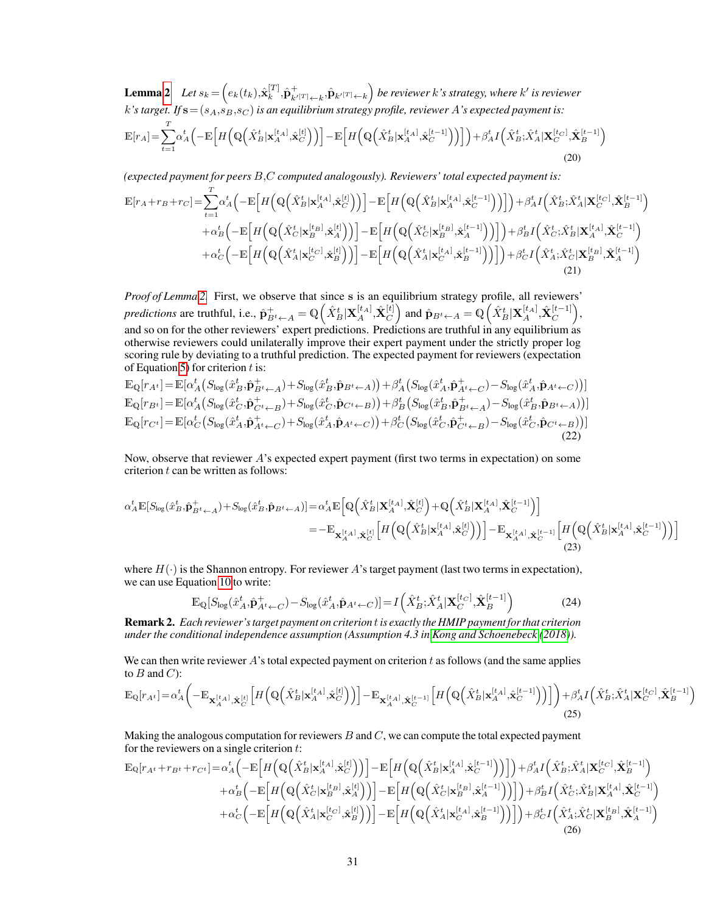**Lemma 2** *Let $s_k = \left(e_k(t_k), \hat{\mathbf{x}}_k^{[T]}, \hat{\mathbf{p}}^+_{k'^{[T]} \leftarrow k}, \hat{\mathbf{p}}_{k'^{[T]} \leftarrow k}\right)$ be reviewer $k$'s strategy, where $k'$ is reviewer $k$'s target. If $\mathbf{s} = (s_A, s_B, s_C)$ is an equilibrium strategy profile, reviewer $A$'s expected payment is:*

$$\mathbb{E}[r_A] = \sum_{t=1}^{T} \alpha_A^t \left( -\mathbb{E}\left[ H\left( \mathbb{Q}\left( \hat{X}_B^t | \mathbf{x}_A^{[t_A]}, \hat{\mathbf{x}}_C^{[t]} \right) \right) \right] - \mathbb{E}\left[ H\left( \mathbb{Q}\left( \hat{X}_B^t | \mathbf{x}_A^{[t_A]}, \hat{\mathbf{x}}_C^{[t-1]} \right) \right) \right] \right) + \beta_A^t I\left( \hat{X}_B^t ; \hat{X}_A^t | \mathbf{X}_C^{[t_C]}, \hat{\mathbf{X}}_B^{[t-1]} \right) \tag{20}$$

*(expected payment for peers $B, C$ computed analogously). Reviewers' total expected payment is:*

$$\begin{aligned}
\mathbb{E}[r_A + r_B + r_C] = \sum_{t=1}^{T} & \alpha_A^t \left( -\mathbb{E}\left[ H\left( \mathbb{Q}\left( \hat{X}_B^t | \mathbf{x}_A^{[t_A]}, \hat{\mathbf{x}}_C^{[t]} \right) \right) \right] - \mathbb{E}\left[ H\left( \mathbb{Q}\left( \hat{X}_B^t | \mathbf{x}_A^{[t_A]}, \hat{\mathbf{x}}_C^{[t-1]} \right) \right) \right] \right) + \beta_A^t I\left( \hat{X}_B^t ; \hat{X}_A^t | \mathbf{X}_C^{[t_C]}, \hat{\mathbf{X}}_B^{[t-1]} \right) \\
& + \alpha_B^t \left( -\mathbb{E}\left[ H\left( \mathbb{Q}\left( \hat{X}_C^t | \mathbf{x}_B^{[t_B]}, \hat{\mathbf{x}}_A^{[t]} \right) \right) \right] - \mathbb{E}\left[ H\left( \mathbb{Q}\left( \hat{X}_C^t | \mathbf{x}_B^{[t_B]}, \hat{\mathbf{x}}_A^{[t-1]} \right) \right) \right] \right) + \beta_B^t I\left( \hat{X}_C^t ; \hat{X}_B^t | \mathbf{X}_A^{[t_A]}, \hat{\mathbf{X}}_C^{[t-1]} \right) \\
& + \alpha_C^t \left( -\mathbb{E}\left[ H\left( \mathbb{Q}\left( \hat{X}_A^t | \mathbf{x}_C^{[t_C]}, \hat{\mathbf{x}}_B^{[t]} \right) \right) \right] - \mathbb{E}\left[ H\left( \mathbb{Q}\left( \hat{X}_A^t | \mathbf{x}_C^{[t_A]}, \hat{\mathbf{x}}_B^{[t-1]} \right) \right) \right] \right) + \beta_C^t I\left( \hat{X}_A^t ; \hat{X}_C^t | \mathbf{X}_B^{[t_B]}, \hat{\mathbf{X}}_A^{[t-1]} \right)
\end{aligned} \tag{21}$$

*Proof of Lemma 2.* First, we observe that since $\mathbf{s}$ is an equilibrium strategy profile, all reviewers' *predictions* are truthful, i.e., $\hat{\mathbf{p}}^+_{B^t \leftarrow A} = \mathbb{Q}\left( \hat{X}_B^t | \mathbf{X}_A^{[t_A]}, \hat{\mathbf{X}}_C^{[t]} \right)$ and $\hat{\mathbf{p}}_{B^t \leftarrow A} = \mathbb{Q}\left( \hat{X}_B^t | \mathbf{X}_A^{[t_A]}, \hat{\mathbf{X}}_C^{[t-1]} \right)$, and so on for the other reviewers' expert predictions. Predictions are truthful in any equilibrium as otherwise reviewers could unilaterally improve their expert payment under the strictly proper log scoring rule by deviating to a truthful prediction. The expected payment for reviewers (expectation of Equation 5) for criterion $t$ is:

$$\begin{aligned}
\mathbb{E}_{\mathbb{Q}}[r_{A^t}] &= \mathbb{E}[\alpha_A^t (S_{\log}(\hat{x}_B^t, \hat{\mathbf{p}}^+_{B^t \leftarrow A}) + S_{\log}(\hat{x}_B^t, \hat{\mathbf{p}}_{B^t \leftarrow A})) + \beta_A^t (S_{\log}(\hat{x}_A^t, \hat{\mathbf{p}}^+_{A^t \leftarrow C}) - S_{\log}(\hat{x}_A^t, \hat{\mathbf{p}}_{A^t \leftarrow C}))] \\
\mathbb{E}_{\mathbb{Q}}[r_{B^t}] &= \mathbb{E}[\alpha_A^t (S_{\log}(\hat{x}_C^t, \hat{\mathbf{p}}^+_{C^t \leftarrow B}) + S_{\log}(\hat{x}_C^t, \hat{\mathbf{p}}_{C^t \leftarrow B})) + \beta_B^t (S_{\log}(\hat{x}_B^t, \hat{\mathbf{p}}^+_{B^t \leftarrow A}) - S_{\log}(\hat{x}_B^t, \hat{\mathbf{p}}_{B^t \leftarrow A}))] \\
\mathbb{E}_{\mathbb{Q}}[r_{C^t}] &= \mathbb{E}[\alpha_C^t (S_{\log}(\hat{x}_A^t, \hat{\mathbf{p}}^+_{A^t \leftarrow C}) + S_{\log}(\hat{x}_A^t, \hat{\mathbf{p}}_{A^t \leftarrow C})) + \beta_C^t (S_{\log}(\hat{x}_C^t, \hat{\mathbf{p}}^+_{C^t \leftarrow B}) - S_{\log}(\hat{x}_C^t, \hat{\mathbf{p}}_{C^t \leftarrow B}))]
\end{aligned} \tag{22}$$

Now, observe that reviewer $A$'s expected expert payment (first two terms in expectation) on some criterion $t$ can be written as follows:

$$\begin{aligned}
\alpha_A^t \mathbb{E}[S_{\log}(\hat{x}_B, \hat{\mathbf{p}}^+_{B^t \leftarrow A}) + S_{\log}(\hat{x}_B, \hat{\mathbf{p}}_{B^t \leftarrow A})] &= \alpha_A^t \mathbb{E}\left[ \mathbb{Q}\left( \hat{X}_B^t | \mathbf{X}_A^{[t_A]}, \hat{\mathbf{X}}_C^{[t]} \right) + \mathbb{Q}\left( \hat{X}_B^t | \mathbf{X}_A^{[t_A]}, \hat{\mathbf{X}}_C^{[t-1]} \right) \right] \\
&= -\mathbb{E}_{\mathbf{x}_A^{[t_A]}, \hat{\mathbf{x}}_C^{[t]}} \left[ H\left( \mathbb{Q}\left( \hat{X}_B^t | \mathbf{x}_A^{[t_A]}, \hat{\mathbf{x}}_C^{[t]} \right) \right) \right] - \mathbb{E}_{\mathbf{x}_A^{[t_A]}, \hat{\mathbf{x}}_C^{[t-1]}} \left[ H\left( \mathbb{Q}\left( \hat{X}_B^t | \mathbf{x}_A^{[t_A]}, \hat{\mathbf{x}}_C^{[t-1]} \right) \right) \right]
\end{aligned} \tag{23}$$

where $H(\cdot)$ is the Shannon entropy. For reviewer $A$'s target payment (last two terms in expectation), we can use Equation 10 to write:

$$\mathbb{E}_{\mathbb{Q}}[S_{\log}(\hat{x}_A^t, \hat{\mathbf{p}}^+_{A^t \leftarrow C}) - S_{\log}(\hat{x}_A^t, \hat{\mathbf{p}}_{A^t \leftarrow C})] = I\left( \hat{X}_B^t ; \hat{X}_A^t | \mathbf{X}_C^{[t_C]}, \hat{\mathbf{X}}_B^{[t-1]} \right) \tag{24}$$

**Remark 2.** *Each reviewer's target payment on criterion $t$ is exactly the HMIP payment for that criterion under the conditional independence assumption (Assumption 4.3 in Kong and Schoenebeck (2018)).*

We can then write reviewer $A$'s total expected payment on criterion $t$ as follows (and the same applies to $B$ and $C$):

$$\mathbb{E}_{\mathbb{Q}}[r_{A^t}] = \alpha_A^t \left( -\mathbb{E}_{\mathbf{X}_A^{[t_A]}, \hat{\mathbf{x}}_C^{[t]}} \left[ H\left( \mathbb{Q}\left( \hat{X}_B^t | \mathbf{x}_A^{[t_A]}, \hat{\mathbf{x}}_C^{[t]} \right) \right) \right] - \mathbb{E}_{\mathbf{X}_A^{[t_A]}, \hat{\mathbf{x}}_C^{[t-1]}} \left[ H\left( \mathbb{Q}\left( \hat{X}_B^t | \mathbf{x}_A^{[t_A]}, \hat{\mathbf{x}}_C^{[t-1]} \right) \right) \right] \right) + \beta_A^t I\left( \hat{X}_B^t ; \hat{X}_A^t | \mathbf{X}_C^{[t_C]}, \hat{\mathbf{X}}_B^{[t-1]} \right) \tag{25}$$

Making the analogous computation for reviewers $B$ and $C$, we can compute the total expected payment for the reviewers on a single criterion $t$:

$$\begin{aligned}
\mathbb{E}_{\mathbb{Q}}[r_{A^t} + r_{B^t} + r_{C^t}] = & \alpha_A^t \left( -\mathbb{E}\left[ H\left( \mathbb{Q}\left( \hat{X}_B^t | \mathbf{x}_A^{[t_A]}, \hat{\mathbf{x}}_C^{[t]} \right) \right) \right] - \mathbb{E}\left[ H\left( \mathbb{Q}\left( \hat{X}_B^t | \mathbf{x}_A^{[t_A]}, \hat{\mathbf{x}}_C^{[t-1]} \right) \right) \right] \right) + \beta_A^t I\left( \hat{X}_B^t ; \hat{X}_A^t | \mathbf{X}_C^{[t_C]}, \hat{\mathbf{X}}_B^{[t-1]} \right) \\
& + \alpha_B^t \left( -\mathbb{E}\left[ H\left( \mathbb{Q}\left( \hat{X}_C^t | \mathbf{x}_B^{[t_B]}, \hat{\mathbf{x}}_A^{[t]} \right) \right) \right] - \mathbb{E}\left[ H\left( \mathbb{Q}\left( \hat{X}_C^t | \mathbf{x}_B^{[t_B]}, \hat{\mathbf{x}}_A^{[t-1]} \right) \right) \right] \right) + \beta_B^t I\left( \hat{X}_C^t ; \hat{X}_B^t | \mathbf{X}_A^{[t_A]}, \hat{\mathbf{X}}_C^{[t-1]} \right) \\
& + \alpha_C^t \left( -\mathbb{E}\left[ H\left( \mathbb{Q}\left( \hat{X}_A^t | \mathbf{x}_C^{[t_C]}, \hat{\mathbf{x}}_B^{[t]} \right) \right) \right] - \mathbb{E}\left[ H\left( \mathbb{Q}\left( \hat{X}_A^t | \mathbf{x}_C^{[t_A]}, \hat{\mathbf{x}}_B^{[t-1]} \right) \right) \right] \right) + \beta_C^t I\left( \hat{X}_A^t ; \hat{X}_C^t | \mathbf{X}_B^{[t_B]}, \hat{\mathbf{X}}_A^{[t-1]} \right)
\end{aligned} \tag{26}$$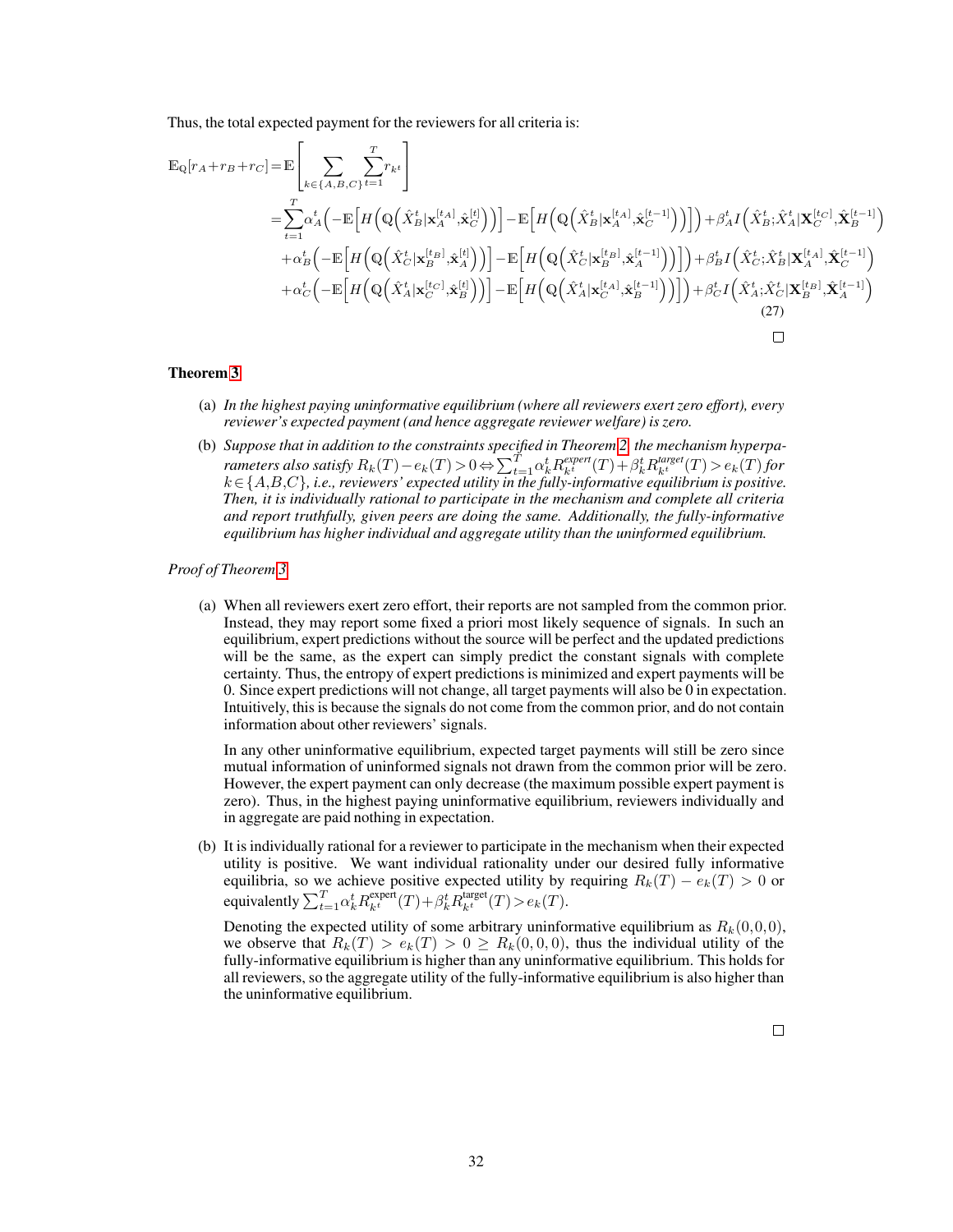Thus, the total expected payment for the reviewers for all criteria is:

$$
\begin{aligned}
\mathbb{E}_{\mathbb{Q}}[r_A+r_B+r_C] &= \mathbb{E}\left[\sum_{k\in\{A,B,C\}}\sum_{t=1}^{T} r_{k^t}\right] \\
&= \sum_{t=1}^{T} \alpha_A^t \Big(-\mathbb{E}\Big[H\Big(\mathbb{Q}\Big(\hat{X}_B^t|\mathbf{x}_A^{[t_A]},\hat{\mathbf{x}}_C^{[t]}\Big)\Big)\Big] - \mathbb{E}\Big[H\Big(\mathbb{Q}\Big(\hat{X}_B^t|\mathbf{x}_A^{[t_A]},\hat{\mathbf{x}}_C^{[t-1]}\Big)\Big)\Big]\Big) + \beta_A^t I\Big(\hat{X}_B^t;\hat{X}_A^t|\mathbf{X}_C^{[t_C]},\hat{\mathbf{X}}_B^{[t-1]}\Big) \\
&\quad + \alpha_B^t \Big(-\mathbb{E}\Big[H\Big(\mathbb{Q}\Big(\hat{X}_C^t|\mathbf{x}_B^{[t_B]},\hat{\mathbf{x}}_A^{[t]}\Big)\Big)\Big] - \mathbb{E}\Big[H\Big(\mathbb{Q}\Big(\hat{X}_C^t|\mathbf{x}_B^{[t_B]},\hat{\mathbf{x}}_A^{[t-1]}\Big)\Big)\Big]\Big) + \beta_B^t I\Big(\hat{X}_C^t;\hat{X}_B^t|\mathbf{X}_A^{[t_A]},\hat{\mathbf{X}}_C^{[t-1]}\Big) \\
&\quad + \alpha_C^t \Big(-\mathbb{E}\Big[H\Big(\mathbb{Q}\Big(\hat{X}_A^t|\mathbf{x}_C^{[t_C]},\hat{\mathbf{x}}_B^{[t]}\Big)\Big)\Big] - \mathbb{E}\Big[H\Big(\mathbb{Q}\Big(\hat{X}_A^t|\mathbf{x}_C^{[t_A]},\hat{\mathbf{x}}_B^{[t-1]}\Big)\Big)\Big]\Big) + \beta_C^t I\Big(\hat{X}_A^t;\hat{X}_C^t|\mathbf{X}_B^{[t_B]},\hat{\mathbf{X}}_A^{[t-1]}\Big)
\end{aligned}
\tag{27}
$$

□

**Theorem 3**

(a) *In the highest paying uninformative equilibrium (where all reviewers exert zero effort), every reviewer's expected payment (and hence aggregate reviewer welfare) is zero.*

(b) *Suppose that in addition to the constraints specified in Theorem 2, the mechanism hyperparameters also satisfy $R_k(T) - e_k(T) > 0 \Leftrightarrow \sum_{t=1}^{T} \alpha_k^t R_{k^t}^{expert}(T) + \beta_k^t R_{k^t}^{target}(T) > e_k(T)$ for $k \in \{A,B,C\}$, i.e., reviewers' expected utility in the fully-informative equilibrium is positive. Then, it is individually rational to participate in the mechanism and complete all criteria and report truthfully, given peers are doing the same. Additionally, the fully-informative equilibrium has higher individual and aggregate utility than the uninformed equilibrium.*

*Proof of Theorem 3.*

(a) When all reviewers exert zero effort, their reports are not sampled from the common prior. Instead, they may report some fixed a priori most likely sequence of signals. In such an equilibrium, expert predictions without the source will be perfect and the updated predictions will be the same, as the expert can simply predict the constant signals with complete certainty. Thus, the entropy of expert predictions is minimized and expert payments will be 0. Since expert predictions will not change, all target payments will also be 0 in expectation. Intuitively, this is because the signals do not come from the common prior, and do not contain information about other reviewers' signals.

In any other uninformative equilibrium, expected target payments will still be zero since mutual information of uninformed signals not drawn from the common prior will be zero. However, the expert payment can only decrease (the maximum possible expert payment is zero). Thus, in the highest paying uninformative equilibrium, reviewers individually and in aggregate are paid nothing in expectation.

(b) It is individually rational for a reviewer to participate in the mechanism when their expected utility is positive. We want individual rationality under our desired fully informative equilibria, so we achieve positive expected utility by requiring $R_k(T) - e_k(T) > 0$ or equivalently $\sum_{t=1}^{T} \alpha_k^t R_{k^t}^{\text{expert}}(T) + \beta_k^t R_{k^t}^{\text{target}}(T) > e_k(T)$.

Denoting the expected utility of some arbitrary uninformative equilibrium as $R_k(0,0,0)$, we observe that $R_k(T) > e_k(T) > 0 \geq R_k(0,0,0)$, thus the individual utility of the fully-informative equilibrium is higher than any uninformative equilibrium. This holds for all reviewers, so the aggregate utility of the fully-informative equilibrium is also higher than the uninformative equilibrium.

□